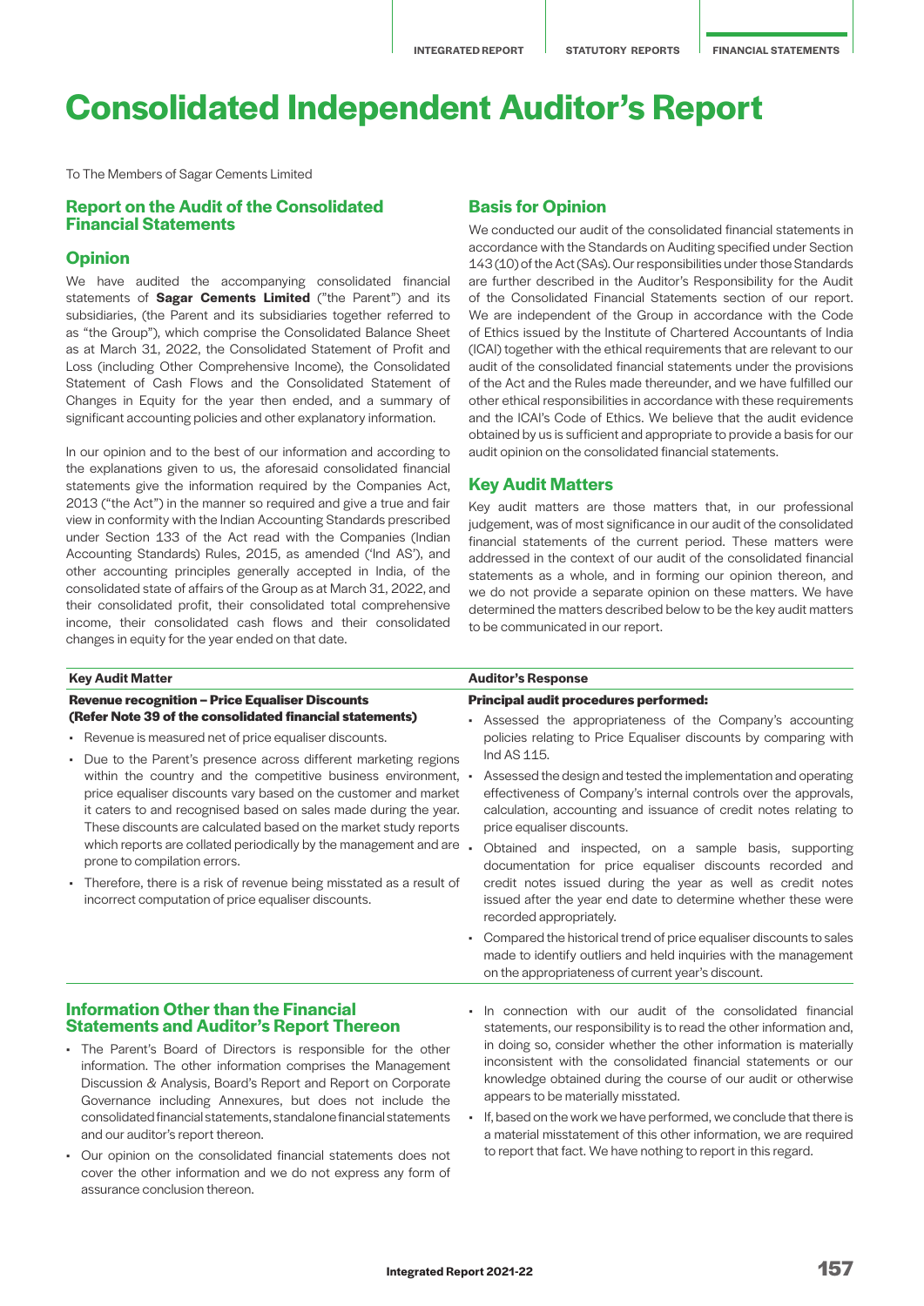// Consolidated Independent Auditor's Report

# Consolidated Independent Auditor's Report

To The Members of Sagar Cements Limited

## Report on the Audit of the Consolidated Financial Statements

### Opinion

We have audited the accompanying consolidated financial statements of **Sagar Cements Limited** ("the Parent") and its subsidiaries, (the Parent and its subsidiaries together referred to as "the Group"), which comprise the Consolidated Balance Sheet as at March 31, 2022, the Consolidated Statement of Profit and Loss (including Other Comprehensive Income), the Consolidated Statement of Cash Flows and the Consolidated Statement of Changes in Equity for the year then ended, and a summary of significant accounting policies and other explanatory information.

In our opinion and to the best of our information and according to the explanations given to us, the aforesaid consolidated financial statements give the information required by the Companies Act, 2013 ("the Act") in the manner so required and give a true and fair view in conformity with the Indian Accounting Standards prescribed under Section 133 of the Act read with the Companies (Indian Accounting Standards) Rules, 2015, as amended ('Ind AS'), and other accounting principles generally accepted in India, of the consolidated state of affairs of the Group as at March 31, 2022, and their consolidated profit, their consolidated total comprehensive income, their consolidated cash flows and their consolidated changes in equity for the year ended on that date.

### Basis for Opinion

We conducted our audit of the consolidated financial statements in accordance with the Standards on Auditing specified under Section 143 (10) of the Act (SAs). Our responsibilities under those Standards are further described in the Auditor's Responsibility for the Audit of the Consolidated Financial Statements section of our report. We are independent of the Group in accordance with the Code of Ethics issued by the Institute of Chartered Accountants of India (ICAI) together with the ethical requirements that are relevant to our audit of the consolidated financial statements under the provisions of the Act and the Rules made thereunder, and we have fulfilled our other ethical responsibilities in accordance with these requirements and the ICAI's Code of Ethics. We believe that the audit evidence obtained by us is sufficient and appropriate to provide a basis for our audit opinion on the consolidated financial statements.

### Key Audit Matters

Key audit matters are those matters that, in our professional judgement, was of most significance in our audit of the consolidated financial statements of the current period. These matters were addressed in the context of our audit of the consolidated financial statements as a whole, and in forming our opinion thereon, and we do not provide a separate opinion on these matters. We have determined the matters described below to be the key audit matters to be communicated in our report.

| Key Audit Matter | Auditor's Response |
|---|---|
| **Revenue recognition – Price Equaliser Discounts (Refer Note 39 of the consolidated financial statements)**<br>• Revenue is measured net of price equaliser discounts.<br>• Due to the Parent's presence across different marketing regions within the country and the competitive business environment, price equaliser discounts vary based on the customer and market it caters to and recognised based on sales made during the year. These discounts are calculated based on the market study reports which reports are collated periodically by the management and are prone to compilation errors.<br>• Therefore, there is a risk of revenue being misstated as a result of incorrect computation of price equaliser discounts. | **Principal audit procedures performed:**<br>• Assessed the appropriateness of the Company's accounting policies relating to Price Equaliser discounts by comparing with Ind AS 115.<br>• Assessed the design and tested the implementation and operating effectiveness of Company's internal controls over the approvals, calculation, accounting and issuance of credit notes relating to price equaliser discounts.<br>• Obtained and inspected, on a sample basis, supporting documentation for price equaliser discounts recorded and credit notes issued during the year as well as credit notes issued after the year end date to determine whether these were recorded appropriately.<br>• Compared the historical trend of price equaliser discounts to sales made to identify outliers and held inquiries with the management on the appropriateness of current year's discount. |

### Information Other than the Financial Statements and Auditor's Report Thereon

- The Parent's Board of Directors is responsible for the other information. The other information comprises the Management Discussion & Analysis, Board's Report and Report on Corporate Governance including Annexures, but does not include the consolidated financial statements, standalone financial statements and our auditor's report thereon.
- Our opinion on the consolidated financial statements does not cover the other information and we do not express any form of assurance conclusion thereon.
- In connection with our audit of the consolidated financial statements, our responsibility is to read the other information and, in doing so, consider whether the other information is materially inconsistent with the consolidated financial statements or our knowledge obtained during the course of our audit or otherwise appears to be materially misstated.
- If, based on the work we have performed, we conclude that there is a material misstatement of this other information, we are required to report that fact. We have nothing to report in this regard.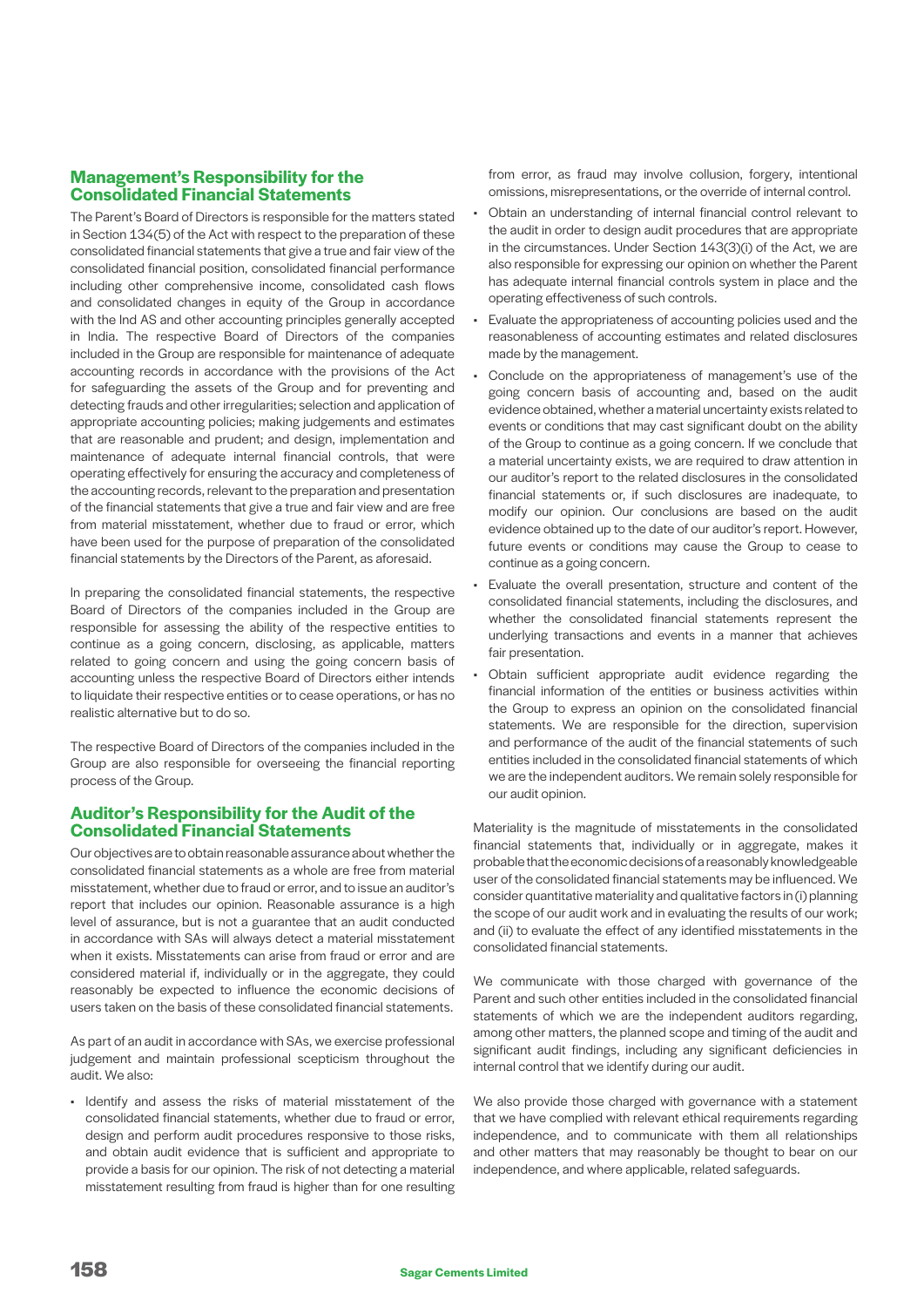## Management's Responsibility for the Consolidated Financial Statements

The Parent's Board of Directors is responsible for the matters stated in Section 134(5) of the Act with respect to the preparation of these consolidated financial statements that give a true and fair view of the consolidated financial position, consolidated financial performance including other comprehensive income, consolidated cash flows and consolidated changes in equity of the Group in accordance with the Ind AS and other accounting principles generally accepted in India. The respective Board of Directors of the companies included in the Group are responsible for maintenance of adequate accounting records in accordance with the provisions of the Act for safeguarding the assets of the Group and for preventing and detecting frauds and other irregularities; selection and application of appropriate accounting policies; making judgements and estimates that are reasonable and prudent; and design, implementation and maintenance of adequate internal financial controls, that were operating effectively for ensuring the accuracy and completeness of the accounting records, relevant to the preparation and presentation of the financial statements that give a true and fair view and are free from material misstatement, whether due to fraud or error, which have been used for the purpose of preparation of the consolidated financial statements by the Directors of the Parent, as aforesaid.

In preparing the consolidated financial statements, the respective Board of Directors of the companies included in the Group are responsible for assessing the ability of the respective entities to continue as a going concern, disclosing, as applicable, matters related to going concern and using the going concern basis of accounting unless the respective Board of Directors either intends to liquidate their respective entities or to cease operations, or has no realistic alternative but to do so.

The respective Board of Directors of the companies included in the Group are also responsible for overseeing the financial reporting process of the Group.

## Auditor's Responsibility for the Audit of the Consolidated Financial Statements

Our objectives are to obtain reasonable assurance about whether the consolidated financial statements as a whole are free from material misstatement, whether due to fraud or error, and to issue an auditor's report that includes our opinion. Reasonable assurance is a high level of assurance, but is not a guarantee that an audit conducted in accordance with SAs will always detect a material misstatement when it exists. Misstatements can arise from fraud or error and are considered material if, individually or in the aggregate, they could reasonably be expected to influence the economic decisions of users taken on the basis of these consolidated financial statements.

As part of an audit in accordance with SAs, we exercise professional judgement and maintain professional scepticism throughout the audit. We also:

- Identify and assess the risks of material misstatement of the consolidated financial statements, whether due to fraud or error, design and perform audit procedures responsive to those risks, and obtain audit evidence that is sufficient and appropriate to provide a basis for our opinion. The risk of not detecting a material misstatement resulting from fraud is higher than for one resulting from error, as fraud may involve collusion, forgery, intentional omissions, misrepresentations, or the override of internal control.
- Obtain an understanding of internal financial control relevant to the audit in order to design audit procedures that are appropriate in the circumstances. Under Section 143(3)(i) of the Act, we are also responsible for expressing our opinion on whether the Parent has adequate internal financial controls system in place and the operating effectiveness of such controls.
- Evaluate the appropriateness of accounting policies used and the reasonableness of accounting estimates and related disclosures made by the management.
- Conclude on the appropriateness of management's use of the going concern basis of accounting and, based on the audit evidence obtained, whether a material uncertainty exists related to events or conditions that may cast significant doubt on the ability of the Group to continue as a going concern. If we conclude that a material uncertainty exists, we are required to draw attention in our auditor's report to the related disclosures in the consolidated financial statements or, if such disclosures are inadequate, to modify our opinion. Our conclusions are based on the audit evidence obtained up to the date of our auditor's report. However, future events or conditions may cause the Group to cease to continue as a going concern.
- Evaluate the overall presentation, structure and content of the consolidated financial statements, including the disclosures, and whether the consolidated financial statements represent the underlying transactions and events in a manner that achieves fair presentation.
- Obtain sufficient appropriate audit evidence regarding the financial information of the entities or business activities within the Group to express an opinion on the consolidated financial statements. We are responsible for the direction, supervision and performance of the audit of the financial statements of such entities included in the consolidated financial statements of which we are the independent auditors. We remain solely responsible for our audit opinion.

Materiality is the magnitude of misstatements in the consolidated financial statements that, individually or in aggregate, makes it probable that the economic decisions of a reasonably knowledgeable user of the consolidated financial statements may be influenced. We consider quantitative materiality and qualitative factors in (i) planning the scope of our audit work and in evaluating the results of our work; and (ii) to evaluate the effect of any identified misstatements in the consolidated financial statements.

We communicate with those charged with governance of the Parent and such other entities included in the consolidated financial statements of which we are the independent auditors regarding, among other matters, the planned scope and timing of the audit and significant audit findings, including any significant deficiencies in internal control that we identify during our audit.

We also provide those charged with governance with a statement that we have complied with relevant ethical requirements regarding independence, and to communicate with them all relationships and other matters that may reasonably be thought to bear on our independence, and where applicable, related safeguards.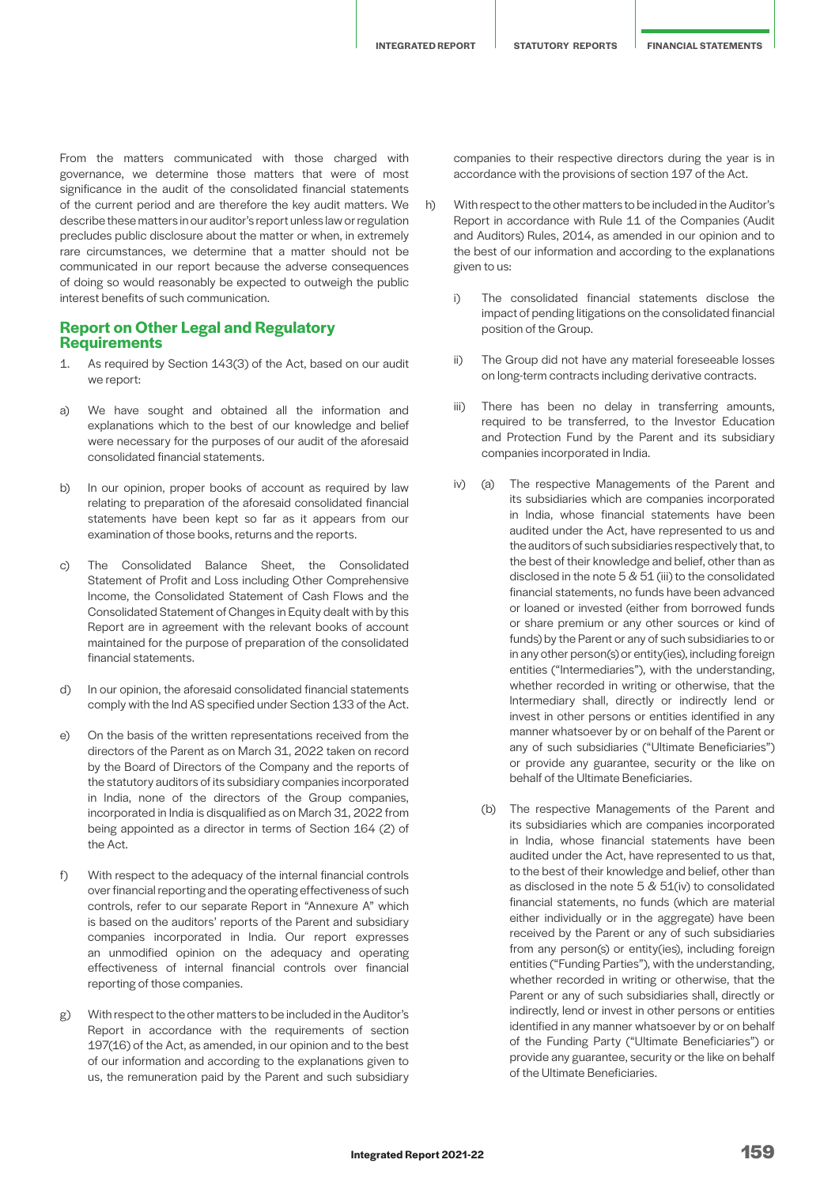From the matters communicated with those charged with governance, we determine those matters that were of most significance in the audit of the consolidated financial statements of the current period and are therefore the key audit matters. We describe these matters in our auditor's report unless law or regulation precludes public disclosure about the matter or when, in extremely rare circumstances, we determine that a matter should not be communicated in our report because the adverse consequences of doing so would reasonably be expected to outweigh the public interest benefits of such communication.

## Report on Other Legal and Regulatory Requirements

1. As required by Section 143(3) of the Act, based on our audit we report:

a) We have sought and obtained all the information and explanations which to the best of our knowledge and belief were necessary for the purposes of our audit of the aforesaid consolidated financial statements.

b) In our opinion, proper books of account as required by law relating to preparation of the aforesaid consolidated financial statements have been kept so far as it appears from our examination of those books, returns and the reports.

c) The Consolidated Balance Sheet, the Consolidated Statement of Profit and Loss including Other Comprehensive Income, the Consolidated Statement of Cash Flows and the Consolidated Statement of Changes in Equity dealt with by this Report are in agreement with the relevant books of account maintained for the purpose of preparation of the consolidated financial statements.

d) In our opinion, the aforesaid consolidated financial statements comply with the Ind AS specified under Section 133 of the Act.

e) On the basis of the written representations received from the directors of the Parent as on March 31, 2022 taken on record by the Board of Directors of the Company and the reports of the statutory auditors of its subsidiary companies incorporated in India, none of the directors of the Group companies, incorporated in India is disqualified as on March 31, 2022 from being appointed as a director in terms of Section 164 (2) of the Act.

f) With respect to the adequacy of the internal financial controls over financial reporting and the operating effectiveness of such controls, refer to our separate Report in "Annexure A" which is based on the auditors' reports of the Parent and subsidiary companies incorporated in India. Our report expresses an unmodified opinion on the adequacy and operating effectiveness of internal financial controls over financial reporting of those companies.

g) With respect to the other matters to be included in the Auditor's Report in accordance with the requirements of section 197(16) of the Act, as amended, in our opinion and to the best of our information and according to the explanations given to us, the remuneration paid by the Parent and such subsidiary companies to their respective directors during the year is in accordance with the provisions of section 197 of the Act.

h) With respect to the other matters to be included in the Auditor's Report in accordance with Rule 11 of the Companies (Audit and Auditors) Rules, 2014, as amended in our opinion and to the best of our information and according to the explanations given to us:

   i) The consolidated financial statements disclose the impact of pending litigations on the consolidated financial position of the Group.

   ii) The Group did not have any material foreseeable losses on long-term contracts including derivative contracts.

   iii) There has been no delay in transferring amounts, required to be transferred, to the Investor Education and Protection Fund by the Parent and its subsidiary companies incorporated in India.

   iv) (a) The respective Managements of the Parent and its subsidiaries which are companies incorporated in India, whose financial statements have been audited under the Act, have represented to us and the auditors of such subsidiaries respectively that, to the best of their knowledge and belief, other than as disclosed in the note 5 & 51 (iii) to the consolidated financial statements, no funds have been advanced or loaned or invested (either from borrowed funds or share premium or any other sources or kind of funds) by the Parent or any of such subsidiaries to or in any other person(s) or entity(ies), including foreign entities ("Intermediaries"), with the understanding, whether recorded in writing or otherwise, that the Intermediary shall, directly or indirectly lend or invest in other persons or entities identified in any manner whatsoever by or on behalf of the Parent or any of such subsidiaries ("Ultimate Beneficiaries") or provide any guarantee, security or the like on behalf of the Ultimate Beneficiaries.

   (b) The respective Managements of the Parent and its subsidiaries which are companies incorporated in India, whose financial statements have been audited under the Act, have represented to us that, to the best of their knowledge and belief, other than as disclosed in the note 5 & 51(iv) to consolidated financial statements, no funds (which are material either individually or in the aggregate) have been received by the Parent or any of such subsidiaries from any person(s) or entity(ies), including foreign entities ("Funding Parties"), with the understanding, whether recorded in writing or otherwise, that the Parent or any of such subsidiaries shall, directly or indirectly, lend or invest in other persons or entities identified in any manner whatsoever by or on behalf of the Funding Party ("Ultimate Beneficiaries") or provide any guarantee, security or the like on behalf of the Ultimate Beneficiaries.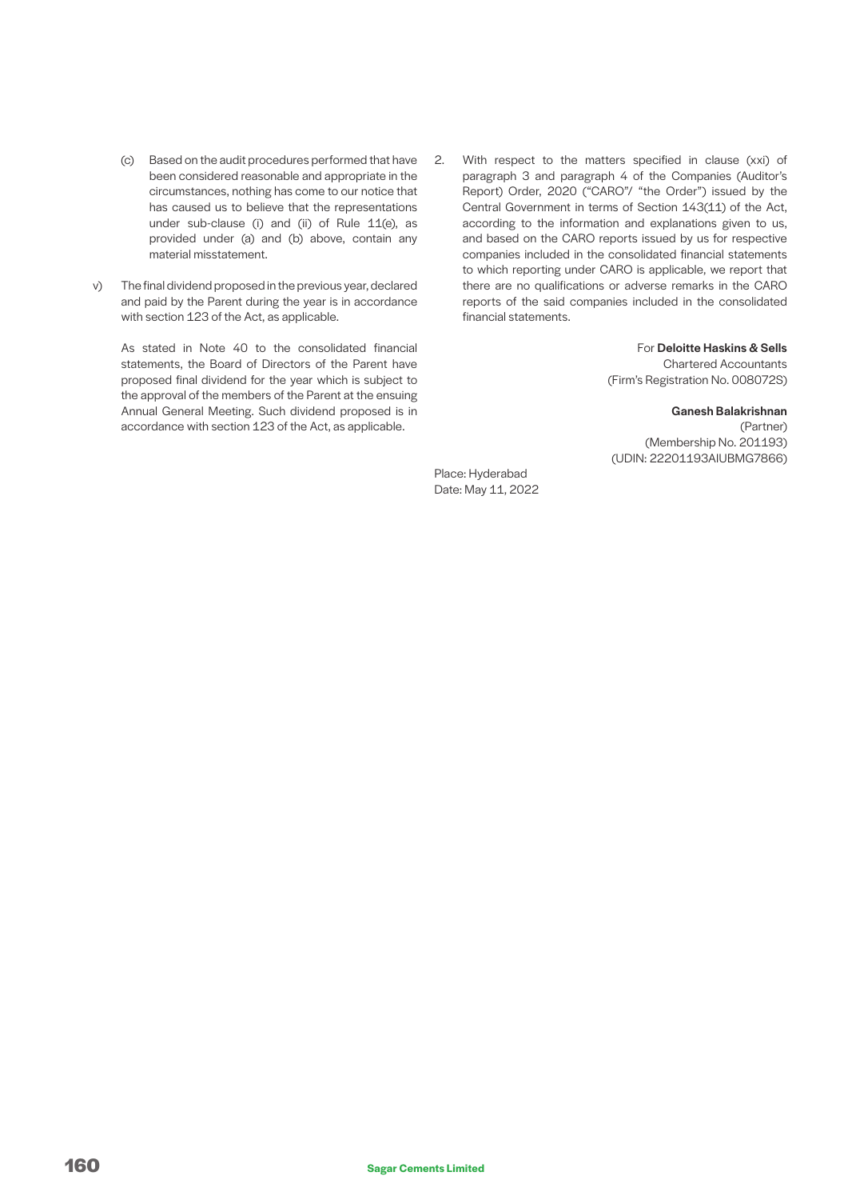(c) Based on the audit procedures performed that have been considered reasonable and appropriate in the circumstances, nothing has come to our notice that has caused us to believe that the representations under sub-clause (i) and (ii) of Rule 11(e), as provided under (a) and (b) above, contain any material misstatement.

v) The final dividend proposed in the previous year, declared and paid by the Parent during the year is in accordance with section 123 of the Act, as applicable.

As stated in Note 40 to the consolidated financial statements, the Board of Directors of the Parent have proposed final dividend for the year which is subject to the approval of the members of the Parent at the ensuing Annual General Meeting. Such dividend proposed is in accordance with section 123 of the Act, as applicable.

2. With respect to the matters specified in clause (xxi) of paragraph 3 and paragraph 4 of the Companies (Auditor's Report) Order, 2020 ("CARO"/ "the Order") issued by the Central Government in terms of Section 143(11) of the Act, according to the information and explanations given to us, and based on the CARO reports issued by us for respective companies included in the consolidated financial statements to which reporting under CARO is applicable, we report that there are no qualifications or adverse remarks in the CARO reports of the said companies included in the consolidated financial statements.

For **Deloitte Haskins & Sells**
Chartered Accountants
(Firm's Registration No. 008072S)

**Ganesh Balakrishnan**
(Partner)
(Membership No. 201193)
(UDIN: 22201193AIUBMG7866)

Place: Hyderabad
Date: May 11, 2022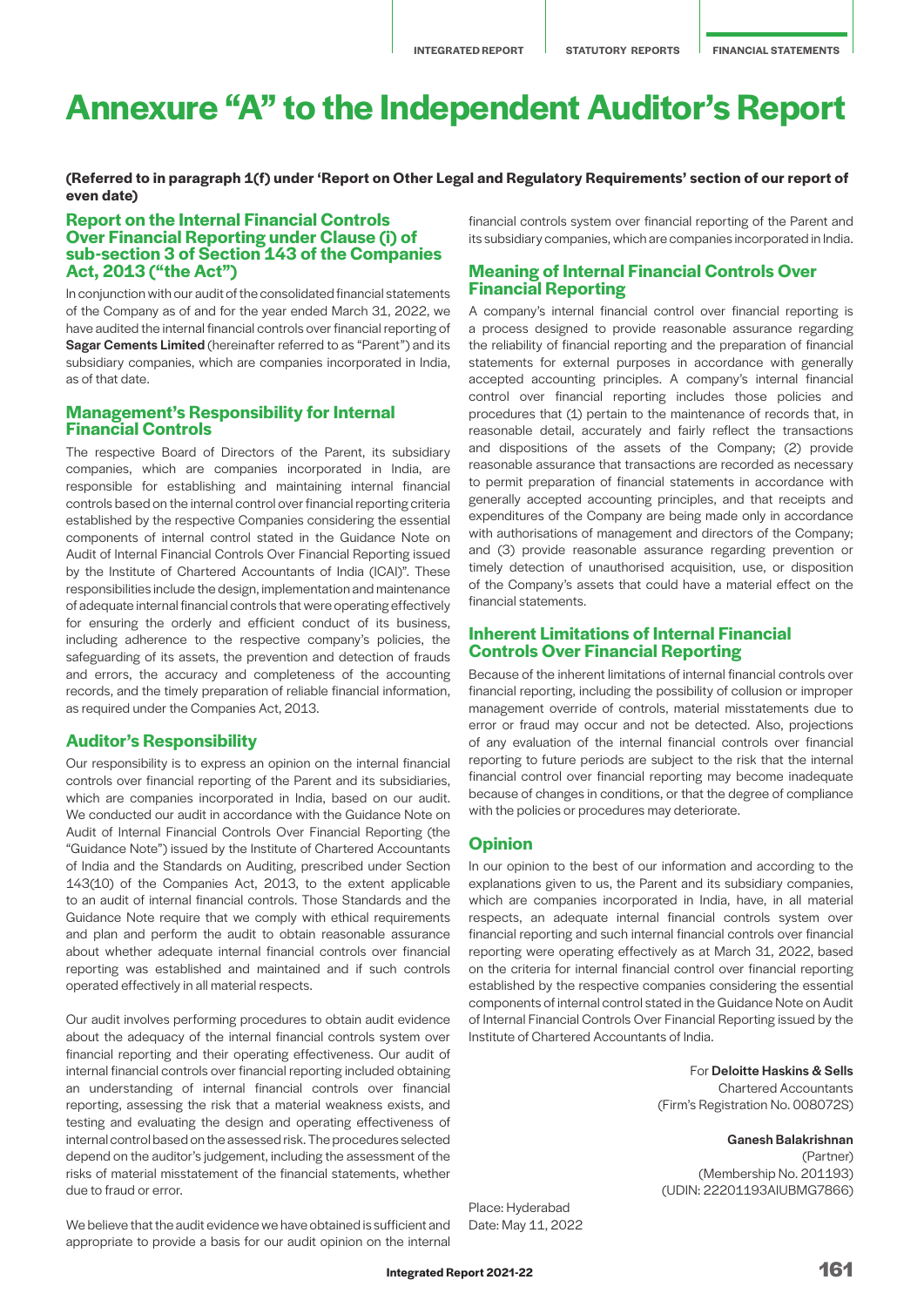# Annexure "A" to the Independent Auditor's Report

**(Referred to in paragraph 1(f) under 'Report on Other Legal and Regulatory Requirements' section of our report of even date)**

## Report on the Internal Financial Controls Over Financial Reporting under Clause (i) of sub-section 3 of Section 143 of the Companies Act, 2013 ("the Act")

In conjunction with our audit of the consolidated financial statements of the Company as of and for the year ended March 31, 2022, we have audited the internal financial controls over financial reporting of **Sagar Cements Limited** (hereinafter referred to as "Parent") and its subsidiary companies, which are companies incorporated in India, as of that date.

## Management's Responsibility for Internal Financial Controls

The respective Board of Directors of the Parent, its subsidiary companies, which are companies incorporated in India, are responsible for establishing and maintaining internal financial controls based on the internal control over financial reporting criteria established by the respective Companies considering the essential components of internal control stated in the Guidance Note on Audit of Internal Financial Controls Over Financial Reporting issued by the Institute of Chartered Accountants of India (ICAI)". These responsibilities include the design, implementation and maintenance of adequate internal financial controls that were operating effectively for ensuring the orderly and efficient conduct of its business, including adherence to the respective company's policies, the safeguarding of its assets, the prevention and detection of frauds and errors, the accuracy and completeness of the accounting records, and the timely preparation of reliable financial information, as required under the Companies Act, 2013.

## Auditor's Responsibility

Our responsibility is to express an opinion on the internal financial controls over financial reporting of the Parent and its subsidiaries, which are companies incorporated in India, based on our audit. We conducted our audit in accordance with the Guidance Note on Audit of Internal Financial Controls Over Financial Reporting (the "Guidance Note") issued by the Institute of Chartered Accountants of India and the Standards on Auditing, prescribed under Section 143(10) of the Companies Act, 2013, to the extent applicable to an audit of internal financial controls. Those Standards and the Guidance Note require that we comply with ethical requirements and plan and perform the audit to obtain reasonable assurance about whether adequate internal financial controls over financial reporting was established and maintained and if such controls operated effectively in all material respects.

Our audit involves performing procedures to obtain audit evidence about the adequacy of the internal financial controls system over financial reporting and their operating effectiveness. Our audit of internal financial controls over financial reporting included obtaining an understanding of internal financial controls over financial reporting, assessing the risk that a material weakness exists, and testing and evaluating the design and operating effectiveness of internal control based on the assessed risk. The procedures selected depend on the auditor's judgement, including the assessment of the risks of material misstatement of the financial statements, whether due to fraud or error.

We believe that the audit evidence we have obtained is sufficient and appropriate to provide a basis for our audit opinion on the internal financial controls system over financial reporting of the Parent and its subsidiary companies, which are companies incorporated in India.

## Meaning of Internal Financial Controls Over Financial Reporting

A company's internal financial control over financial reporting is a process designed to provide reasonable assurance regarding the reliability of financial reporting and the preparation of financial statements for external purposes in accordance with generally accepted accounting principles. A company's internal financial control over financial reporting includes those policies and procedures that (1) pertain to the maintenance of records that, in reasonable detail, accurately and fairly reflect the transactions and dispositions of the assets of the Company; (2) provide reasonable assurance that transactions are recorded as necessary to permit preparation of financial statements in accordance with generally accepted accounting principles, and that receipts and expenditures of the Company are being made only in accordance with authorisations of management and directors of the Company; and (3) provide reasonable assurance regarding prevention or timely detection of unauthorised acquisition, use, or disposition of the Company's assets that could have a material effect on the financial statements.

## Inherent Limitations of Internal Financial Controls Over Financial Reporting

Because of the inherent limitations of internal financial controls over financial reporting, including the possibility of collusion or improper management override of controls, material misstatements due to error or fraud may occur and not be detected. Also, projections of any evaluation of the internal financial controls over financial reporting to future periods are subject to the risk that the internal financial control over financial reporting may become inadequate because of changes in conditions, or that the degree of compliance with the policies or procedures may deteriorate.

## Opinion

In our opinion to the best of our information and according to the explanations given to us, the Parent and its subsidiary companies, which are companies incorporated in India, have, in all material respects, an adequate internal financial controls system over financial reporting and such internal financial controls over financial reporting were operating effectively as at March 31, 2022, based on the criteria for internal financial control over financial reporting established by the respective companies considering the essential components of internal control stated in the Guidance Note on Audit of Internal Financial Controls Over Financial Reporting issued by the Institute of Chartered Accountants of India.

For **Deloitte Haskins & Sells**
Chartered Accountants
(Firm's Registration No. 008072S)

**Ganesh Balakrishnan**
(Partner)
(Membership No. 201193)
(UDIN: 22201193AIUBMG7866)

Place: Hyderabad
Date: May 11, 2022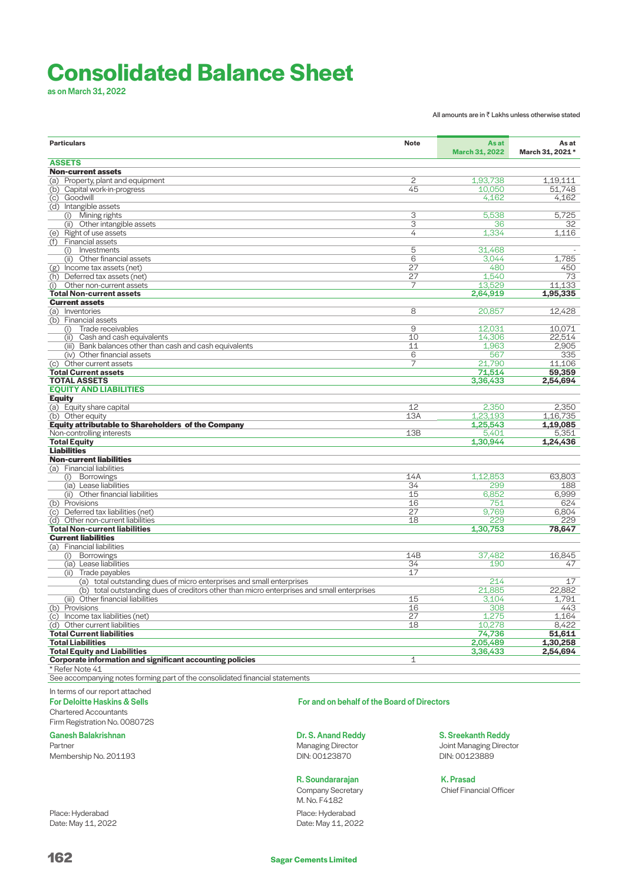# Consolidated Balance Sheet

as on March 31, 2022

All amounts are in ₹ Lakhs unless otherwise stated

| Particulars | Note | As at March 31, 2022 | As at March 31, 2021 * |
|---|---|---|---|
| **ASSETS** | | | |
| **Non-current assets** | | | |
| (a) Property, plant and equipment | 2 | 1,93,738 | 1,19,111 |
| (b) Capital work-in-progress | 45 | 10,050 | 51,748 |
| (c) Goodwill | | 4,162 | 4,162 |
| (d) Intangible assets | | | |
| (i) Mining rights | 3 | 5,538 | 5,725 |
| (ii) Other intangible assets | 3 | 36 | 32 |
| (e) Right of use assets | 4 | 1,334 | 1,116 |
| (f) Financial assets | | | |
| (i) Investments | 5 | 31,468 | - |
| (ii) Other financial assets | 6 | 3,044 | 1,785 |
| (g) Income tax assets (net) | 27 | 480 | 450 |
| (h) Deferred tax assets (net) | 27 | 1,540 | 73 |
| (i) Other non-current assets | 7 | 13,529 | 11,133 |
| **Total Non-current assets** | | **2,64,919** | **1,95,335** |
| **Current assets** | | | |
| (a) Inventories | 8 | 20,857 | 12,428 |
| (b) Financial assets | | | |
| (i) Trade receivables | 9 | 12,031 | 10,071 |
| (ii) Cash and cash equivalents | 10 | 14,306 | 22,514 |
| (iii) Bank balances other than cash and cash equivalents | 11 | 1,963 | 2,905 |
| (iv) Other financial assets | 6 | 567 | 335 |
| (c) Other current assets | 7 | 21,790 | 11,106 |
| **Total Current assets** | | **71,514** | **59,359** |
| **TOTAL ASSETS** | | **3,36,433** | **2,54,694** |
| **EQUITY AND LIABILITIES** | | | |
| **Equity** | | | |
| (a) Equity share capital | 12 | 2,350 | 2,350 |
| (b) Other equity | 13A | 1,23,193 | 1,16,735 |
| **Equity attributable to Shareholders of the Company** | | **1,25,543** | **1,19,085** |
| Non-controlling interests | 13B | 5,401 | 5,351 |
| **Total Equity** | | **1,30,944** | **1,24,436** |
| **Liabilities** | | | |
| **Non-current liabilities** | | | |
| (a) Financial liabilities | | | |
| (i) Borrowings | 14A | 1,12,853 | 63,803 |
| (ia) Lease liabilities | 34 | 299 | 188 |
| (ii) Other financial liabilities | 15 | 6,852 | 6,999 |
| (b) Provisions | 16 | 751 | 624 |
| (c) Deferred tax liabilities (net) | 27 | 9,769 | 6,804 |
| (d) Other non-current liabilities | 18 | 229 | 229 |
| **Total Non-current liabilities** | | **1,30,753** | **78,647** |
| **Current liabilities** | | | |
| (a) Financial liabilities | | | |
| (i) Borrowings | 14B | 37,482 | 16,845 |
| (ia) Lease liabilities | 34 | 190 | 47 |
| (ii) Trade payables | 17 | | |
| (a) total outstanding dues of micro enterprises and small enterprises | | 214 | 17 |
| (b) total outstanding dues of creditors other than micro enterprises and small enterprises | | 21,885 | 22,882 |
| (iii) Other financial liabilities | 15 | 3,104 | 1,791 |
| (b) Provisions | 16 | 308 | 443 |
| (c) Income tax liabilities (net) | 27 | 1,275 | 1,164 |
| (d) Other current liabilities | 18 | 10,278 | 8,422 |
| **Total Current liabilities** | | **74,736** | **51,611** |
| **Total Liabilities** | | **2,05,489** | **1,30,258** |
| **Total Equity and Liabilities** | | **3,36,433** | **2,54,694** |
| **Corporate information and significant accounting policies** | 1 | | |

\* Refer Note 41

See accompanying notes forming part of the consolidated financial statements

In terms of our report attached

**For Deloitte Haskins & Sells**
Chartered Accountants
Firm Registration No. 008072S

**Ganesh Balakrishnan**
Partner
Membership No. 201193

Place: Hyderabad
Date: May 11, 2022

**For and on behalf of the Board of Directors**

**Dr. S. Anand Reddy**
Managing Director
DIN: 00123870

**S. Sreekanth Reddy**
Joint Managing Director
DIN: 00123889

**R. Soundararajan**
Company Secretary
M. No. F4182

**K. Prasad**
Chief Financial Officer

Place: Hyderabad
Date: May 11, 2022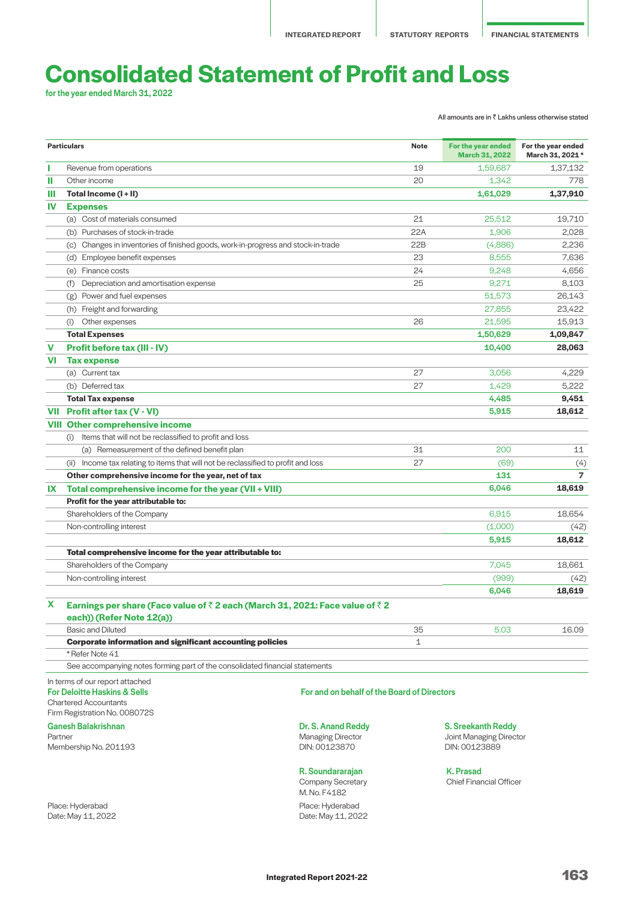# Consolidated Statement of Profit and Loss

for the year ended March 31, 2022

All amounts are in ₹ Lakhs unless otherwise stated

| | Particulars | Note | For the year ended March 31, 2022 | For the year ended March 31, 2021 * |
|---|---|---|---|---|
| I | Revenue from operations | 19 | 1,59,687 | 1,37,132 |
| II | Other income | 20 | 1,342 | 778 |
| III | **Total Income (I + II)** | | **1,61,029** | **1,37,910** |
| IV | **Expenses** | | | |
| | (a) Cost of materials consumed | 21 | 25,512 | 19,710 |
| | (b) Purchases of stock-in-trade | 22A | 1,906 | 2,028 |
| | (c) Changes in inventories of finished goods, work-in-progress and stock-in-trade | 22B | (4,886) | 2,236 |
| | (d) Employee benefit expenses | 23 | 8,555 | 7,636 |
| | (e) Finance costs | 24 | 9,248 | 4,656 |
| | (f) Depreciation and amortisation expense | 25 | 9,271 | 8,103 |
| | (g) Power and fuel expenses | | 51,573 | 26,143 |
| | (h) Freight and forwarding | | 27,855 | 23,422 |
| | (i) Other expenses | 26 | 21,595 | 15,913 |
| | **Total Expenses** | | **1,50,629** | **1,09,847** |
| V | **Profit before tax (III - IV)** | | **10,400** | **28,063** |
| VI | **Tax expense** | | | |
| | (a) Current tax | 27 | 3,056 | 4,229 |
| | (b) Deferred tax | 27 | 1,429 | 5,222 |
| | **Total Tax expense** | | **4,485** | **9,451** |
| VII | **Profit after tax (V - VI)** | | **5,915** | **18,612** |
| VIII | **Other comprehensive income** | | | |
| | (i) Items that will not be reclassified to profit and loss | | | |
| | (a) Remeasurement of the defined benefit plan | 31 | 200 | 11 |
| | (ii) Income tax relating to items that will not be reclassified to profit and loss | 27 | (69) | (4) |
| | **Other comprehensive income for the year, net of tax** | | **131** | **7** |
| IX | **Total comprehensive income for the year (VII + VIII)** | | **6,046** | **18,619** |
| | **Profit for the year attributable to:** | | | |
| | Shareholders of the Company | | 6,915 | 18,654 |
| | Non-controlling interest | | (1,000) | (42) |
| | | | **5,915** | **18,612** |
| | **Total comprehensive income for the year attributable to:** | | | |
| | Shareholders of the Company | | 7,045 | 18,661 |
| | Non-controlling interest | | (999) | (42) |
| | | | **6,046** | **18,619** |
| X | **Earnings per share (Face value of ₹ 2 each (March 31, 2021: Face value of ₹ 2 each)) (Refer Note 12(a))** | | | |
| | Basic and Diluted | 35 | 5.03 | 16.09 |
| | **Corporate information and significant accounting policies** | 1 | | |

* Refer Note 41

See accompanying notes forming part of the consolidated financial statements

In terms of our report attached
**For Deloitte Haskins & Sells**
Chartered Accountants
Firm Registration No. 008072S

**Ganesh Balakrishnan**
Partner
Membership No. 201193

Place: Hyderabad
Date: May 11, 2022

**For and on behalf of the Board of Directors**

**Dr. S. Anand Reddy**
Managing Director
DIN: 00123870

**S. Sreekanth Reddy**
Joint Managing Director
DIN: 00123889

**R. Soundararajan**
Company Secretary
M. No. F4182

**K. Prasad**
Chief Financial Officer

Place: Hyderabad
Date: May 11, 2022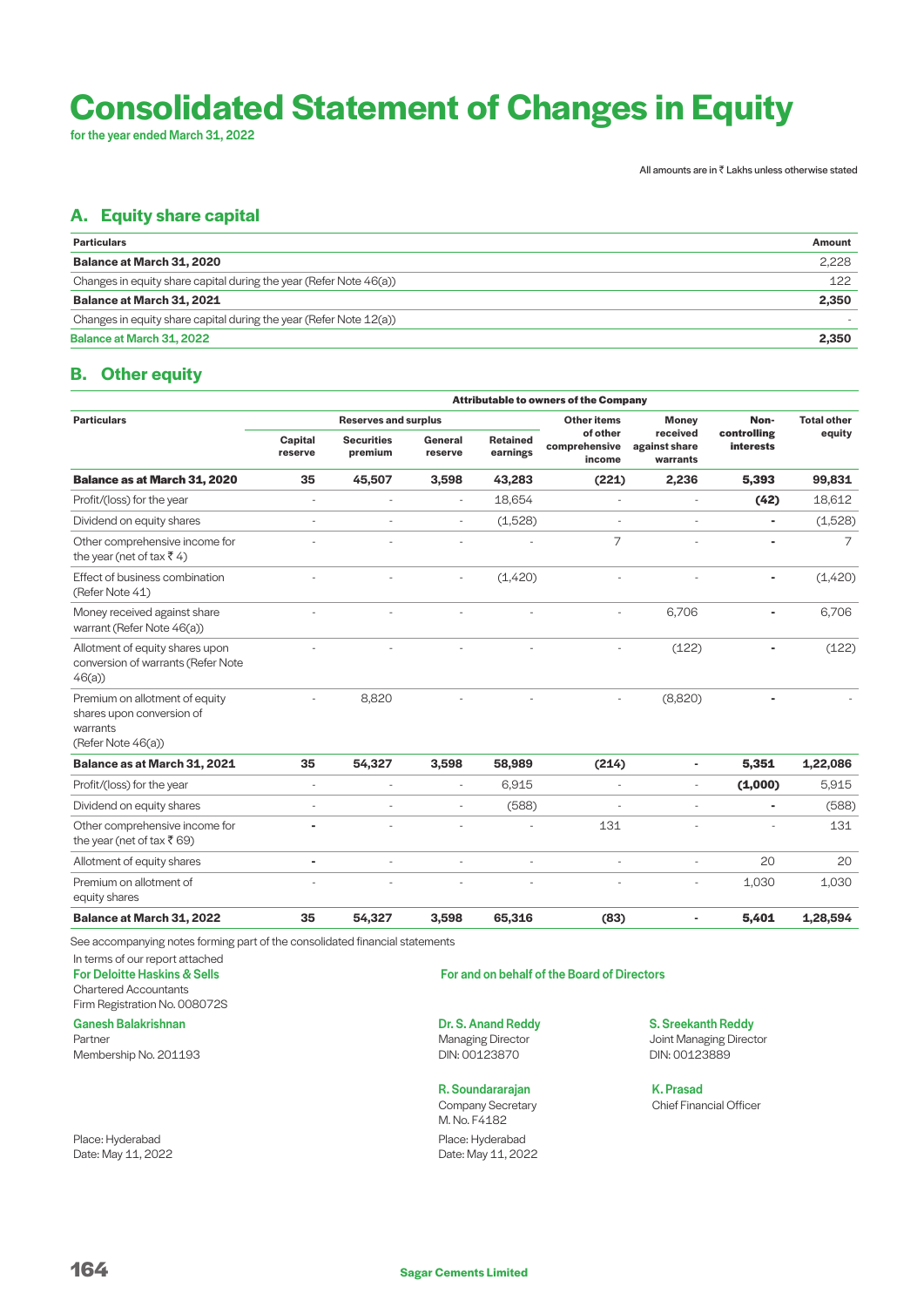# Consolidated Statement of Changes in Equity

for the year ended March 31, 2022

All amounts are in ₹ Lakhs unless otherwise stated

## A. Equity share capital

| Particulars | Amount |
|---|---|
| **Balance at March 31, 2020** | 2,228 |
| Changes in equity share capital during the year (Refer Note 46(a)) | 122 |
| **Balance at March 31, 2021** | **2,350** |
| Changes in equity share capital during the year (Refer Note 12(a)) | - |
| **Balance at March 31, 2022** | **2,350** |

## B. Other equity

| Particulars | Attributable to owners of the Company | | | | | | Non-controlling interests | Total other equity |
|---|---|---|---|---|---|---|---|---|
| | Reserves and surplus | | | | Other items of other comprehensive income | Money received against share warrants | | |
| | Capital reserve | Securities premium | General reserve | Retained earnings | | | | |
| **Balance as at March 31, 2020** | **35** | **45,507** | **3,598** | **43,283** | **(221)** | **2,236** | **5,393** | **99,831** |
| Profit/(loss) for the year | - | - | - | 18,654 | - | - | **(42)** | 18,612 |
| Dividend on equity shares | - | - | - | (1,528) | - | - | - | (1,528) |
| Other comprehensive income for the year (net of tax ₹ 4) | - | - | - | - | 7 | - | - | 7 |
| Effect of business combination (Refer Note 41) | - | - | - | (1,420) | - | - | - | (1,420) |
| Money received against share warrant (Refer Note 46(a)) | - | - | - | - | - | 6,706 | - | 6,706 |
| Allotment of equity shares upon conversion of warrants (Refer Note 46(a)) | - | - | - | - | - | (122) | - | (122) |
| Premium on allotment of equity shares upon conversion of warrants (Refer Note 46(a)) | - | 8,820 | - | - | - | (8,820) | - | - |
| **Balance as at March 31, 2021** | **35** | **54,327** | **3,598** | **58,989** | **(214)** | **-** | **5,351** | **1,22,086** |
| Profit/(loss) for the year | - | - | - | 6,915 | - | - | **(1,000)** | 5,915 |
| Dividend on equity shares | - | - | - | (588) | - | - | - | (588) |
| Other comprehensive income for the year (net of tax ₹ 69) | - | - | - | - | 131 | - | - | 131 |
| Allotment of equity shares | - | - | - | - | - | - | 20 | 20 |
| Premium on allotment of equity shares | - | - | - | - | - | - | 1,030 | 1,030 |
| **Balance at March 31, 2022** | **35** | **54,327** | **3,598** | **65,316** | **(83)** | **-** | **5,401** | **1,28,594** |

See accompanying notes forming part of the consolidated financial statements

In terms of our report attached

**For Deloitte Haskins & Sells**
Chartered Accountants
Firm Registration No. 008072S

**Ganesh Balakrishnan**
Partner
Membership No. 201193

Place: Hyderabad
Date: May 11, 2022

**For and on behalf of the Board of Directors**

**Dr. S. Anand Reddy**
Managing Director
DIN: 00123870

**S. Sreekanth Reddy**
Joint Managing Director
DIN: 00123889

**R. Soundararajan**
Company Secretary
M. No. F4182

**K. Prasad**
Chief Financial Officer

Place: Hyderabad
Date: May 11, 2022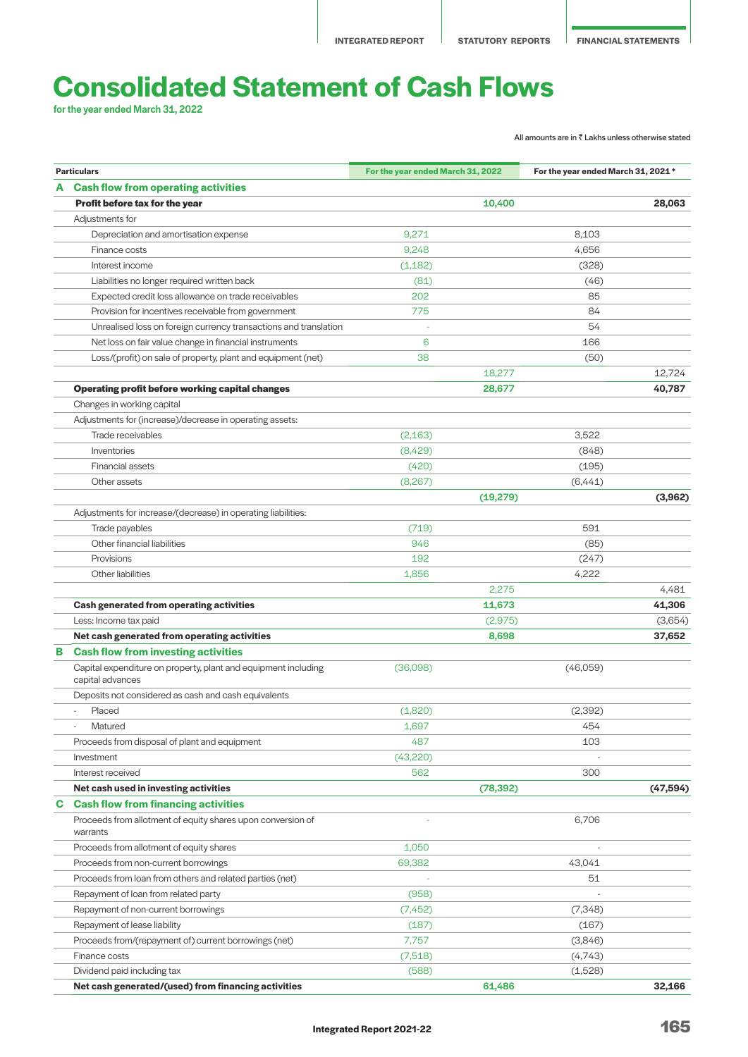# Consolidated Statement of Cash Flows

for the year ended March 31, 2022

All amounts are in ₹ Lakhs unless otherwise stated

| | Particulars | For the year ended March 31, 2022 | | For the year ended March 31, 2021 * | |
|---|---|---|---|---|---|
| **A** | **Cash flow from operating activities** | | | | |
| | **Profit before tax for the year** | | **10,400** | | **28,063** |
| | Adjustments for | | | | |
| | Depreciation and amortisation expense | 9,271 | | 8,103 | |
| | Finance costs | 9,248 | | 4,656 | |
| | Interest income | (1,182) | | (328) | |
| | Liabilities no longer required written back | (81) | | (46) | |
| | Expected credit loss allowance on trade receivables | 202 | | 85 | |
| | Provision for incentives receivable from government | 775 | | 84 | |
| | Unrealised loss on foreign currency transactions and translation | - | | 54 | |
| | Net loss on fair value change in financial instruments | 6 | | 166 | |
| | Loss/(profit) on sale of property, plant and equipment (net) | 38 | | (50) | |
| | | | 18,277 | | 12,724 |
| | **Operating profit before working capital changes** | | **28,677** | | **40,787** |
| | Changes in working capital | | | | |
| | Adjustments for (increase)/decrease in operating assets: | | | | |
| | Trade receivables | (2,163) | | 3,522 | |
| | Inventories | (8,429) | | (848) | |
| | Financial assets | (420) | | (195) | |
| | Other assets | (8,267) | | (6,441) | |
| | | | **(19,279)** | | **(3,962)** |
| | Adjustments for increase/(decrease) in operating liabilities: | | | | |
| | Trade payables | (719) | | 591 | |
| | Other financial liabilities | 946 | | (85) | |
| | Provisions | 192 | | (247) | |
| | Other liabilities | 1,856 | | 4,222 | |
| | | | 2,275 | | 4,481 |
| | **Cash generated from operating activities** | | **11,673** | | **41,306** |
| | Less: Income tax paid | | (2,975) | | (3,654) |
| | **Net cash generated from operating activities** | | **8,698** | | **37,652** |
| **B** | **Cash flow from investing activities** | | | | |
| | Capital expenditure on property, plant and equipment including capital advances | (36,098) | | (46,059) | |
| | Deposits not considered as cash and cash equivalents | | | | |
| | - Placed | (1,820) | | (2,392) | |
| | - Matured | 1,697 | | 454 | |
| | Proceeds from disposal of plant and equipment | 487 | | 103 | |
| | Investment | (43,220) | | - | |
| | Interest received | 562 | | 300 | |
| | **Net cash used in investing activities** | | **(78,392)** | | **(47,594)** |
| **C** | **Cash flow from financing activities** | | | | |
| | Proceeds from allotment of equity shares upon conversion of warrants | - | | 6,706 | |
| | Proceeds from allotment of equity shares | 1,050 | | - | |
| | Proceeds from non-current borrowings | 69,382 | | 43,041 | |
| | Proceeds from loan from others and related parties (net) | - | | 51 | |
| | Repayment of loan from related party | (958) | | - | |
| | Repayment of non-current borrowings | (7,452) | | (7,348) | |
| | Repayment of lease liability | (187) | | (167) | |
| | Proceeds from/(repayment of) current borrowings (net) | 7,757 | | (3,846) | |
| | Finance costs | (7,518) | | (4,743) | |
| | Dividend paid including tax | (588) | | (1,528) | |
| | **Net cash generated/(used) from financing activities** | | **61,486** | | **32,166** |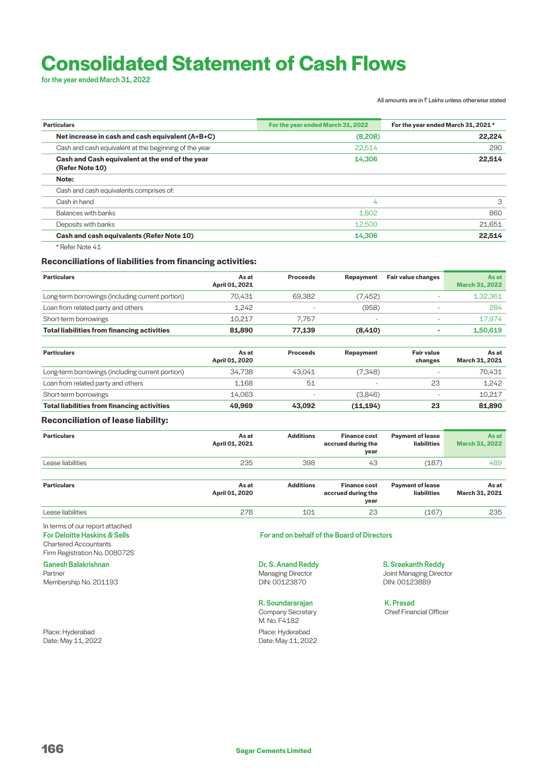# Consolidated Statement of Cash Flows

for the year ended March 31, 2022

All amounts are in ₹ Lakhs unless otherwise stated

| Particulars | For the year ended March 31, 2022 | For the year ended March 31, 2021 * |
|---|---|---|
| **Net increase in cash and cash equivalent (A+B+C)** | **(8,208)** | **22,224** |
| Cash and cash equivalent at the beginning of the year | 22,514 | 290 |
| **Cash and Cash equivalent at the end of the year (Refer Note 10)** | **14,306** | **22,514** |
| **Note:** | | |
| Cash and cash equivalents comprises of: | | |
| Cash in hand | 4 | 3 |
| Balances with banks | 1,802 | 860 |
| Deposits with banks | 12,500 | 21,651 |
| **Cash and cash equivalents (Refer Note 10)** | **14,306** | **22,514** |

* Refer Note 41

### Reconciliations of liabilities from financing activities:

| Particulars | As at April 01, 2021 | Proceeds | Repayment | Fair value changes | As at March 31, 2022 |
|---|---|---|---|---|---|
| Long-term borrowings (including current portion) | 70,431 | 69,382 | (7,452) | - | 1,32,361 |
| Loan from related party and others | 1,242 | - | (958) | - | 284 |
| Short-term borrowings | 10,217 | 7,757 | - | - | 17,974 |
| **Total liabilities from financing activities** | **81,890** | **77,139** | **(8,410)** | **-** | **1,50,619** |

| Particulars | As at April 01, 2020 | Proceeds | Repayment | Fair value changes | As at March 31, 2021 |
|---|---|---|---|---|---|
| Long-term borrowings (including current portion) | 34,738 | 43,041 | (7,348) | - | 70,431 |
| Loan from related party and others | 1,168 | 51 | - | 23 | 1,242 |
| Short-term borrowings | 14,063 | - | (3,846) | - | 10,217 |
| **Total liabilities from financing activities** | **49,969** | **43,092** | **(11,194)** | **23** | **81,890** |

### Reconciliation of lease liability:

| Particulars | As at April 01, 2021 | Additions | Finance cost accrued during the year | Payment of lease liabilities | As at March 31, 2022 |
|---|---|---|---|---|---|
| Lease liabilities | 235 | 398 | 43 | (187) | 489 |

| Particulars | As at April 01, 2020 | Additions | Finance cost accrued during the year | Payment of lease liabilities | As at March 31, 2021 |
|---|---|---|---|---|---|
| Lease liabilities | 278 | 101 | 23 | (167) | 235 |

In terms of our report attached
**For Deloitte Haskins & Sells**
Chartered Accountants
Firm Registration No. 008072S

**Ganesh Balakrishnan**
Partner
Membership No. 201193

Place: Hyderabad
Date: May 11, 2022

**For and on behalf of the Board of Directors**

**Dr. S. Anand Reddy**
Managing Director
DIN: 00123870

**S. Sreekanth Reddy**
Joint Managing Director
DIN: 00123889

**R. Soundararajan**
Company Secretary
M. No. F4182

**K. Prasad**
Chief Financial Officer

Place: Hyderabad
Date: May 11, 2022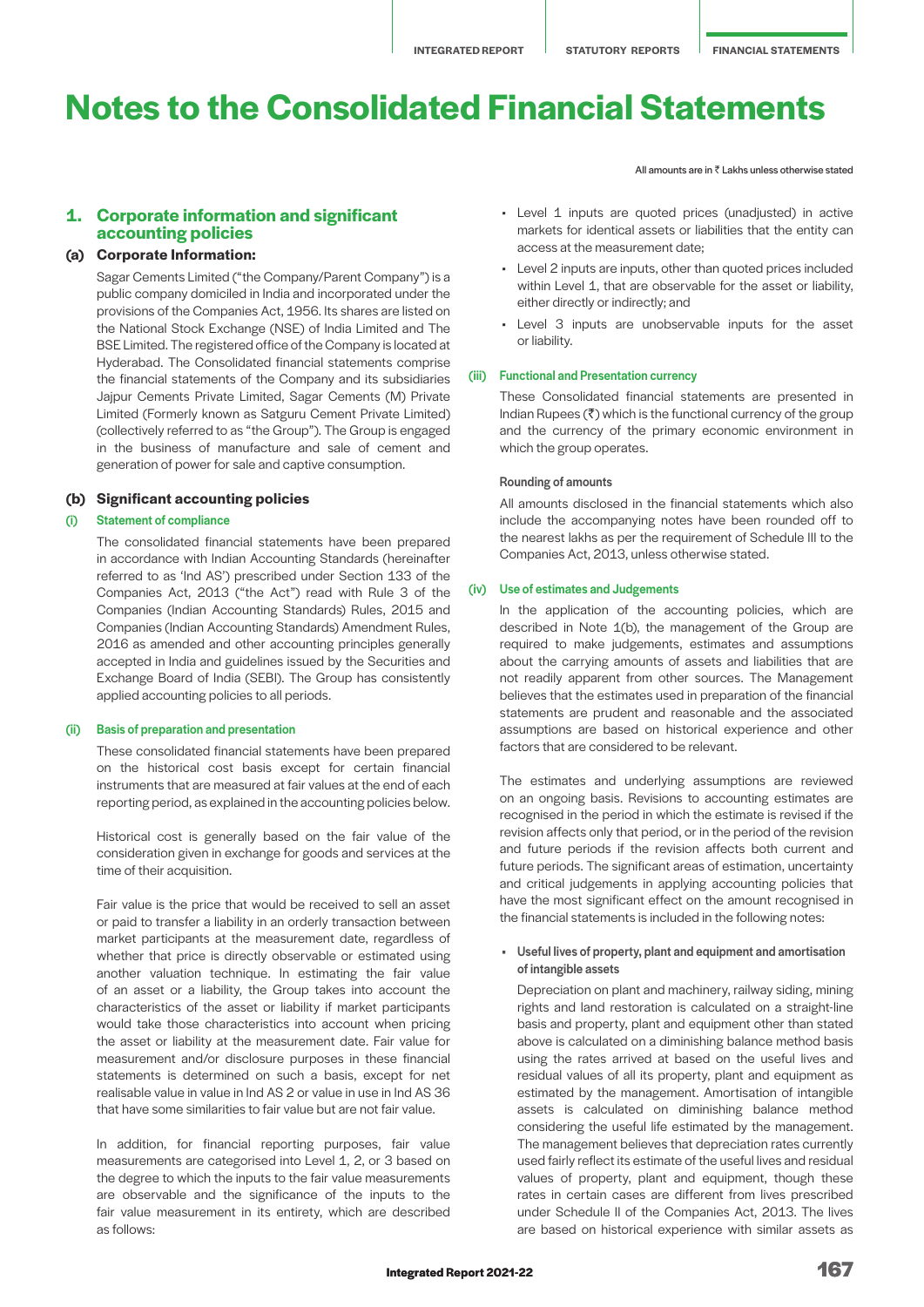# Notes to the Consolidated Financial Statements

All amounts are in ₹ Lakhs unless otherwise stated

## 1. Corporate information and significant accounting policies

### (a) Corporate Information:

Sagar Cements Limited ("the Company/Parent Company") is a public company domiciled in India and incorporated under the provisions of the Companies Act, 1956. Its shares are listed on the National Stock Exchange (NSE) of India Limited and The BSE Limited. The registered office of the Company is located at Hyderabad. The Consolidated financial statements comprise the financial statements of the Company and its subsidiaries Jajpur Cements Private Limited, Sagar Cements (M) Private Limited (Formerly known as Satguru Cement Private Limited) (collectively referred to as "the Group"). The Group is engaged in the business of manufacture and sale of cement and generation of power for sale and captive consumption.

### (b) Significant accounting policies

#### (i) Statement of compliance

The consolidated financial statements have been prepared in accordance with Indian Accounting Standards (hereinafter referred to as 'Ind AS') prescribed under Section 133 of the Companies Act, 2013 ("the Act") read with Rule 3 of the Companies (Indian Accounting Standards) Rules, 2015 and Companies (Indian Accounting Standards) Amendment Rules, 2016 as amended and other accounting principles generally accepted in India and guidelines issued by the Securities and Exchange Board of India (SEBI). The Group has consistently applied accounting policies to all periods.

#### (ii) Basis of preparation and presentation

These consolidated financial statements have been prepared on the historical cost basis except for certain financial instruments that are measured at fair values at the end of each reporting period, as explained in the accounting policies below.

Historical cost is generally based on the fair value of the consideration given in exchange for goods and services at the time of their acquisition.

Fair value is the price that would be received to sell an asset or paid to transfer a liability in an orderly transaction between market participants at the measurement date, regardless of whether that price is directly observable or estimated using another valuation technique. In estimating the fair value of an asset or a liability, the Group takes into account the characteristics of the asset or liability if market participants would take those characteristics into account when pricing the asset or liability at the measurement date. Fair value for measurement and/or disclosure purposes in these financial statements is determined on such a basis, except for net realisable value in value in Ind AS 2 or value in use in Ind AS 36 that have some similarities to fair value but are not fair value.

In addition, for financial reporting purposes, fair value measurements are categorised into Level 1, 2, or 3 based on the degree to which the inputs to the fair value measurements are observable and the significance of the inputs to the fair value measurement in its entirety, which are described as follows:

- Level 1 inputs are quoted prices (unadjusted) in active markets for identical assets or liabilities that the entity can access at the measurement date;
- Level 2 inputs are inputs, other than quoted prices included within Level 1, that are observable for the asset or liability, either directly or indirectly; and
- Level 3 inputs are unobservable inputs for the asset or liability.

#### (iii) Functional and Presentation currency

These Consolidated financial statements are presented in Indian Rupees (₹) which is the functional currency of the group and the currency of the primary economic environment in which the group operates.

**Rounding of amounts**

All amounts disclosed in the financial statements which also include the accompanying notes have been rounded off to the nearest lakhs as per the requirement of Schedule III to the Companies Act, 2013, unless otherwise stated.

#### (iv) Use of estimates and Judgements

In the application of the accounting policies, which are described in Note 1(b), the management of the Group are required to make judgements, estimates and assumptions about the carrying amounts of assets and liabilities that are not readily apparent from other sources. The Management believes that the estimates used in preparation of the financial statements are prudent and reasonable and the associated assumptions are based on historical experience and other factors that are considered to be relevant.

The estimates and underlying assumptions are reviewed on an ongoing basis. Revisions to accounting estimates are recognised in the period in which the estimate is revised if the revision affects only that period, or in the period of the revision and future periods if the revision affects both current and future periods. The significant areas of estimation, uncertainty and critical judgements in applying accounting policies that have the most significant effect on the amount recognised in the financial statements is included in the following notes:

- **Useful lives of property, plant and equipment and amortisation of intangible assets**

  Depreciation on plant and machinery, railway siding, mining rights and land restoration is calculated on a straight-line basis and property, plant and equipment other than stated above is calculated on a diminishing balance method basis using the rates arrived at based on the useful lives and residual values of all its property, plant and equipment as estimated by the management. Amortisation of intangible assets is calculated on diminishing balance method considering the useful life estimated by the management. The management believes that depreciation rates currently used fairly reflect its estimate of the useful lives and residual values of property, plant and equipment, though these rates in certain cases are different from lives prescribed under Schedule II of the Companies Act, 2013. The lives are based on historical experience with similar assets as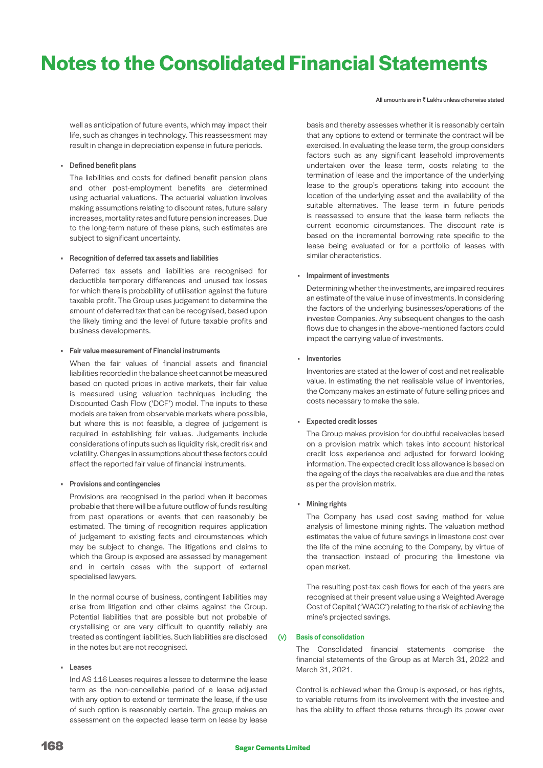well as anticipation of future events, which may impact their life, such as changes in technology. This reassessment may result in change in depreciation expense in future periods.

- **Defined benefit plans**

  The liabilities and costs for defined benefit pension plans and other post-employment benefits are determined using actuarial valuations. The actuarial valuation involves making assumptions relating to discount rates, future salary increases, mortality rates and future pension increases. Due to the long-term nature of these plans, such estimates are subject to significant uncertainty.

- **Recognition of deferred tax assets and liabilities**

  Deferred tax assets and liabilities are recognised for deductible temporary differences and unused tax losses for which there is probability of utilisation against the future taxable profit. The Group uses judgement to determine the amount of deferred tax that can be recognised, based upon the likely timing and the level of future taxable profits and business developments.

- **Fair value measurement of Financial instruments**

  When the fair values of financial assets and financial liabilities recorded in the balance sheet cannot be measured based on quoted prices in active markets, their fair value is measured using valuation techniques including the Discounted Cash Flow ('DCF') model. The inputs to these models are taken from observable markets where possible, but where this is not feasible, a degree of judgement is required in establishing fair values. Judgements include considerations of inputs such as liquidity risk, credit risk and volatility. Changes in assumptions about these factors could affect the reported fair value of financial instruments.

- **Provisions and contingencies**

  Provisions are recognised in the period when it becomes probable that there will be a future outflow of funds resulting from past operations or events that can reasonably be estimated. The timing of recognition requires application of judgement to existing facts and circumstances which may be subject to change. The litigations and claims to which the Group is exposed are assessed by management and in certain cases with the support of external specialised lawyers.

  In the normal course of business, contingent liabilities may arise from litigation and other claims against the Group. Potential liabilities that are possible but not probable of crystallising or are very difficult to quantify reliably are treated as contingent liabilities. Such liabilities are disclosed in the notes but are not recognised.

- **Leases**

  Ind AS 116 Leases requires a lessee to determine the lease term as the non-cancellable period of a lease adjusted with any option to extend or terminate the lease, if the use of such option is reasonably certain. The group makes an assessment on the expected lease term on lease by lease basis and thereby assesses whether it is reasonably certain that any options to extend or terminate the contract will be exercised. In evaluating the lease term, the group considers factors such as any significant leasehold improvements undertaken over the lease term, costs relating to the termination of lease and the importance of the underlying lease to the group's operations taking into account the location of the underlying asset and the availability of the suitable alternatives. The lease term in future periods is reassessed to ensure that the lease term reflects the current economic circumstances. The discount rate is based on the incremental borrowing rate specific to the lease being evaluated or for a portfolio of leases with similar characteristics.

- **Impairment of investments**

  Determining whether the investments, are impaired requires an estimate of the value in use of investments. In considering the factors of the underlying businesses/operations of the investee Companies. Any subsequent changes to the cash flows due to changes in the above-mentioned factors could impact the carrying value of investments.

- **Inventories**

  Inventories are stated at the lower of cost and net realisable value. In estimating the net realisable value of inventories, the Company makes an estimate of future selling prices and costs necessary to make the sale.

- **Expected credit losses**

  The Group makes provision for doubtful receivables based on a provision matrix which takes into account historical credit loss experience and adjusted for forward looking information. The expected credit loss allowance is based on the ageing of the days the receivables are due and the rates as per the provision matrix.

- **Mining rights**

  The Company has used cost saving method for value analysis of limestone mining rights. The valuation method estimates the value of future savings in limestone cost over the life of the mine accruing to the Company, by virtue of the transaction instead of procuring the limestone via open market.

  The resulting post-tax cash flows for each of the years are recognised at their present value using a Weighted Average Cost of Capital ('WACC') relating to the risk of achieving the mine's projected savings.

**(v) Basis of consolidation**

The Consolidated financial statements comprise the financial statements of the Group as at March 31, 2022 and March 31, 2021.

Control is achieved when the Group is exposed, or has rights, to variable returns from its involvement with the investee and has the ability to affect those returns through its power over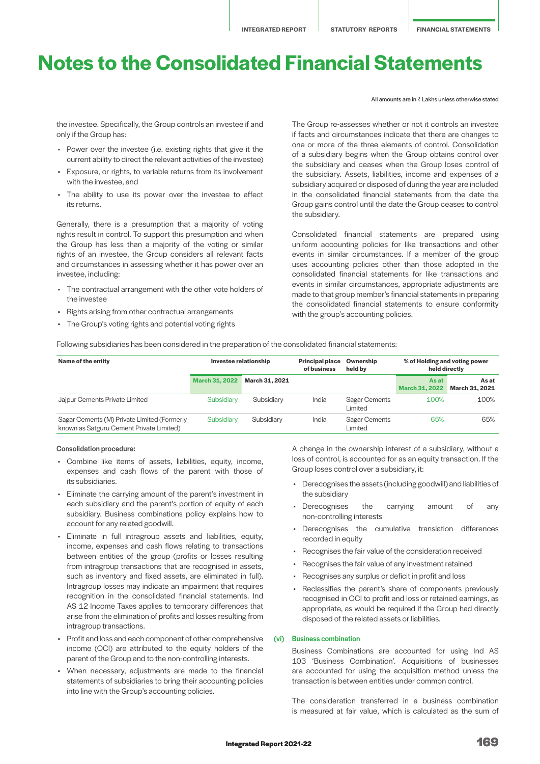# Notes to the Consolidated Financial Statements

All amounts are in ₹ Lakhs unless otherwise stated

the investee. Specifically, the Group controls an investee if and only if the Group has:

- Power over the investee (i.e. existing rights that give it the current ability to direct the relevant activities of the investee)
- Exposure, or rights, to variable returns from its involvement with the investee, and
- The ability to use its power over the investee to affect its returns.

Generally, there is a presumption that a majority of voting rights result in control. To support this presumption and when the Group has less than a majority of the voting or similar rights of an investee, the Group considers all relevant facts and circumstances in assessing whether it has power over an investee, including:

- The contractual arrangement with the other vote holders of the investee
- Rights arising from other contractual arrangements
- The Group's voting rights and potential voting rights

The Group re-assesses whether or not it controls an investee if facts and circumstances indicate that there are changes to one or more of the three elements of control. Consolidation of a subsidiary begins when the Group obtains control over the subsidiary and ceases when the Group loses control of the subsidiary. Assets, liabilities, income and expenses of a subsidiary acquired or disposed of during the year are included in the consolidated financial statements from the date the Group gains control until the date the Group ceases to control the subsidiary.

Consolidated financial statements are prepared using uniform accounting policies for like transactions and other events in similar circumstances. If a member of the group uses accounting policies other than those adopted in the consolidated financial statements for like transactions and events in similar circumstances, appropriate adjustments are made to that group member's financial statements in preparing the consolidated financial statements to ensure conformity with the group's accounting policies.

Following subsidiaries has been considered in the preparation of the consolidated financial statements:

| Name of the entity | Investee relationship | | Principal place of business | Ownership held by | % of Holding and voting power held directly | |
|---|---|---|---|---|---|---|
| | March 31, 2022 | March 31, 2021 | | | As at March 31, 2022 | As at March 31, 2021 |
| Jajpur Cements Private Limited | Subsidiary | Subsidiary | India | Sagar Cements Limited | 100% | 100% |
| Sagar Cements (M) Private Limited (Formerly known as Satguru Cement Private Limited) | Subsidiary | Subsidiary | India | Sagar Cements Limited | 65% | 65% |

**Consolidation procedure:**

- Combine like items of assets, liabilities, equity, income, expenses and cash flows of the parent with those of its subsidiaries.
- Eliminate the carrying amount of the parent's investment in each subsidiary and the parent's portion of equity of each subsidiary. Business combinations policy explains how to account for any related goodwill.
- Eliminate in full intragroup assets and liabilities, equity, income, expenses and cash flows relating to transactions between entities of the group (profits or losses resulting from intragroup transactions that are recognised in assets, such as inventory and fixed assets, are eliminated in full). Intragroup losses may indicate an impairment that requires recognition in the consolidated financial statements. Ind AS 12 Income Taxes applies to temporary differences that arise from the elimination of profits and losses resulting from intragroup transactions.
- Profit and loss and each component of other comprehensive income (OCI) are attributed to the equity holders of the parent of the Group and to the non-controlling interests.
- When necessary, adjustments are made to the financial statements of subsidiaries to bring their accounting policies into line with the Group's accounting policies.

A change in the ownership interest of a subsidiary, without a loss of control, is accounted for as an equity transaction. If the Group loses control over a subsidiary, it:

- Derecognises the assets (including goodwill) and liabilities of the subsidiary
- Derecognises the carrying amount of any non-controlling interests
- Derecognises the cumulative translation differences recorded in equity
- Recognises the fair value of the consideration received
- Recognises the fair value of any investment retained
- Recognises any surplus or deficit in profit and loss
- Reclassifies the parent's share of components previously recognised in OCI to profit and loss or retained earnings, as appropriate, as would be required if the Group had directly disposed of the related assets or liabilities.

**(vi) Business combination**

Business Combinations are accounted for using Ind AS 103 'Business Combination'. Acquisitions of businesses are accounted for using the acquisition method unless the transaction is between entities under common control.

The consideration transferred in a business combination is measured at fair value, which is calculated as the sum of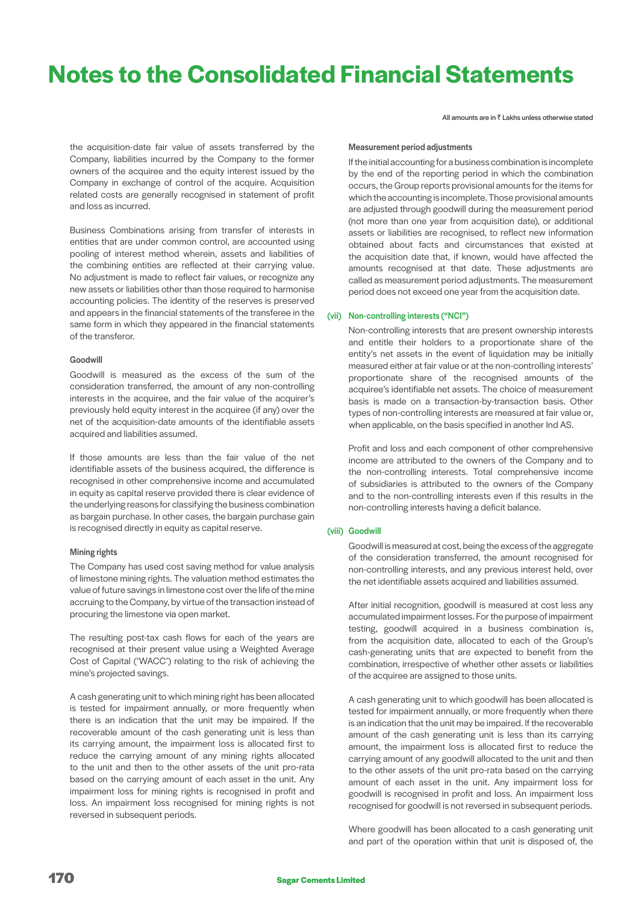All amounts are in ₹ Lakhs unless otherwise stated

the acquisition-date fair value of assets transferred by the Company, liabilities incurred by the Company to the former owners of the acquiree and the equity interest issued by the Company in exchange of control of the acquire. Acquisition related costs are generally recognised in statement of profit and loss as incurred.

Business Combinations arising from transfer of interests in entities that are under common control, are accounted using pooling of interest method wherein, assets and liabilities of the combining entities are reflected at their carrying value. No adjustment is made to reflect fair values, or recognize any new assets or liabilities other than those required to harmonise accounting policies. The identity of the reserves is preserved and appears in the financial statements of the transferee in the same form in which they appeared in the financial statements of the transferor.

**Goodwill**

Goodwill is measured as the excess of the sum of the consideration transferred, the amount of any non-controlling interests in the acquiree, and the fair value of the acquirer's previously held equity interest in the acquiree (if any) over the net of the acquisition-date amounts of the identifiable assets acquired and liabilities assumed.

If those amounts are less than the fair value of the net identifiable assets of the business acquired, the difference is recognised in other comprehensive income and accumulated in equity as capital reserve provided there is clear evidence of the underlying reasons for classifying the business combination as bargain purchase. In other cases, the bargain purchase gain is recognised directly in equity as capital reserve.

**Mining rights**

The Company has used cost saving method for value analysis of limestone mining rights. The valuation method estimates the value of future savings in limestone cost over the life of the mine accruing to the Company, by virtue of the transaction instead of procuring the limestone via open market.

The resulting post-tax cash flows for each of the years are recognised at their present value using a Weighted Average Cost of Capital ('WACC') relating to the risk of achieving the mine's projected savings.

A cash generating unit to which mining right has been allocated is tested for impairment annually, or more frequently when there is an indication that the unit may be impaired. If the recoverable amount of the cash generating unit is less than its carrying amount, the impairment loss is allocated first to reduce the carrying amount of any mining rights allocated to the unit and then to the other assets of the unit pro-rata based on the carrying amount of each asset in the unit. Any impairment loss for mining rights is recognised in profit and loss. An impairment loss recognised for mining rights is not reversed in subsequent periods.

**Measurement period adjustments**

If the initial accounting for a business combination is incomplete by the end of the reporting period in which the combination occurs, the Group reports provisional amounts for the items for which the accounting is incomplete. Those provisional amounts are adjusted through goodwill during the measurement period (not more than one year from acquisition date), or additional assets or liabilities are recognised, to reflect new information obtained about facts and circumstances that existed at the acquisition date that, if known, would have affected the amounts recognised at that date. These adjustments are called as measurement period adjustments. The measurement period does not exceed one year from the acquisition date.

**(vii) Non-controlling interests ("NCI")**

Non-controlling interests that are present ownership interests and entitle their holders to a proportionate share of the entity's net assets in the event of liquidation may be initially measured either at fair value or at the non-controlling interests' proportionate share of the recognised amounts of the acquiree's identifiable net assets. The choice of measurement basis is made on a transaction-by-transaction basis. Other types of non-controlling interests are measured at fair value or, when applicable, on the basis specified in another Ind AS.

Profit and loss and each component of other comprehensive income are attributed to the owners of the Company and to the non-controlling interests. Total comprehensive income of subsidiaries is attributed to the owners of the Company and to the non-controlling interests even if this results in the non-controlling interests having a deficit balance.

**(viii) Goodwill**

Goodwill is measured at cost, being the excess of the aggregate of the consideration transferred, the amount recognised for non-controlling interests, and any previous interest held, over the net identifiable assets acquired and liabilities assumed.

After initial recognition, goodwill is measured at cost less any accumulated impairment losses. For the purpose of impairment testing, goodwill acquired in a business combination is, from the acquisition date, allocated to each of the Group's cash-generating units that are expected to benefit from the combination, irrespective of whether other assets or liabilities of the acquiree are assigned to those units.

A cash generating unit to which goodwill has been allocated is tested for impairment annually, or more frequently when there is an indication that the unit may be impaired. If the recoverable amount of the cash generating unit is less than its carrying amount, the impairment loss is allocated first to reduce the carrying amount of any goodwill allocated to the unit and then to the other assets of the unit pro-rata based on the carrying amount of each asset in the unit. Any impairment loss for goodwill is recognised in profit and loss. An impairment loss recognised for goodwill is not reversed in subsequent periods.

Where goodwill has been allocated to a cash generating unit and part of the operation within that unit is disposed of, the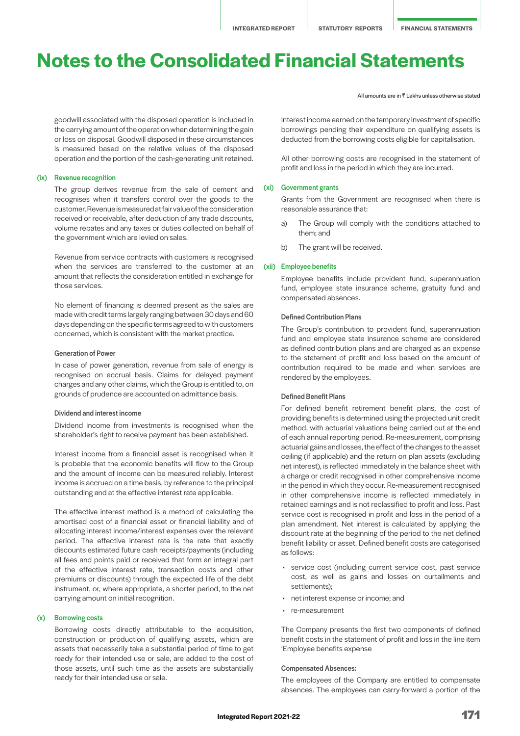# Notes to the Consolidated Financial Statements

All amounts are in ₹ Lakhs unless otherwise stated

goodwill associated with the disposed operation is included in the carrying amount of the operation when determining the gain or loss on disposal. Goodwill disposed in these circumstances is measured based on the relative values of the disposed operation and the portion of the cash-generating unit retained.

### (ix) Revenue recognition

The group derives revenue from the sale of cement and recognises when it transfers control over the goods to the customer. Revenue is measured at fair value of the consideration received or receivable, after deduction of any trade discounts, volume rebates and any taxes or duties collected on behalf of the government which are levied on sales.

Revenue from service contracts with customers is recognised when the services are transferred to the customer at an amount that reflects the consideration entitled in exchange for those services.

No element of financing is deemed present as the sales are made with credit terms largely ranging between 30 days and 60 days depending on the specific terms agreed to with customers concerned, which is consistent with the market practice.

#### Generation of Power

In case of power generation, revenue from sale of energy is recognised on accrual basis. Claims for delayed payment charges and any other claims, which the Group is entitled to, on grounds of prudence are accounted on admittance basis.

#### Dividend and interest income

Dividend income from investments is recognised when the shareholder's right to receive payment has been established.

Interest income from a financial asset is recognised when it is probable that the economic benefits will flow to the Group and the amount of income can be measured reliably. Interest income is accrued on a time basis, by reference to the principal outstanding and at the effective interest rate applicable.

The effective interest method is a method of calculating the amortised cost of a financial asset or financial liability and of allocating interest income/interest expenses over the relevant period. The effective interest rate is the rate that exactly discounts estimated future cash receipts/payments (including all fees and points paid or received that form an integral part of the effective interest rate, transaction costs and other premiums or discounts) through the expected life of the debt instrument, or, where appropriate, a shorter period, to the net carrying amount on initial recognition.

### (x) Borrowing costs

Borrowing costs directly attributable to the acquisition, construction or production of qualifying assets, which are assets that necessarily take a substantial period of time to get ready for their intended use or sale, are added to the cost of those assets, until such time as the assets are substantially ready for their intended use or sale.

Interest income earned on the temporary investment of specific borrowings pending their expenditure on qualifying assets is deducted from the borrowing costs eligible for capitalisation.

All other borrowing costs are recognised in the statement of profit and loss in the period in which they are incurred.

### (xi) Government grants

Grants from the Government are recognised when there is reasonable assurance that:

a) The Group will comply with the conditions attached to them; and

b) The grant will be received.

### (xii) Employee benefits

Employee benefits include provident fund, superannuation fund, employee state insurance scheme, gratuity fund and compensated absences.

#### Defined Contribution Plans

The Group's contribution to provident fund, superannuation fund and employee state insurance scheme are considered as defined contribution plans and are charged as an expense to the statement of profit and loss based on the amount of contribution required to be made and when services are rendered by the employees.

#### Defined Benefit Plans

For defined benefit retirement benefit plans, the cost of providing benefits is determined using the projected unit credit method, with actuarial valuations being carried out at the end of each annual reporting period. Re-measurement, comprising actuarial gains and losses, the effect of the changes to the asset ceiling (if applicable) and the return on plan assets (excluding net interest), is reflected immediately in the balance sheet with a charge or credit recognised in other comprehensive income in the period in which they occur. Re-measurement recognised in other comprehensive income is reflected immediately in retained earnings and is not reclassified to profit and loss. Past service cost is recognised in profit and loss in the period of a plan amendment. Net interest is calculated by applying the discount rate at the beginning of the period to the net defined benefit liability or asset. Defined benefit costs are categorised as follows:

- service cost (including current service cost, past service cost, as well as gains and losses on curtailments and settlements);
- net interest expense or income; and
- re-measurement

The Company presents the first two components of defined benefit costs in the statement of profit and loss in the line item 'Employee benefits expense

#### Compensated Absences:

The employees of the Company are entitled to compensate absences. The employees can carry-forward a portion of the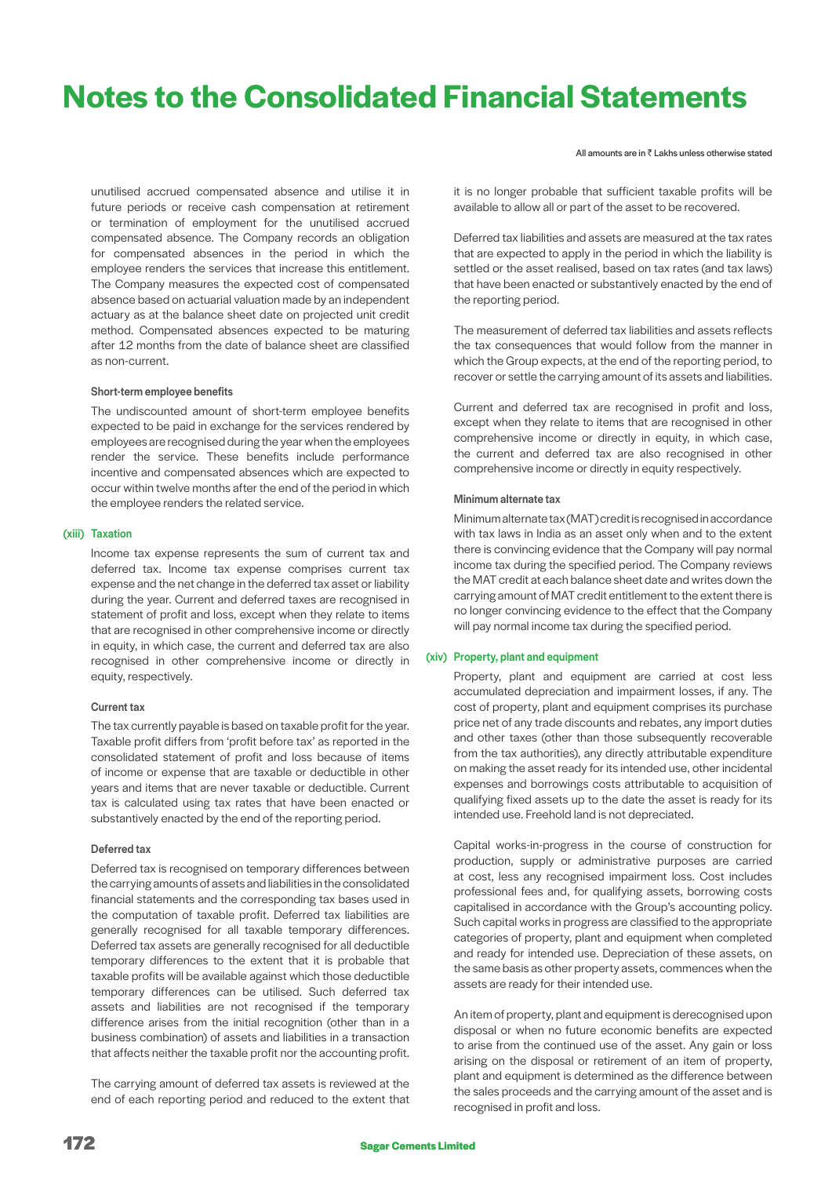# Notes to the Consolidated Financial Statements

All amounts are in ₹ Lakhs unless otherwise stated

unutilised accrued compensated absence and utilise it in future periods or receive cash compensation at retirement or termination of employment for the unutilised accrued compensated absence. The Company records an obligation for compensated absences in the period in which the employee renders the services that increase this entitlement. The Company measures the expected cost of compensated absence based on actuarial valuation made by an independent actuary as at the balance sheet date on projected unit credit method. Compensated absences expected to be maturing after 12 months from the date of balance sheet are classified as non-current.

#### Short-term employee benefits

The undiscounted amount of short-term employee benefits expected to be paid in exchange for the services rendered by employees are recognised during the year when the employees render the service. These benefits include performance incentive and compensated absences which are expected to occur within twelve months after the end of the period in which the employee renders the related service.

### (xiii) Taxation

Income tax expense represents the sum of current tax and deferred tax. Income tax expense comprises current tax expense and the net change in the deferred tax asset or liability during the year. Current and deferred taxes are recognised in statement of profit and loss, except when they relate to items that are recognised in other comprehensive income or directly in equity, in which case, the current and deferred tax are also recognised in other comprehensive income or directly in equity, respectively.

#### Current tax

The tax currently payable is based on taxable profit for the year. Taxable profit differs from 'profit before tax' as reported in the consolidated statement of profit and loss because of items of income or expense that are taxable or deductible in other years and items that are never taxable or deductible. Current tax is calculated using tax rates that have been enacted or substantively enacted by the end of the reporting period.

#### Deferred tax

Deferred tax is recognised on temporary differences between the carrying amounts of assets and liabilities in the consolidated financial statements and the corresponding tax bases used in the computation of taxable profit. Deferred tax liabilities are generally recognised for all taxable temporary differences. Deferred tax assets are generally recognised for all deductible temporary differences to the extent that it is probable that taxable profits will be available against which those deductible temporary differences can be utilised. Such deferred tax assets and liabilities are not recognised if the temporary difference arises from the initial recognition (other than in a business combination) of assets and liabilities in a transaction that affects neither the taxable profit nor the accounting profit.

The carrying amount of deferred tax assets is reviewed at the end of each reporting period and reduced to the extent that it is no longer probable that sufficient taxable profits will be available to allow all or part of the asset to be recovered.

Deferred tax liabilities and assets are measured at the tax rates that are expected to apply in the period in which the liability is settled or the asset realised, based on tax rates (and tax laws) that have been enacted or substantively enacted by the end of the reporting period.

The measurement of deferred tax liabilities and assets reflects the tax consequences that would follow from the manner in which the Group expects, at the end of the reporting period, to recover or settle the carrying amount of its assets and liabilities.

Current and deferred tax are recognised in profit and loss, except when they relate to items that are recognised in other comprehensive income or directly in equity, in which case, the current and deferred tax are also recognised in other comprehensive income or directly in equity respectively.

#### Minimum alternate tax

Minimum alternate tax (MAT) credit is recognised in accordance with tax laws in India as an asset only when and to the extent there is convincing evidence that the Company will pay normal income tax during the specified period. The Company reviews the MAT credit at each balance sheet date and writes down the carrying amount of MAT credit entitlement to the extent there is no longer convincing evidence to the effect that the Company will pay normal income tax during the specified period.

### (xiv) Property, plant and equipment

Property, plant and equipment are carried at cost less accumulated depreciation and impairment losses, if any. The cost of property, plant and equipment comprises its purchase price net of any trade discounts and rebates, any import duties and other taxes (other than those subsequently recoverable from the tax authorities), any directly attributable expenditure on making the asset ready for its intended use, other incidental expenses and borrowings costs attributable to acquisition of qualifying fixed assets up to the date the asset is ready for its intended use. Freehold land is not depreciated.

Capital works-in-progress in the course of construction for production, supply or administrative purposes are carried at cost, less any recognised impairment loss. Cost includes professional fees and, for qualifying assets, borrowing costs capitalised in accordance with the Group's accounting policy. Such capital works in progress are classified to the appropriate categories of property, plant and equipment when completed and ready for intended use. Depreciation of these assets, on the same basis as other property assets, commences when the assets are ready for their intended use.

An item of property, plant and equipment is derecognised upon disposal or when no future economic benefits are expected to arise from the continued use of the asset. Any gain or loss arising on the disposal or retirement of an item of property, plant and equipment is determined as the difference between the sales proceeds and the carrying amount of the asset and is recognised in profit and loss.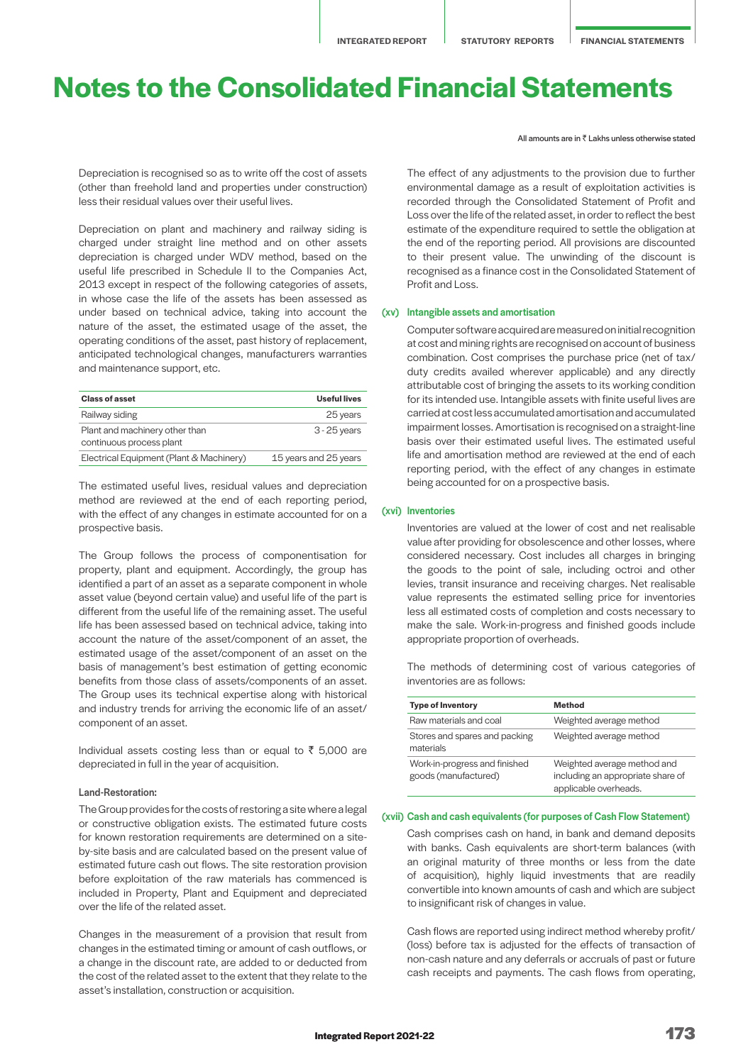# Notes to the Consolidated Financial Statements

All amounts are in ₹ Lakhs unless otherwise stated

Depreciation is recognised so as to write off the cost of assets (other than freehold land and properties under construction) less their residual values over their useful lives.

Depreciation on plant and machinery and railway siding is charged under straight line method and on other assets depreciation is charged under WDV method, based on the useful life prescribed in Schedule II to the Companies Act, 2013 except in respect of the following categories of assets, in whose case the life of the assets has been assessed as under based on technical advice, taking into account the nature of the asset, the estimated usage of the asset, the operating conditions of the asset, past history of replacement, anticipated technological changes, manufacturers warranties and maintenance support, etc.

| Class of asset | Useful lives |
|---|---|
| Railway siding | 25 years |
| Plant and machinery other than continuous process plant | 3 - 25 years |
| Electrical Equipment (Plant & Machinery) | 15 years and 25 years |

The estimated useful lives, residual values and depreciation method are reviewed at the end of each reporting period, with the effect of any changes in estimate accounted for on a prospective basis.

The Group follows the process of componentisation for property, plant and equipment. Accordingly, the group has identified a part of an asset as a separate component in whole asset value (beyond certain value) and useful life of the part is different from the useful life of the remaining asset. The useful life has been assessed based on technical advice, taking into account the nature of the asset/component of an asset, the estimated usage of the asset/component of an asset on the basis of management's best estimation of getting economic benefits from those class of assets/components of an asset. The Group uses its technical expertise along with historical and industry trends for arriving the economic life of an asset/ component of an asset.

Individual assets costing less than or equal to ₹ 5,000 are depreciated in full in the year of acquisition.

**Land-Restoration:**

The Group provides for the costs of restoring a site where a legal or constructive obligation exists. The estimated future costs for known restoration requirements are determined on a site-by-site basis and are calculated based on the present value of estimated future cash out flows. The site restoration provision before exploitation of the raw materials has commenced is included in Property, Plant and Equipment and depreciated over the life of the related asset.

Changes in the measurement of a provision that result from changes in the estimated timing or amount of cash outflows, or a change in the discount rate, are added to or deducted from the cost of the related asset to the extent that they relate to the asset's installation, construction or acquisition.

The effect of any adjustments to the provision due to further environmental damage as a result of exploitation activities is recorded through the Consolidated Statement of Profit and Loss over the life of the related asset, in order to reflect the best estimate of the expenditure required to settle the obligation at the end of the reporting period. All provisions are discounted to their present value. The unwinding of the discount is recognised as a finance cost in the Consolidated Statement of Profit and Loss.

### (xv) Intangible assets and amortisation

Computer software acquired are measured on initial recognition at cost and mining rights are recognised on account of business combination. Cost comprises the purchase price (net of tax/ duty credits availed wherever applicable) and any directly attributable cost of bringing the assets to its working condition for its intended use. Intangible assets with finite useful lives are carried at cost less accumulated amortisation and accumulated impairment losses. Amortisation is recognised on a straight-line basis over their estimated useful lives. The estimated useful life and amortisation method are reviewed at the end of each reporting period, with the effect of any changes in estimate being accounted for on a prospective basis.

### (xvi) Inventories

Inventories are valued at the lower of cost and net realisable value after providing for obsolescence and other losses, where considered necessary. Cost includes all charges in bringing the goods to the point of sale, including octroi and other levies, transit insurance and receiving charges. Net realisable value represents the estimated selling price for inventories less all estimated costs of completion and costs necessary to make the sale. Work-in-progress and finished goods include appropriate proportion of overheads.

The methods of determining cost of various categories of inventories are as follows:

| Type of Inventory | Method |
|---|---|
| Raw materials and coal | Weighted average method |
| Stores and spares and packing materials | Weighted average method |
| Work-in-progress and finished goods (manufactured) | Weighted average method and including an appropriate share of applicable overheads. |

### (xvii) Cash and cash equivalents (for purposes of Cash Flow Statement)

Cash comprises cash on hand, in bank and demand deposits with banks. Cash equivalents are short-term balances (with an original maturity of three months or less from the date of acquisition), highly liquid investments that are readily convertible into known amounts of cash and which are subject to insignificant risk of changes in value.

Cash flows are reported using indirect method whereby profit/ (loss) before tax is adjusted for the effects of transaction of non-cash nature and any deferrals or accruals of past or future cash receipts and payments. The cash flows from operating,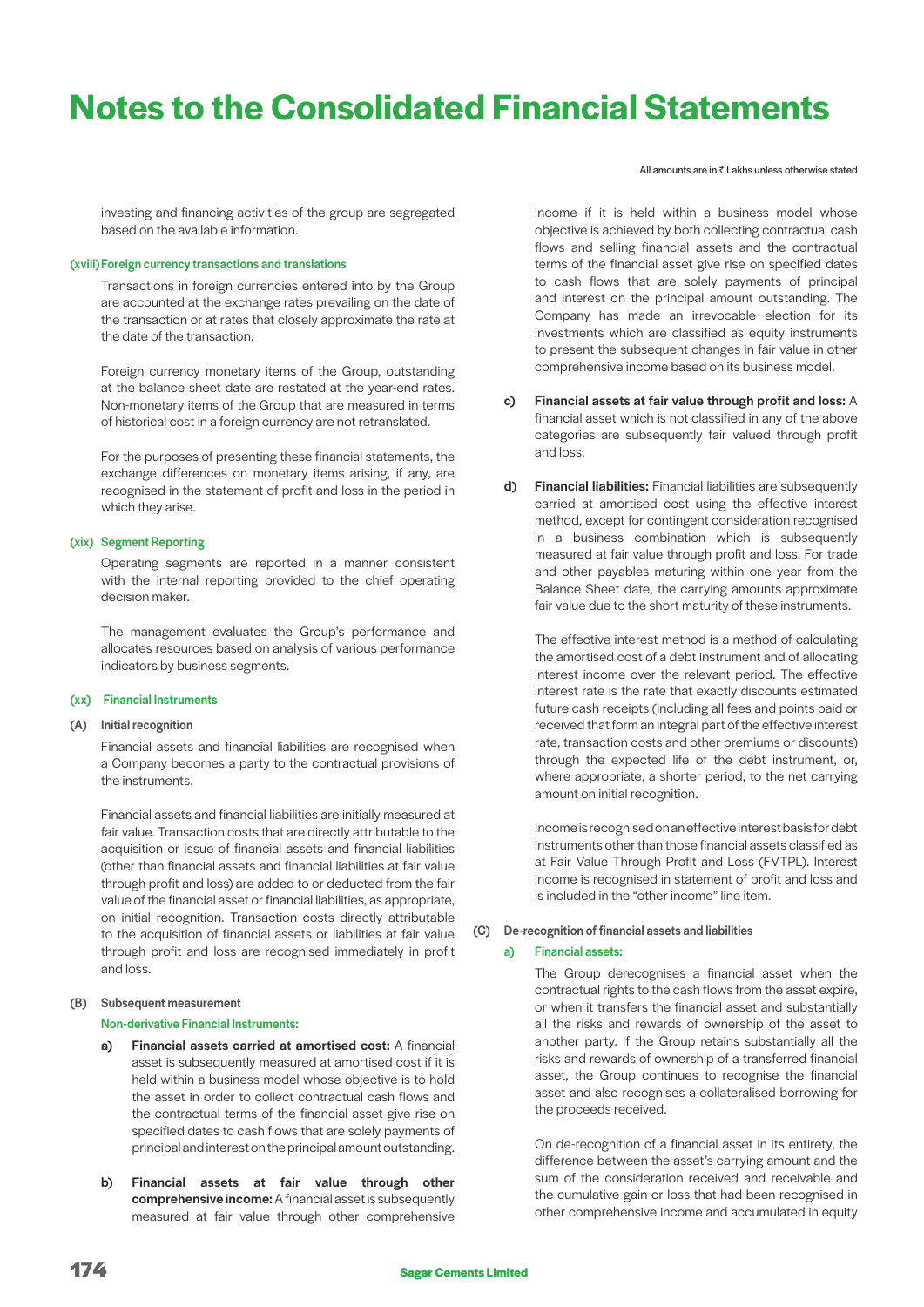investing and financing activities of the group are segregated based on the available information.

#### (xviii) Foreign currency transactions and translations

Transactions in foreign currencies entered into by the Group are accounted at the exchange rates prevailing on the date of the transaction or at rates that closely approximate the rate at the date of the transaction.

Foreign currency monetary items of the Group, outstanding at the balance sheet date are restated at the year-end rates. Non-monetary items of the Group that are measured in terms of historical cost in a foreign currency are not retranslated.

For the purposes of presenting these financial statements, the exchange differences on monetary items arising, if any, are recognised in the statement of profit and loss in the period in which they arise.

#### (xix) Segment Reporting

Operating segments are reported in a manner consistent with the internal reporting provided to the chief operating decision maker.

The management evaluates the Group's performance and allocates resources based on analysis of various performance indicators by business segments.

#### (xx) Financial Instruments

##### (A) Initial recognition

Financial assets and financial liabilities are recognised when a Company becomes a party to the contractual provisions of the instruments.

Financial assets and financial liabilities are initially measured at fair value. Transaction costs that are directly attributable to the acquisition or issue of financial assets and financial liabilities (other than financial assets and financial liabilities at fair value through profit and loss) are added to or deducted from the fair value of the financial asset or financial liabilities, as appropriate, on initial recognition. Transaction costs directly attributable to the acquisition of financial assets or liabilities at fair value through profit and loss are recognised immediately in profit and loss.

##### (B) Subsequent measurement

**Non-derivative Financial Instruments:**

a) **Financial assets carried at amortised cost:** A financial asset is subsequently measured at amortised cost if it is held within a business model whose objective is to hold the asset in order to collect contractual cash flows and the contractual terms of the financial asset give rise on specified dates to cash flows that are solely payments of principal and interest on the principal amount outstanding.

b) **Financial assets at fair value through other comprehensive income:** A financial asset is subsequently measured at fair value through other comprehensive income if it is held within a business model whose objective is achieved by both collecting contractual cash flows and selling financial assets and the contractual terms of the financial asset give rise on specified dates to cash flows that are solely payments of principal and interest on the principal amount outstanding. The Company has made an irrevocable election for its investments which are classified as equity instruments to present the subsequent changes in fair value in other comprehensive income based on its business model.

c) **Financial assets at fair value through profit and loss:** A financial asset which is not classified in any of the above categories are subsequently fair valued through profit and loss.

d) **Financial liabilities:** Financial liabilities are subsequently carried at amortised cost using the effective interest method, except for contingent consideration recognised in a business combination which is subsequently measured at fair value through profit and loss. For trade and other payables maturing within one year from the Balance Sheet date, the carrying amounts approximate fair value due to the short maturity of these instruments.

The effective interest method is a method of calculating the amortised cost of a debt instrument and of allocating interest income over the relevant period. The effective interest rate is the rate that exactly discounts estimated future cash receipts (including all fees and points paid or received that form an integral part of the effective interest rate, transaction costs and other premiums or discounts) through the expected life of the debt instrument, or, where appropriate, a shorter period, to the net carrying amount on initial recognition.

Income is recognised on an effective interest basis for debt instruments other than those financial assets classified as at Fair Value Through Profit and Loss (FVTPL). Interest income is recognised in statement of profit and loss and is included in the "other income" line item.

##### (C) De-recognition of financial assets and liabilities

**a) Financial assets:**

The Group derecognises a financial asset when the contractual rights to the cash flows from the asset expire, or when it transfers the financial asset and substantially all the risks and rewards of ownership of the asset to another party. If the Group retains substantially all the risks and rewards of ownership of a transferred financial asset, the Group continues to recognise the financial asset and also recognises a collateralised borrowing for the proceeds received.

On de-recognition of a financial asset in its entirety, the difference between the asset's carrying amount and the sum of the consideration received and receivable and the cumulative gain or loss that had been recognised in other comprehensive income and accumulated in equity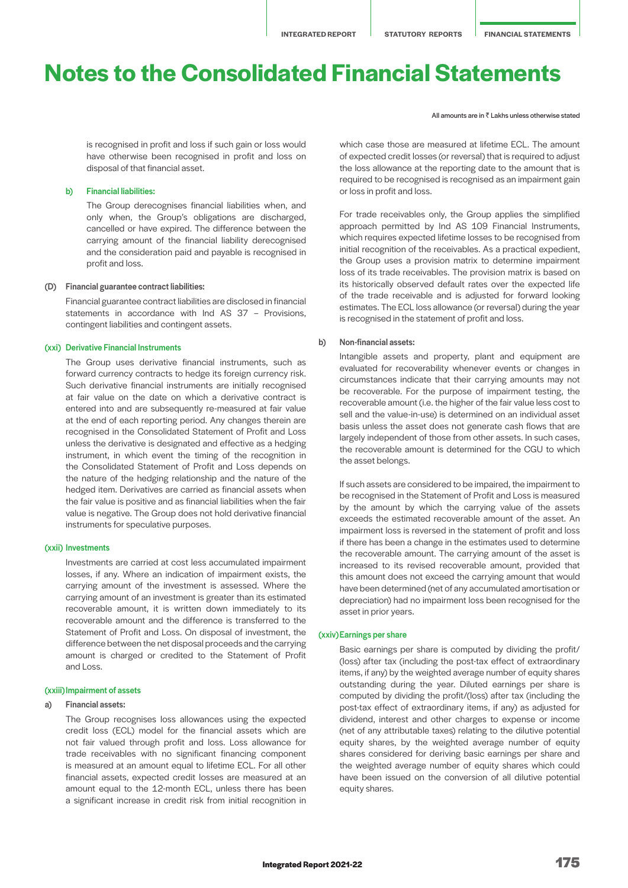# Notes to the Consolidated Financial Statements

All amounts are in ₹ Lakhs unless otherwise stated

is recognised in profit and loss if such gain or loss would have otherwise been recognised in profit and loss on disposal of that financial asset.

**b) Financial liabilities:**

The Group derecognises financial liabilities when, and only when, the Group's obligations are discharged, cancelled or have expired. The difference between the carrying amount of the financial liability derecognised and the consideration paid and payable is recognised in profit and loss.

**(D) Financial guarantee contract liabilities:**

Financial guarantee contract liabilities are disclosed in financial statements in accordance with Ind AS 37 – Provisions, contingent liabilities and contingent assets.

### (xxi) Derivative Financial Instruments

The Group uses derivative financial instruments, such as forward currency contracts to hedge its foreign currency risk. Such derivative financial instruments are initially recognised at fair value on the date on which a derivative contract is entered into and are subsequently re-measured at fair value at the end of each reporting period. Any changes therein are recognised in the Consolidated Statement of Profit and Loss unless the derivative is designated and effective as a hedging instrument, in which event the timing of the recognition in the Consolidated Statement of Profit and Loss depends on the nature of the hedging relationship and the nature of the hedged item. Derivatives are carried as financial assets when the fair value is positive and as financial liabilities when the fair value is negative. The Group does not hold derivative financial instruments for speculative purposes.

### (xxii) Investments

Investments are carried at cost less accumulated impairment losses, if any. Where an indication of impairment exists, the carrying amount of the investment is assessed. Where the carrying amount of an investment is greater than its estimated recoverable amount, it is written down immediately to its recoverable amount and the difference is transferred to the Statement of Profit and Loss. On disposal of investment, the difference between the net disposal proceeds and the carrying amount is charged or credited to the Statement of Profit and Loss.

### (xxiii) Impairment of assets

**a) Financial assets:**

The Group recognises loss allowances using the expected credit loss (ECL) model for the financial assets which are not fair valued through profit and loss. Loss allowance for trade receivables with no significant financing component is measured at an amount equal to lifetime ECL. For all other financial assets, expected credit losses are measured at an amount equal to the 12-month ECL, unless there has been a significant increase in credit risk from initial recognition in which case those are measured at lifetime ECL. The amount of expected credit losses (or reversal) that is required to adjust the loss allowance at the reporting date to the amount that is required to be recognised is recognised as an impairment gain or loss in profit and loss.

For trade receivables only, the Group applies the simplified approach permitted by Ind AS 109 Financial Instruments, which requires expected lifetime losses to be recognised from initial recognition of the receivables. As a practical expedient, the Group uses a provision matrix to determine impairment loss of its trade receivables. The provision matrix is based on its historically observed default rates over the expected life of the trade receivable and is adjusted for forward looking estimates. The ECL loss allowance (or reversal) during the year is recognised in the statement of profit and loss.

**b) Non-financial assets:**

Intangible assets and property, plant and equipment are evaluated for recoverability whenever events or changes in circumstances indicate that their carrying amounts may not be recoverable. For the purpose of impairment testing, the recoverable amount (i.e. the higher of the fair value less cost to sell and the value-in-use) is determined on an individual asset basis unless the asset does not generate cash flows that are largely independent of those from other assets. In such cases, the recoverable amount is determined for the CGU to which the asset belongs.

If such assets are considered to be impaired, the impairment to be recognised in the Statement of Profit and Loss is measured by the amount by which the carrying value of the assets exceeds the estimated recoverable amount of the asset. An impairment loss is reversed in the statement of profit and loss if there has been a change in the estimates used to determine the recoverable amount. The carrying amount of the asset is increased to its revised recoverable amount, provided that this amount does not exceed the carrying amount that would have been determined (net of any accumulated amortisation or depreciation) had no impairment loss been recognised for the asset in prior years.

### (xxiv) Earnings per share

Basic earnings per share is computed by dividing the profit/(loss) after tax (including the post-tax effect of extraordinary items, if any) by the weighted average number of equity shares outstanding during the year. Diluted earnings per share is computed by dividing the profit/(loss) after tax (including the post-tax effect of extraordinary items, if any) as adjusted for dividend, interest and other charges to expense or income (net of any attributable taxes) relating to the dilutive potential equity shares, by the weighted average number of equity shares considered for deriving basic earnings per share and the weighted average number of equity shares which could have been issued on the conversion of all dilutive potential equity shares.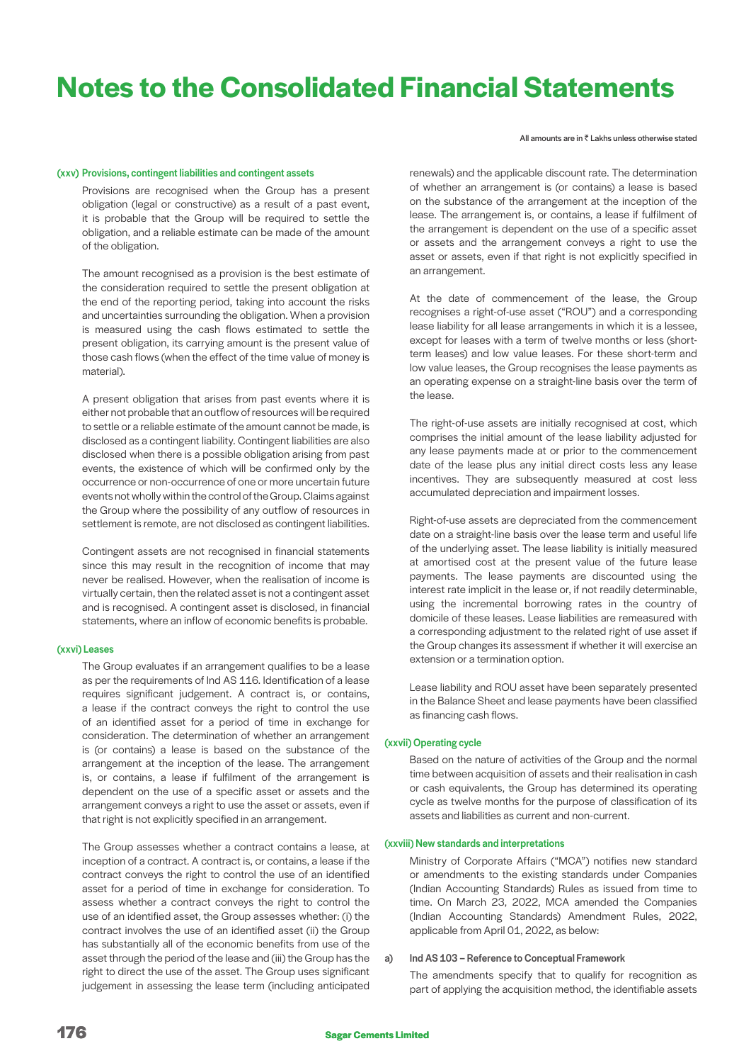# Notes to the Consolidated Financial Statements

All amounts are in ₹ Lakhs unless otherwise stated

### (xxv) Provisions, contingent liabilities and contingent assets

Provisions are recognised when the Group has a present obligation (legal or constructive) as a result of a past event, it is probable that the Group will be required to settle the obligation, and a reliable estimate can be made of the amount of the obligation.

The amount recognised as a provision is the best estimate of the consideration required to settle the present obligation at the end of the reporting period, taking into account the risks and uncertainties surrounding the obligation. When a provision is measured using the cash flows estimated to settle the present obligation, its carrying amount is the present value of those cash flows (when the effect of the time value of money is material).

A present obligation that arises from past events where it is either not probable that an outflow of resources will be required to settle or a reliable estimate of the amount cannot be made, is disclosed as a contingent liability. Contingent liabilities are also disclosed when there is a possible obligation arising from past events, the existence of which will be confirmed only by the occurrence or non-occurrence of one or more uncertain future events not wholly within the control of the Group. Claims against the Group where the possibility of any outflow of resources in settlement is remote, are not disclosed as contingent liabilities.

Contingent assets are not recognised in financial statements since this may result in the recognition of income that may never be realised. However, when the realisation of income is virtually certain, then the related asset is not a contingent asset and is recognised. A contingent asset is disclosed, in financial statements, where an inflow of economic benefits is probable.

### (xxvi) Leases

The Group evaluates if an arrangement qualifies to be a lease as per the requirements of Ind AS 116. Identification of a lease requires significant judgement. A contract is, or contains, a lease if the contract conveys the right to control the use of an identified asset for a period of time in exchange for consideration. The determination of whether an arrangement is (or contains) a lease is based on the substance of the arrangement at the inception of the lease. The arrangement is, or contains, a lease if fulfilment of the arrangement is dependent on the use of a specific asset or assets and the arrangement conveys a right to use the asset or assets, even if that right is not explicitly specified in an arrangement.

The Group assesses whether a contract contains a lease, at inception of a contract. A contract is, or contains, a lease if the contract conveys the right to control the use of an identified asset for a period of time in exchange for consideration. To assess whether a contract conveys the right to control the use of an identified asset, the Group assesses whether: (i) the contract involves the use of an identified asset (ii) the Group has substantially all of the economic benefits from use of the asset through the period of the lease and (iii) the Group has the right to direct the use of the asset. The Group uses significant judgement in assessing the lease term (including anticipated renewals) and the applicable discount rate. The determination of whether an arrangement is (or contains) a lease is based on the substance of the arrangement at the inception of the lease. The arrangement is, or contains, a lease if fulfilment of the arrangement is dependent on the use of a specific asset or assets and the arrangement conveys a right to use the asset or assets, even if that right is not explicitly specified in an arrangement.

At the date of commencement of the lease, the Group recognises a right-of-use asset ("ROU") and a corresponding lease liability for all lease arrangements in which it is a lessee, except for leases with a term of twelve months or less (short-term leases) and low value leases. For these short-term and low value leases, the Group recognises the lease payments as an operating expense on a straight-line basis over the term of the lease.

The right-of-use assets are initially recognised at cost, which comprises the initial amount of the lease liability adjusted for any lease payments made at or prior to the commencement date of the lease plus any initial direct costs less any lease incentives. They are subsequently measured at cost less accumulated depreciation and impairment losses.

Right-of-use assets are depreciated from the commencement date on a straight-line basis over the lease term and useful life of the underlying asset. The lease liability is initially measured at amortised cost at the present value of the future lease payments. The lease payments are discounted using the interest rate implicit in the lease or, if not readily determinable, using the incremental borrowing rates in the country of domicile of these leases. Lease liabilities are remeasured with a corresponding adjustment to the related right of use asset if the Group changes its assessment if whether it will exercise an extension or a termination option.

Lease liability and ROU asset have been separately presented in the Balance Sheet and lease payments have been classified as financing cash flows.

### (xxvii) Operating cycle

Based on the nature of activities of the Group and the normal time between acquisition of assets and their realisation in cash or cash equivalents, the Group has determined its operating cycle as twelve months for the purpose of classification of its assets and liabilities as current and non-current.

### (xxviii) New standards and interpretations

Ministry of Corporate Affairs ("MCA") notifies new standard or amendments to the existing standards under Companies (Indian Accounting Standards) Rules as issued from time to time. On March 23, 2022, MCA amended the Companies (Indian Accounting Standards) Amendment Rules, 2022, applicable from April 01, 2022, as below:

**a) Ind AS 103 – Reference to Conceptual Framework**

The amendments specify that to qualify for recognition as part of applying the acquisition method, the identifiable assets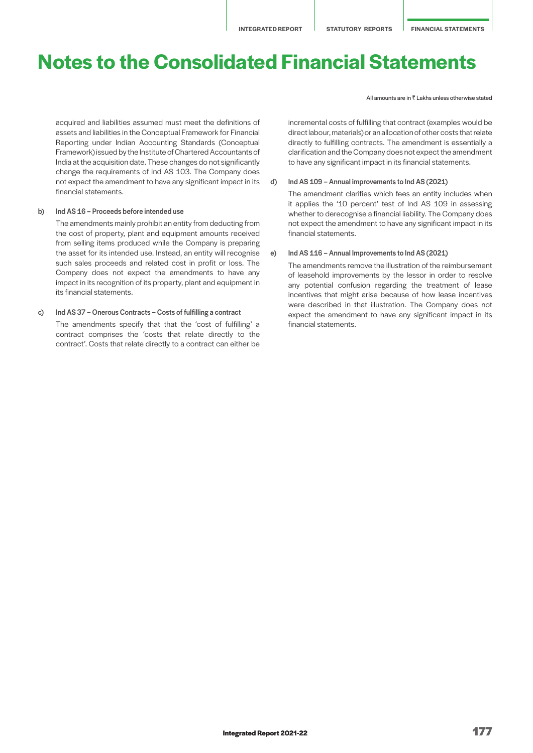acquired and liabilities assumed must meet the definitions of assets and liabilities in the Conceptual Framework for Financial Reporting under Indian Accounting Standards (Conceptual Framework) issued by the Institute of Chartered Accountants of India at the acquisition date. These changes do not significantly change the requirements of Ind AS 103. The Company does not expect the amendment to have any significant impact in its financial statements.

**b) Ind AS 16 – Proceeds before intended use**

The amendments mainly prohibit an entity from deducting from the cost of property, plant and equipment amounts received from selling items produced while the Company is preparing the asset for its intended use. Instead, an entity will recognise such sales proceeds and related cost in profit or loss. The Company does not expect the amendments to have any impact in its recognition of its property, plant and equipment in its financial statements.

**c) Ind AS 37 – Onerous Contracts – Costs of fulfilling a contract**

The amendments specify that that the 'cost of fulfilling' a contract comprises the 'costs that relate directly to the contract'. Costs that relate directly to a contract can either be incremental costs of fulfilling that contract (examples would be direct labour, materials) or an allocation of other costs that relate directly to fulfilling contracts. The amendment is essentially a clarification and the Company does not expect the amendment to have any significant impact in its financial statements.

**d) Ind AS 109 – Annual improvements to Ind AS (2021)**

The amendment clarifies which fees an entity includes when it applies the '10 percent' test of Ind AS 109 in assessing whether to derecognise a financial liability. The Company does not expect the amendment to have any significant impact in its financial statements.

**e) Ind AS 116 – Annual Improvements to Ind AS (2021)**

The amendments remove the illustration of the reimbursement of leasehold improvements by the lessor in order to resolve any potential confusion regarding the treatment of lease incentives that might arise because of how lease incentives were described in that illustration. The Company does not expect the amendment to have any significant impact in its financial statements.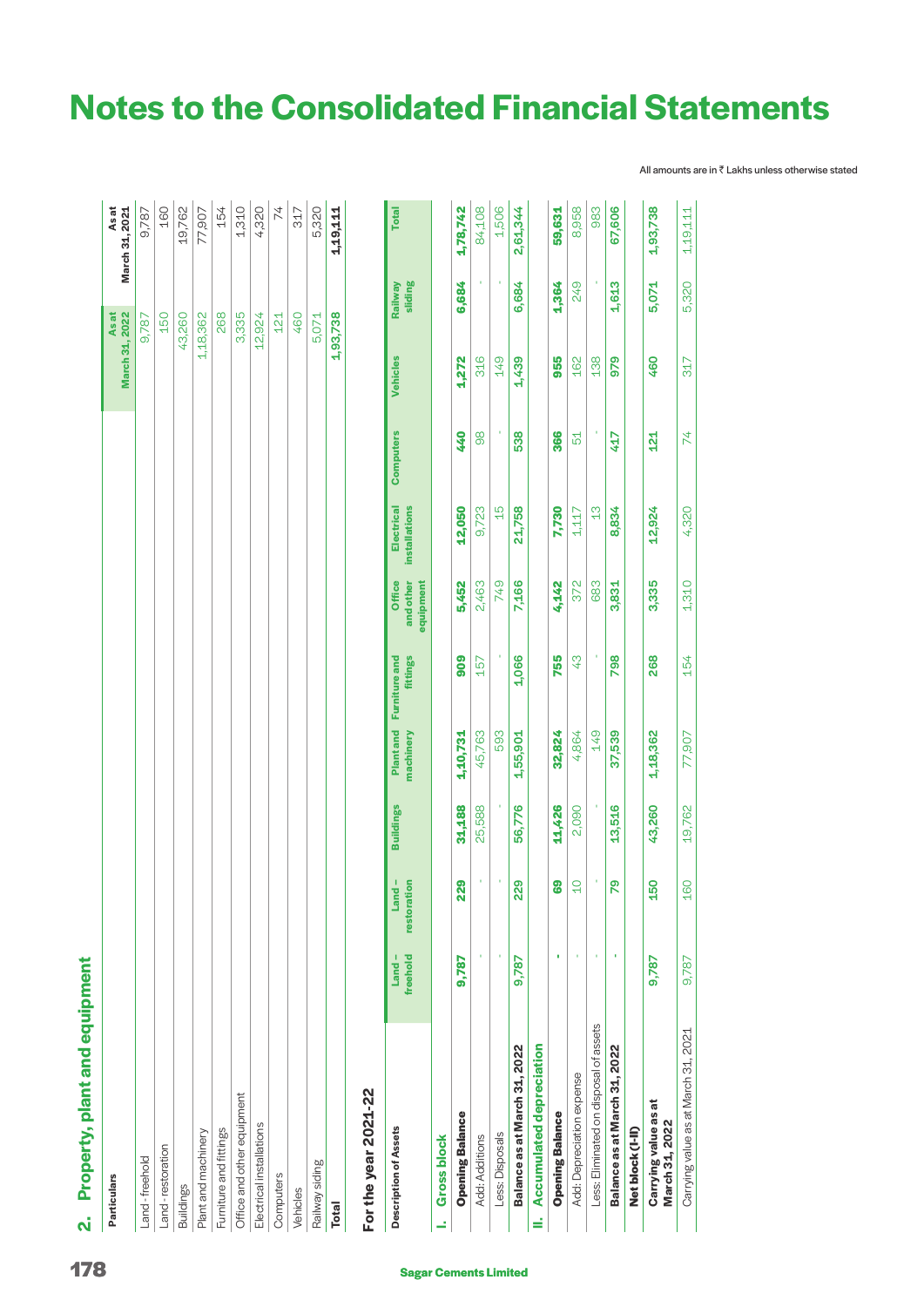# Notes to the Consolidated Financial Statements

All amounts are in ₹ Lakhs unless otherwise stated

## 2. Property, plant and equipment

| Particulars | As at March 31, 2022 | As at March 31, 2021 |
|---|---|---|
| Land - freehold | 9,787 | 9,787 |
| Land - restoration | 150 | 160 |
| Buildings | 43,260 | 19,762 |
| Plant and machinery | 1,18,362 | 77,907 |
| Furniture and fittings | 268 | 154 |
| Office and other equipment | 3,335 | 1,310 |
| Electrical installations | 12,924 | 4,320 |
| Computers | 121 | 74 |
| Vehicles | 460 | 317 |
| Railway siding | 5,071 | 5,320 |
| **Total** | **1,93,738** | **1,19,111** |

### For the year 2021-22

| Description of Assets | Land – freehold | Land – restoration | Buildings | Plant and machinery | Furniture and fittings | Office and other equipment | Electrical installations | Computers | Vehicles | Railway siding | Total |
|---|---|---|---|---|---|---|---|---|---|---|---|
| **I. Gross block** | | | | | | | | | | | |
| **Opening Balance** | **9,787** | **229** | **31,188** | **1,10,731** | **909** | **5,452** | **12,050** | **440** | **1,272** | **6,684** | **1,78,742** |
| Add: Additions | - | - | 25,588 | 45,763 | 157 | 2,463 | 9,723 | 98 | 316 | - | 84,108 |
| Less: Disposals | - | - | - | 593 | - | 749 | 15 | - | 149 | - | 1,506 |
| **Balance as at March 31, 2022** | **9,787** | **229** | **56,776** | **1,55,901** | **1,066** | **7,166** | **21,758** | **538** | **1,439** | **6,684** | **2,61,344** |
| **II. Accumulated depreciation** | | | | | | | | | | | |
| **Opening Balance** | **-** | **69** | **11,426** | **32,824** | **755** | **4,142** | **7,730** | **366** | **955** | **1,364** | **59,631** |
| Add: Depreciation expense | - | 10 | 2,090 | 4,864 | 43 | 372 | 1,117 | 51 | 162 | 249 | 8,958 |
| Less: Eliminated on disposal of assets | - | - | - | 149 | - | 683 | 13 | - | 138 | - | 983 |
| **Balance as at March 31, 2022** | **-** | **79** | **13,516** | **37,539** | **798** | **3,831** | **8,834** | **417** | **979** | **1,613** | **67,606** |
| **Net block (I-II)** | | | | | | | | | | | |
| **Carrying value as at March 31, 2022** | **9,787** | **150** | **43,260** | **1,18,362** | **268** | **3,335** | **12,924** | **121** | **460** | **5,071** | **1,93,738** |
| Carrying value as at March 31, 2021 | 9,787 | 160 | 19,762 | 77,907 | 154 | 1,310 | 4,320 | 74 | 317 | 5,320 | 1,19,111 |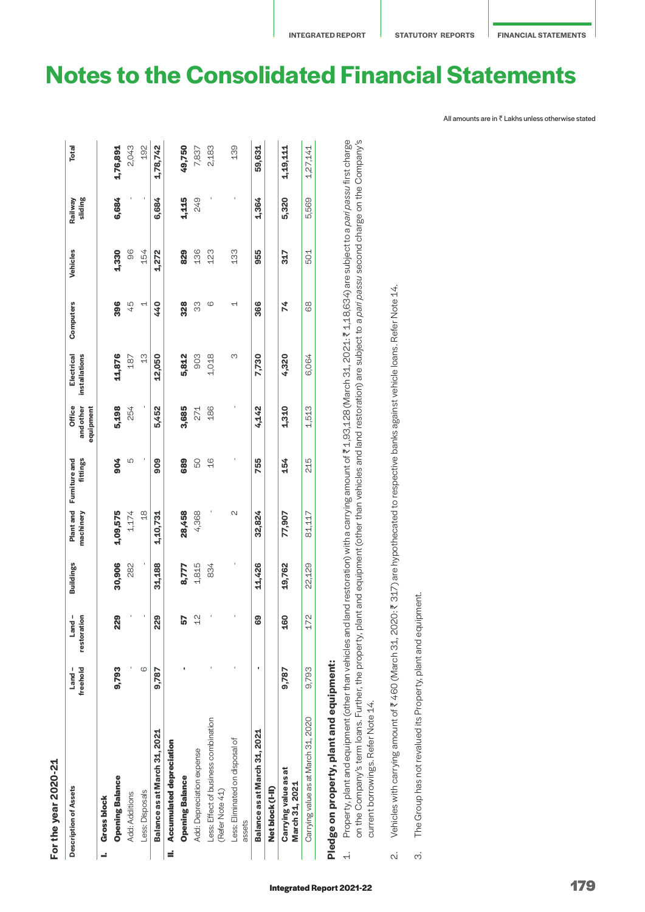# Notes to the Consolidated Financial Statements

All amounts are in ₹ Lakhs unless otherwise stated

**For the year 2020-21**

| Description of Assets | Land – freehold | Land – restoration | Buildings | Plant and machinery | Furniture and fittings | Office and other equipment | Electrical installations | Computers | Vehicles | Railway siding | Total |
|---|---|---|---|---|---|---|---|---|---|---|---|
| **I. Gross block** | | | | | | | | | | | |
| **Opening Balance** | **9,793** | **229** | **30,906** | **1,09,575** | **904** | **5,198** | **11,876** | **396** | **1,330** | **6,684** | **1,76,891** |
| Add: Additions | - | - | 282 | 1,174 | 5 | 254 | 187 | 45 | 96 | - | 2,043 |
| Less: Disposals | 6 | - | - | 18 | - | - | 13 | 1 | 154 | - | 192 |
| **Balance as at March 31, 2021** | **9,787** | **229** | **31,188** | **1,10,731** | **909** | **5,452** | **12,050** | **440** | **1,272** | **6,684** | **1,78,742** |
| **II. Accumulated depreciation** | | | | | | | | | | | |
| **Opening Balance** | **-** | **57** | **8,777** | **28,458** | **689** | **3,685** | **5,812** | **328** | **829** | **1,115** | **49,750** |
| Add: Depreciation expense | - | 12 | 1,815 | 4,368 | 50 | 271 | 903 | 33 | 136 | 249 | 7,837 |
| Less: Effect of business combination (Refer Note 41) | - | - | 834 | - | 16 | 186 | 1,018 | 6 | 123 | - | 2,183 |
| Less: Eliminated on disposal of assets | - | - | - | 2 | - | - | 3 | 1 | 133 | - | 139 |
| **Balance as at March 31, 2021** | **-** | **69** | **11,426** | **32,824** | **755** | **4,142** | **7,730** | **366** | **955** | **1,364** | **59,631** |
| **Net block (I-II)** | | | | | | | | | | | |
| **Carrying value as at March 31, 2021** | **9,787** | **160** | **19,762** | **77,907** | **154** | **1,310** | **4,320** | **74** | **317** | **5,320** | **1,19,111** |
| Carrying value as at March 31, 2020 | 9,793 | 172 | 22,129 | 81,117 | 215 | 1,513 | 6,064 | 68 | 501 | 5,569 | 1,27,141 |

**Pledge on property, plant and equipment:**

1. Property, plant and equipment (other than vehicles and land restoration) with a carrying amount of ₹ 1,93,128 (March 31, 2021: ₹ 1,18,634) are subject to a *pari passu* first charge on the Company's term loans. Further, the property, plant and equipment (other than vehicles and land restoration) are subject to a *pari passu* second charge on the Company's current borrowings. Refer Note 14.

2. Vehicles with carrying amount of ₹ 460 (March 31, 2020: ₹ 317) are hypothecated to respective banks against vehicle loans. Refer Note 14.

3. The Group has not revalued its Property, plant and equipment.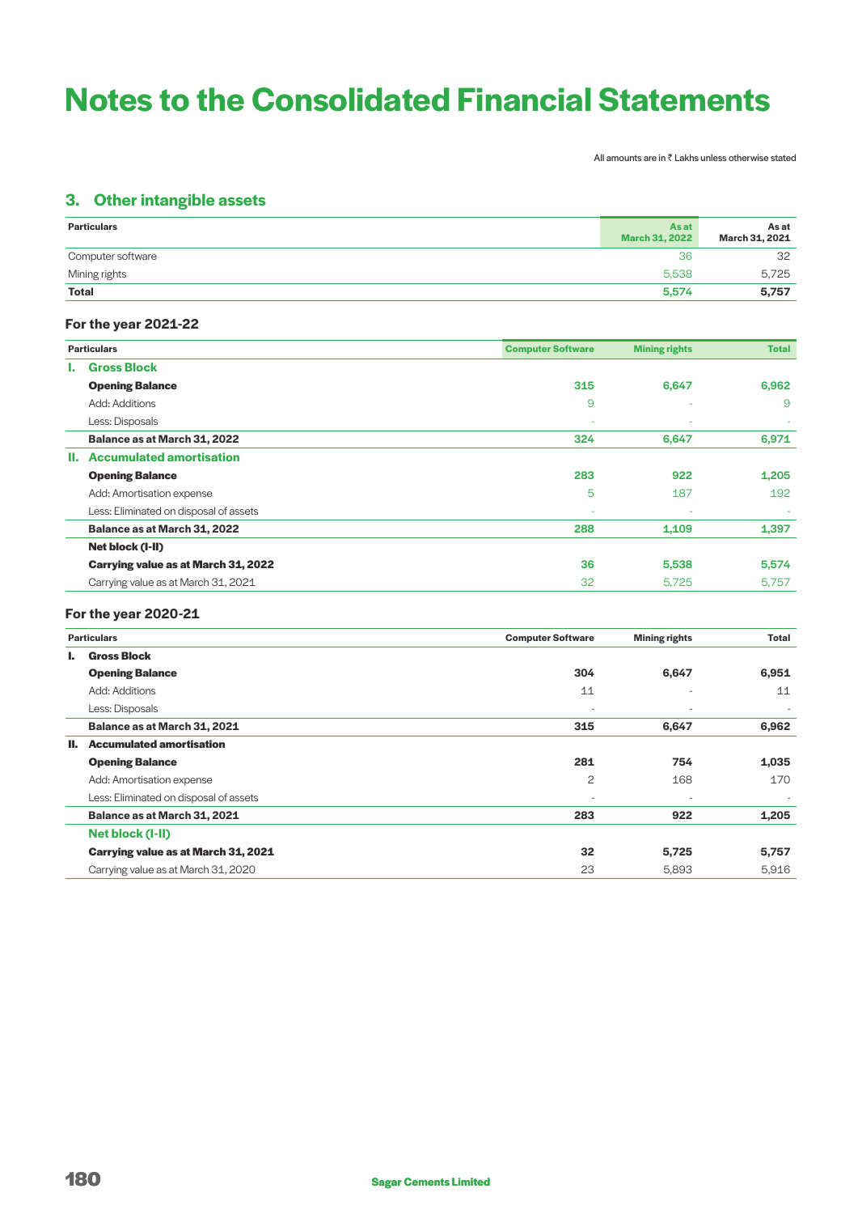# Notes to the Consolidated Financial Statements

All amounts are in ₹ Lakhs unless otherwise stated

## 3. Other intangible assets

| Particulars | As at March 31, 2022 | As at March 31, 2021 |
|---|---|---|
| Computer software | 36 | 32 |
| Mining rights | 5,538 | 5,725 |
| **Total** | **5,574** | **5,757** |

### For the year 2021-22

| | Particulars | Computer Software | Mining rights | Total |
|---|---|---|---|---|
| **I.** | **Gross Block** | | | |
| | **Opening Balance** | **315** | **6,647** | **6,962** |
| | Add: Additions | 9 | - | 9 |
| | Less: Disposals | - | - | - |
| | **Balance as at March 31, 2022** | **324** | **6,647** | **6,971** |
| **II.** | **Accumulated amortisation** | | | |
| | **Opening Balance** | **283** | **922** | **1,205** |
| | Add: Amortisation expense | 5 | 187 | 192 |
| | Less: Eliminated on disposal of assets | - | - | - |
| | **Balance as at March 31, 2022** | **288** | **1,109** | **1,397** |
| | **Net block (I-II)** | | | |
| | **Carrying value as at March 31, 2022** | **36** | **5,538** | **5,574** |
| | Carrying value as at March 31, 2021 | 32 | 5,725 | 5,757 |

### For the year 2020-21

| | Particulars | Computer Software | Mining rights | Total |
|---|---|---|---|---|
| **I.** | **Gross Block** | | | |
| | **Opening Balance** | **304** | **6,647** | **6,951** |
| | Add: Additions | 11 | - | 11 |
| | Less: Disposals | - | - | - |
| | **Balance as at March 31, 2021** | **315** | **6,647** | **6,962** |
| **II.** | **Accumulated amortisation** | | | |
| | **Opening Balance** | **281** | **754** | **1,035** |
| | Add: Amortisation expense | 2 | 168 | 170 |
| | Less: Eliminated on disposal of assets | - | - | - |
| | **Balance as at March 31, 2021** | **283** | **922** | **1,205** |
| | **Net block (I-II)** | | | |
| | **Carrying value as at March 31, 2021** | **32** | **5,725** | **5,757** |
| | Carrying value as at March 31, 2020 | 23 | 5,893 | 5,916 |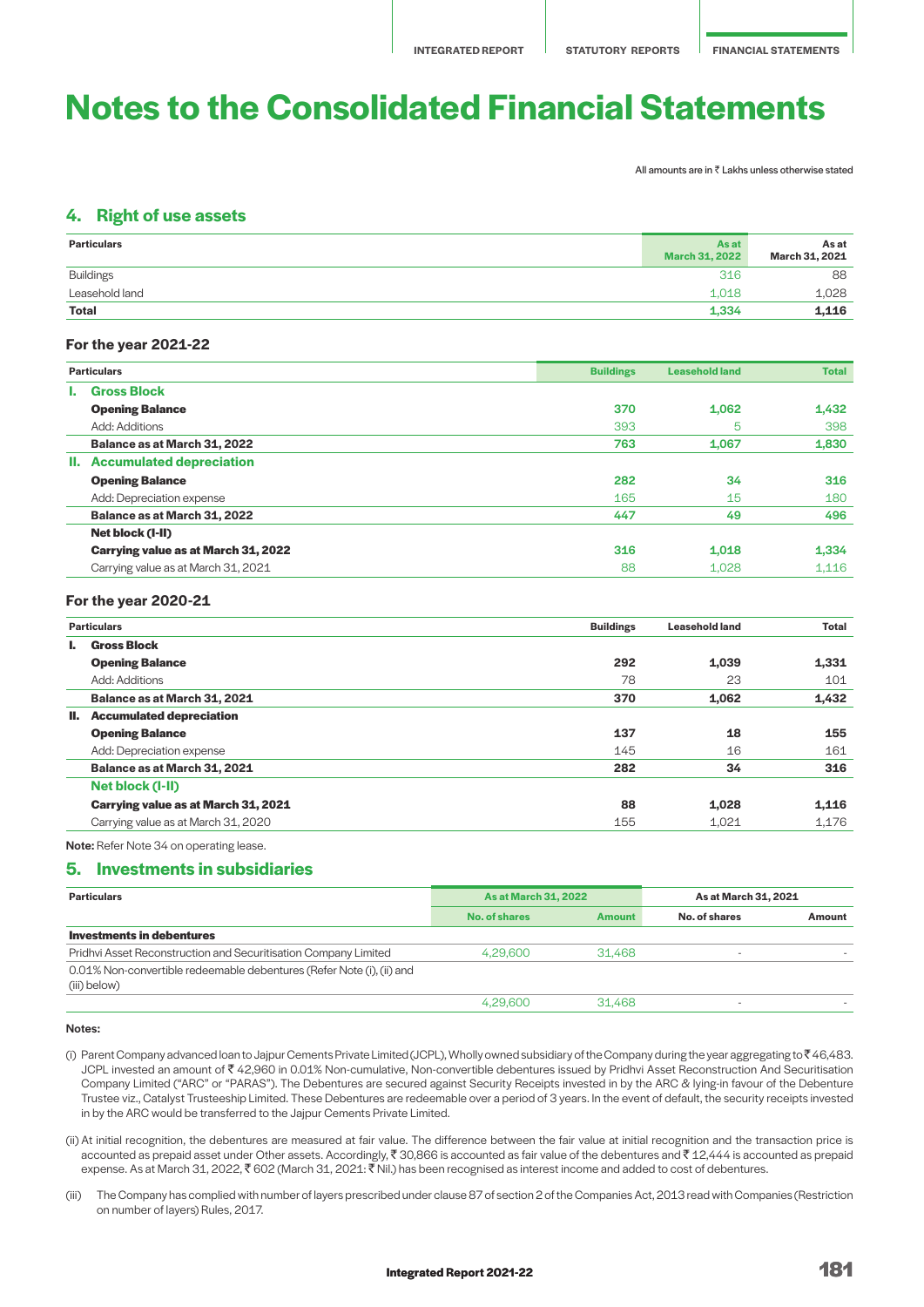# Notes to the Consolidated Financial Statements

All amounts are in ₹ Lakhs unless otherwise stated

## 4. Right of use assets

| Particulars | As at March 31, 2022 | As at March 31, 2021 |
|---|---|---|
| Buildings | 316 | 88 |
| Leasehold land | 1,018 | 1,028 |
| **Total** | **1,334** | **1,116** |

### For the year 2021-22

| Particulars | Buildings | Leasehold land | Total |
|---|---|---|---|
| **I. Gross Block** | | | |
| **Opening Balance** | **370** | **1,062** | **1,432** |
| Add: Additions | 393 | 5 | 398 |
| **Balance as at March 31, 2022** | **763** | **1,067** | **1,830** |
| **II. Accumulated depreciation** | | | |
| **Opening Balance** | **282** | **34** | **316** |
| Add: Depreciation expense | 165 | 15 | 180 |
| **Balance as at March 31, 2022** | **447** | **49** | **496** |
| **Net block (I-II)** | | | |
| **Carrying value as at March 31, 2022** | **316** | **1,018** | **1,334** |
| Carrying value as at March 31, 2021 | 88 | 1,028 | 1,116 |

### For the year 2020-21

| Particulars | Buildings | Leasehold land | Total |
|---|---|---|---|
| **I. Gross Block** | | | |
| **Opening Balance** | **292** | **1,039** | **1,331** |
| Add: Additions | 78 | 23 | 101 |
| **Balance as at March 31, 2021** | **370** | **1,062** | **1,432** |
| **II. Accumulated depreciation** | | | |
| **Opening Balance** | **137** | **18** | **155** |
| Add: Depreciation expense | 145 | 16 | 161 |
| **Balance as at March 31, 2021** | **282** | **34** | **316** |
| **Net block (I-II)** | | | |
| **Carrying value as at March 31, 2021** | **88** | **1,028** | **1,116** |
| Carrying value as at March 31, 2020 | 155 | 1,021 | 1,176 |

**Note:** Refer Note 34 on operating lease.

## 5. Investments in subsidiaries

| Particulars | As at March 31, 2022 | | As at March 31, 2021 | |
|---|---|---|---|---|
| | No. of shares | Amount | No. of shares | Amount |
| **Investments in debentures** | | | | |
| Pridhvi Asset Reconstruction and Securitisation Company Limited | 4,29,600 | 31,468 | - | - |
| 0.01% Non-convertible redeemable debentures (Refer Note (i), (ii) and (iii) below) | | | | |
| | 4,29,600 | 31,468 | - | - |

**Notes:**

(i) Parent Company advanced loan to Jajpur Cements Private Limited (JCPL), Wholly owned subsidiary of the Company during the year aggregating to ₹ 46,483. JCPL invested an amount of ₹ 42,960 in 0.01% Non-cumulative, Non-convertible debentures issued by Pridhvi Asset Reconstruction And Securitisation Company Limited ("ARC" or "PARAS"). The Debentures are secured against Security Receipts invested in by the ARC & lying-in favour of the Debenture Trustee viz., Catalyst Trusteeship Limited. These Debentures are redeemable over a period of 3 years. In the event of default, the security receipts invested in by the ARC would be transferred to the Jajpur Cements Private Limited.

(ii) At initial recognition, the debentures are measured at fair value. The difference between the fair value at initial recognition and the transaction price is accounted as prepaid asset under Other assets. Accordingly, ₹ 30,866 is accounted as fair value of the debentures and ₹ 12,444 is accounted as prepaid expense. As at March 31, 2022, ₹ 602 (March 31, 2021: ₹ Nil.) has been recognised as interest income and added to cost of debentures.

(iii) The Company has complied with number of layers prescribed under clause 87 of section 2 of the Companies Act, 2013 read with Companies (Restriction on number of layers) Rules, 2017.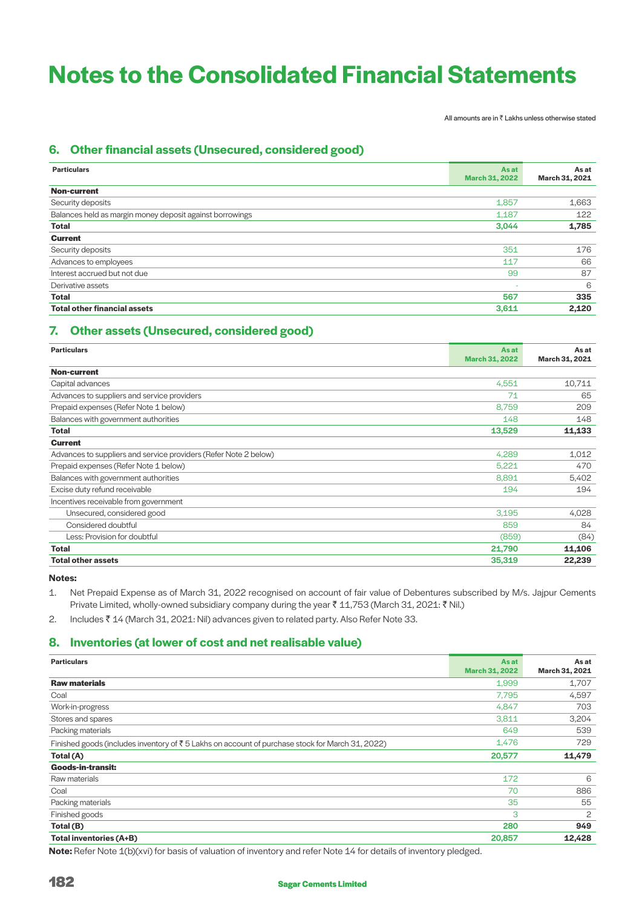# Notes to the Consolidated Financial Statements

All amounts are in ₹ Lakhs unless otherwise stated

## 6. Other financial assets (Unsecured, considered good)

| Particulars | As at March 31, 2022 | As at March 31, 2021 |
|---|---|---|
| **Non-current** | | |
| Security deposits | 1,857 | 1,663 |
| Balances held as margin money deposit against borrowings | 1,187 | 122 |
| **Total** | **3,044** | **1,785** |
| **Current** | | |
| Security deposits | 351 | 176 |
| Advances to employees | 117 | 66 |
| Interest accrued but not due | 99 | 87 |
| Derivative assets | - | 6 |
| **Total** | **567** | **335** |
| **Total other financial assets** | **3,611** | **2,120** |

## 7. Other assets (Unsecured, considered good)

| Particulars | As at March 31, 2022 | As at March 31, 2021 |
|---|---|---|
| **Non-current** | | |
| Capital advances | 4,551 | 10,711 |
| Advances to suppliers and service providers | 71 | 65 |
| Prepaid expenses (Refer Note 1 below) | 8,759 | 209 |
| Balances with government authorities | 148 | 148 |
| **Total** | **13,529** | **11,133** |
| **Current** | | |
| Advances to suppliers and service providers (Refer Note 2 below) | 4,289 | 1,012 |
| Prepaid expenses (Refer Note 1 below) | 5,221 | 470 |
| Balances with government authorities | 8,891 | 5,402 |
| Excise duty refund receivable | 194 | 194 |
| Incentives receivable from government | | |
| Unsecured, considered good | 3,195 | 4,028 |
| Considered doubtful | 859 | 84 |
| Less: Provision for doubtful | (859) | (84) |
| **Total** | **21,790** | **11,106** |
| **Total other assets** | **35,319** | **22,239** |

**Notes:**

1. Net Prepaid Expense as of March 31, 2022 recognised on account of fair value of Debentures subscribed by M/s. Jajpur Cements Private Limited, wholly-owned subsidiary company during the year ₹ 11,753 (March 31, 2021: ₹ Nil.)
2. Includes ₹ 14 (March 31, 2021: Nil) advances given to related party. Also Refer Note 33.

## 8. Inventories (at lower of cost and net realisable value)

| Particulars | As at March 31, 2022 | As at March 31, 2021 |
|---|---|---|
| **Raw materials** | 1,999 | 1,707 |
| Coal | 7,795 | 4,597 |
| Work-in-progress | 4,847 | 703 |
| Stores and spares | 3,811 | 3,204 |
| Packing materials | 649 | 539 |
| Finished goods (includes inventory of ₹ 5 Lakhs on account of purchase stock for March 31, 2022) | 1,476 | 729 |
| **Total (A)** | **20,577** | **11,479** |
| **Goods-in-transit:** | | |
| Raw materials | 172 | 6 |
| Coal | 70 | 886 |
| Packing materials | 35 | 55 |
| Finished goods | 3 | 2 |
| **Total (B)** | **280** | **949** |
| **Total inventories (A+B)** | **20,857** | **12,428** |

**Note:** Refer Note 1(b)(xvi) for basis of valuation of inventory and refer Note 14 for details of inventory pledged.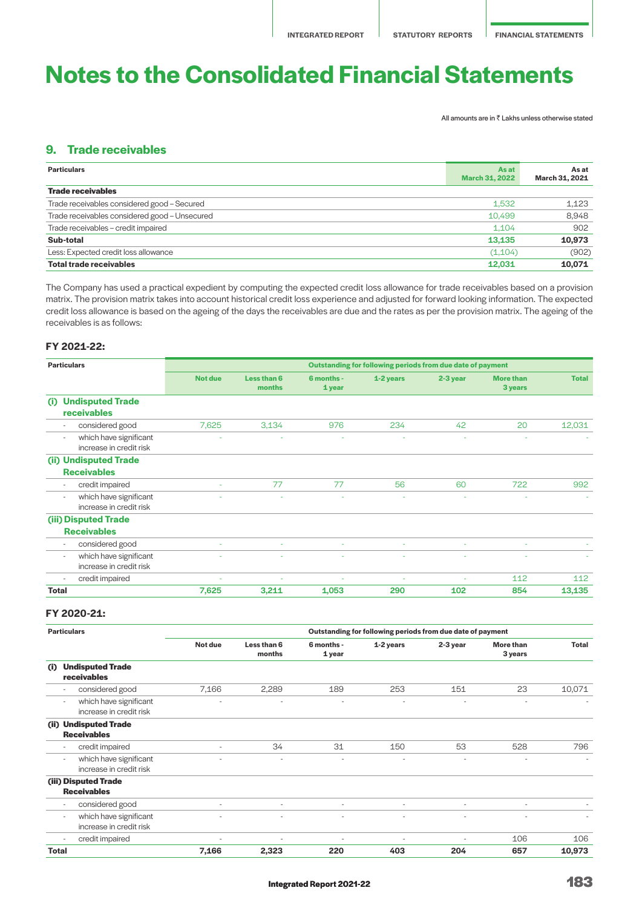# Notes to the Consolidated Financial Statements

All amounts are in ₹ Lakhs unless otherwise stated

## 9. Trade receivables

| Particulars | As at March 31, 2022 | As at March 31, 2021 |
|---|---|---|
| **Trade receivables** | | |
| Trade receivables considered good – Secured | 1,532 | 1,123 |
| Trade receivables considered good – Unsecured | 10,499 | 8,948 |
| Trade receivables – credit impaired | 1,104 | 902 |
| **Sub-total** | **13,135** | **10,973** |
| Less: Expected credit loss allowance | (1,104) | (902) |
| **Total trade receivables** | **12,031** | **10,071** |

The Company has used a practical expedient by computing the expected credit loss allowance for trade receivables based on a provision matrix. The provision matrix takes into account historical credit loss experience and adjusted for forward looking information. The expected credit loss allowance is based on the ageing of the days the receivables are due and the rates as per the provision matrix. The ageing of the receivables is as follows:

### FY 2021-22:

| Particulars | Outstanding for following periods from due date of payment | | | | | | |
|---|---|---|---|---|---|---|---|
| | Not due | Less than 6 months | 6 months - 1 year | 1-2 years | 2-3 year | More than 3 years | Total |
| **(i) Undisputed Trade receivables** | | | | | | | |
| - considered good | 7,625 | 3,134 | 976 | 234 | 42 | 20 | 12,031 |
| - which have significant increase in credit risk | - | - | - | - | - | - | - |
| **(ii) Undisputed Trade Receivables** | | | | | | | |
| - credit impaired | - | 77 | 77 | 56 | 60 | 722 | 992 |
| - which have significant increase in credit risk | - | - | - | - | - | - | - |
| **(iii) Disputed Trade Receivables** | | | | | | | |
| - considered good | - | - | - | - | - | - | - |
| - which have significant increase in credit risk | - | - | - | - | - | - | - |
| - credit impaired | - | - | - | - | - | 112 | 112 |
| **Total** | **7,625** | **3,211** | **1,053** | **290** | **102** | **854** | **13,135** |

### FY 2020-21:

| Particulars | Outstanding for following periods from due date of payment | | | | | | |
|---|---|---|---|---|---|---|---|
| | Not due | Less than 6 months | 6 months - 1 year | 1-2 years | 2-3 year | More than 3 years | Total |
| **(i) Undisputed Trade receivables** | | | | | | | |
| - considered good | 7,166 | 2,289 | 189 | 253 | 151 | 23 | 10,071 |
| - which have significant increase in credit risk | - | - | - | - | - | - | - |
| **(ii) Undisputed Trade Receivables** | | | | | | | |
| - credit impaired | - | 34 | 31 | 150 | 53 | 528 | 796 |
| - which have significant increase in credit risk | - | - | - | - | - | - | - |
| **(iii) Disputed Trade Receivables** | | | | | | | |
| - considered good | - | - | - | - | - | - | - |
| - which have significant increase in credit risk | - | - | - | - | - | - | - |
| - credit impaired | - | - | - | - | - | 106 | 106 |
| **Total** | **7,166** | **2,323** | **220** | **403** | **204** | **657** | **10,973** |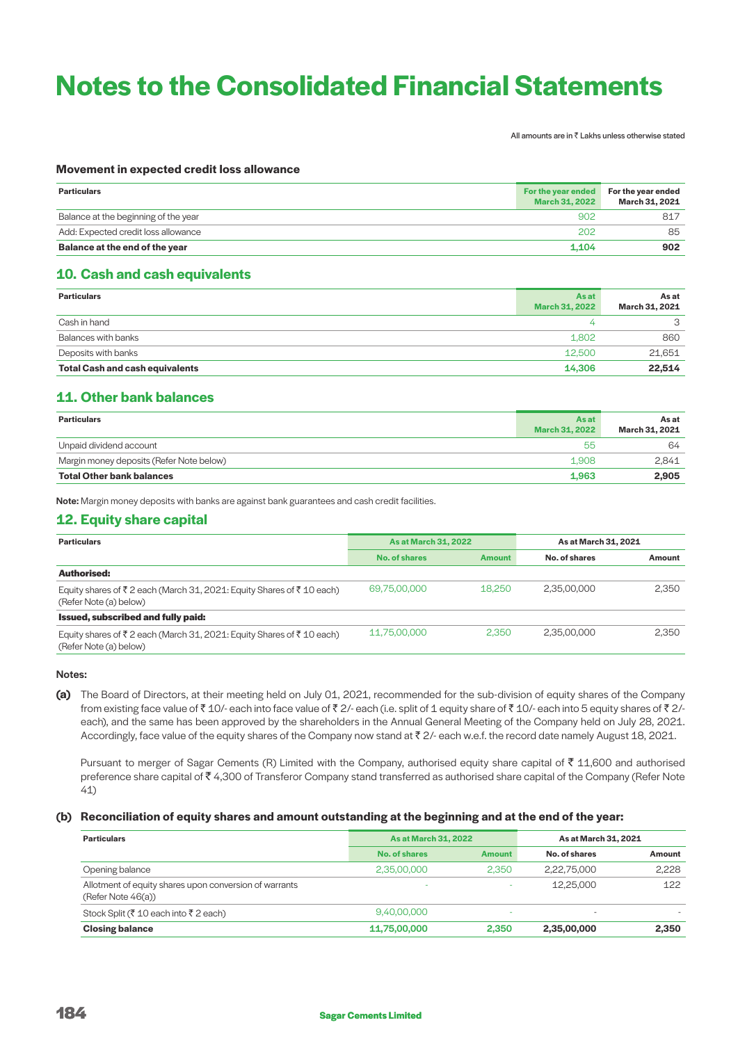# Notes to the Consolidated Financial Statements

All amounts are in ₹ Lakhs unless otherwise stated

**Movement in expected credit loss allowance**

| Particulars | For the year ended March 31, 2022 | For the year ended March 31, 2021 |
|---|---|---|
| Balance at the beginning of the year | 902 | 817 |
| Add: Expected credit loss allowance | 202 | 85 |
| **Balance at the end of the year** | **1,104** | **902** |

## 10. Cash and cash equivalents

| Particulars | As at March 31, 2022 | As at March 31, 2021 |
|---|---|---|
| Cash in hand | 4 | 3 |
| Balances with banks | 1,802 | 860 |
| Deposits with banks | 12,500 | 21,651 |
| **Total Cash and cash equivalents** | **14,306** | **22,514** |

## 11. Other bank balances

| Particulars | As at March 31, 2022 | As at March 31, 2021 |
|---|---|---|
| Unpaid dividend account | 55 | 64 |
| Margin money deposits (Refer Note below) | 1,908 | 2,841 |
| **Total Other bank balances** | **1,963** | **2,905** |

**Note:** Margin money deposits with banks are against bank guarantees and cash credit facilities.

## 12. Equity share capital

| Particulars | As at March 31, 2022 | | As at March 31, 2021 | |
|---|---|---|---|---|
| | No. of shares | Amount | No. of shares | Amount |
| **Authorised:** | | | | |
| Equity shares of ₹ 2 each (March 31, 2021: Equity Shares of ₹ 10 each) (Refer Note (a) below) | 69,75,00,000 | 18,250 | 2,35,00,000 | 2,350 |
| **Issued, subscribed and fully paid:** | | | | |
| Equity shares of ₹ 2 each (March 31, 2021: Equity Shares of ₹ 10 each) (Refer Note (a) below) | 11,75,00,000 | 2,350 | 2,35,00,000 | 2,350 |

**Notes:**

**(a)** The Board of Directors, at their meeting held on July 01, 2021, recommended for the sub-division of equity shares of the Company from existing face value of ₹ 10/- each into face value of ₹ 2/- each (i.e. split of 1 equity share of ₹ 10/- each into 5 equity shares of ₹ 2/- each), and the same has been approved by the shareholders in the Annual General Meeting of the Company held on July 28, 2021. Accordingly, face value of the equity shares of the Company now stand at ₹ 2/- each w.e.f. the record date namely August 18, 2021.

Pursuant to merger of Sagar Cements (R) Limited with the Company, authorised equity share capital of ₹ 11,600 and authorised preference share capital of ₹ 4,300 of Transferor Company stand transferred as authorised share capital of the Company (Refer Note 41)

**(b) Reconciliation of equity shares and amount outstanding at the beginning and at the end of the year:**

| Particulars | As at March 31, 2022 | | As at March 31, 2021 | |
|---|---|---|---|---|
| | No. of shares | Amount | No. of shares | Amount |
| Opening balance | 2,35,00,000 | 2,350 | 2,22,75,000 | 2,228 |
| Allotment of equity shares upon conversion of warrants (Refer Note 46(a)) | - | - | 12,25,000 | 122 |
| Stock Split (₹ 10 each into ₹ 2 each) | 9,40,00,000 | - | - | - |
| **Closing balance** | **11,75,00,000** | **2,350** | **2,35,00,000** | **2,350** |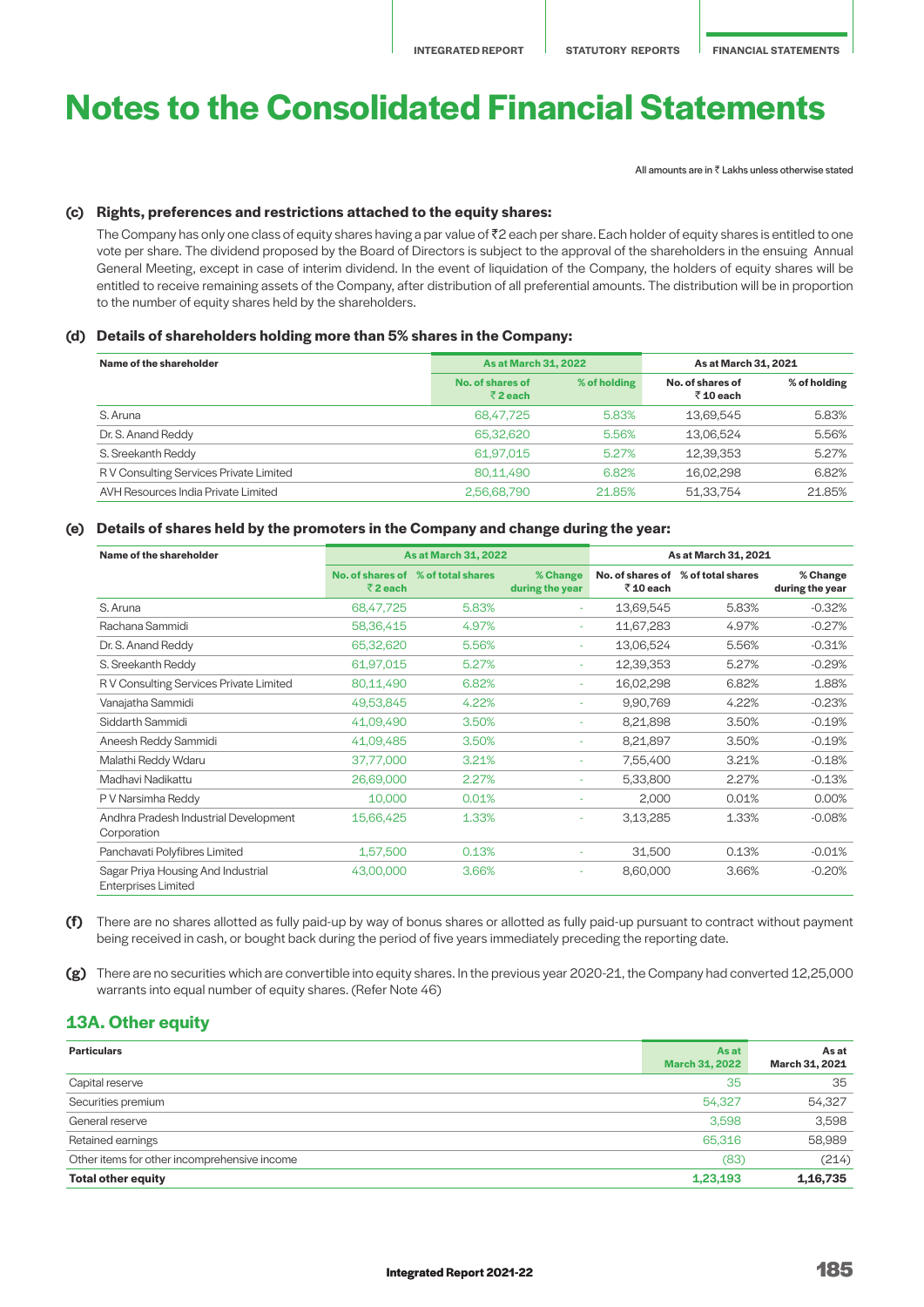# Notes to the Consolidated Financial Statements

All amounts are in ₹ Lakhs unless otherwise stated

### (c) Rights, preferences and restrictions attached to the equity shares:

The Company has only one class of equity shares having a par value of ₹2 each per share. Each holder of equity shares is entitled to one vote per share. The dividend proposed by the Board of Directors is subject to the approval of the shareholders in the ensuing Annual General Meeting, except in case of interim dividend. In the event of liquidation of the Company, the holders of equity shares will be entitled to receive remaining assets of the Company, after distribution of all preferential amounts. The distribution will be in proportion to the number of equity shares held by the shareholders.

### (d) Details of shareholders holding more than 5% shares in the Company:

| Name of the shareholder | As at March 31, 2022 | | As at March 31, 2021 | |
|---|---|---|---|---|
| | No. of shares of ₹ 2 each | % of holding | No. of shares of ₹ 10 each | % of holding |
| S. Aruna | 68,47,725 | 5.83% | 13,69,545 | 5.83% |
| Dr. S. Anand Reddy | 65,32,620 | 5.56% | 13,06,524 | 5.56% |
| S. Sreekanth Reddy | 61,97,015 | 5.27% | 12,39,353 | 5.27% |
| R V Consulting Services Private Limited | 80,11,490 | 6.82% | 16,02,298 | 6.82% |
| AVH Resources India Private Limited | 2,56,68,790 | 21.85% | 51,33,754 | 21.85% |

### (e) Details of shares held by the promoters in the Company and change during the year:

| Name of the shareholder | As at March 31, 2022 | | | As at March 31, 2021 | | |
|---|---|---|---|---|---|---|
| | No. of shares of ₹ 2 each | % of total shares | % Change during the year | No. of shares of ₹ 10 each | % of total shares | % Change during the year |
| S. Aruna | 68,47,725 | 5.83% | - | 13,69,545 | 5.83% | -0.32% |
| Rachana Sammidi | 58,36,415 | 4.97% | - | 11,67,283 | 4.97% | -0.27% |
| Dr. S. Anand Reddy | 65,32,620 | 5.56% | - | 13,06,524 | 5.56% | -0.31% |
| S. Sreekanth Reddy | 61,97,015 | 5.27% | - | 12,39,353 | 5.27% | -0.29% |
| R V Consulting Services Private Limited | 80,11,490 | 6.82% | - | 16,02,298 | 6.82% | 1.88% |
| Vanajatha Sammidi | 49,53,845 | 4.22% | - | 9,90,769 | 4.22% | -0.23% |
| Siddarth Sammidi | 41,09,490 | 3.50% | - | 8,21,898 | 3.50% | -0.19% |
| Aneesh Reddy Sammidi | 41,09,485 | 3.50% | - | 8,21,897 | 3.50% | -0.19% |
| Malathi Reddy Wdaru | 37,77,000 | 3.21% | - | 7,55,400 | 3.21% | -0.18% |
| Madhavi Nadikattu | 26,69,000 | 2.27% | - | 5,33,800 | 2.27% | -0.13% |
| P V Narsimha Reddy | 10,000 | 0.01% | - | 2,000 | 0.01% | 0.00% |
| Andhra Pradesh Industrial Development Corporation | 15,66,425 | 1.33% | - | 3,13,285 | 1.33% | -0.08% |
| Panchavati Polyfibres Limited | 1,57,500 | 0.13% | - | 31,500 | 0.13% | -0.01% |
| Sagar Priya Housing And Industrial Enterprises Limited | 43,00,000 | 3.66% | - | 8,60,000 | 3.66% | -0.20% |

**(f)** There are no shares allotted as fully paid-up by way of bonus shares or allotted as fully paid-up pursuant to contract without payment being received in cash, or bought back during the period of five years immediately preceding the reporting date.

**(g)** There are no securities which are convertible into equity shares. In the previous year 2020-21, the Company had converted 12,25,000 warrants into equal number of equity shares. (Refer Note 46)

## 13A. Other equity

| Particulars | As at March 31, 2022 | As at March 31, 2021 |
|---|---|---|
| Capital reserve | 35 | 35 |
| Securities premium | 54,327 | 54,327 |
| General reserve | 3,598 | 3,598 |
| Retained earnings | 65,316 | 58,989 |
| Other items for other incomprehensive income | (83) | (214) |
| **Total other equity** | **1,23,193** | **1,16,735** |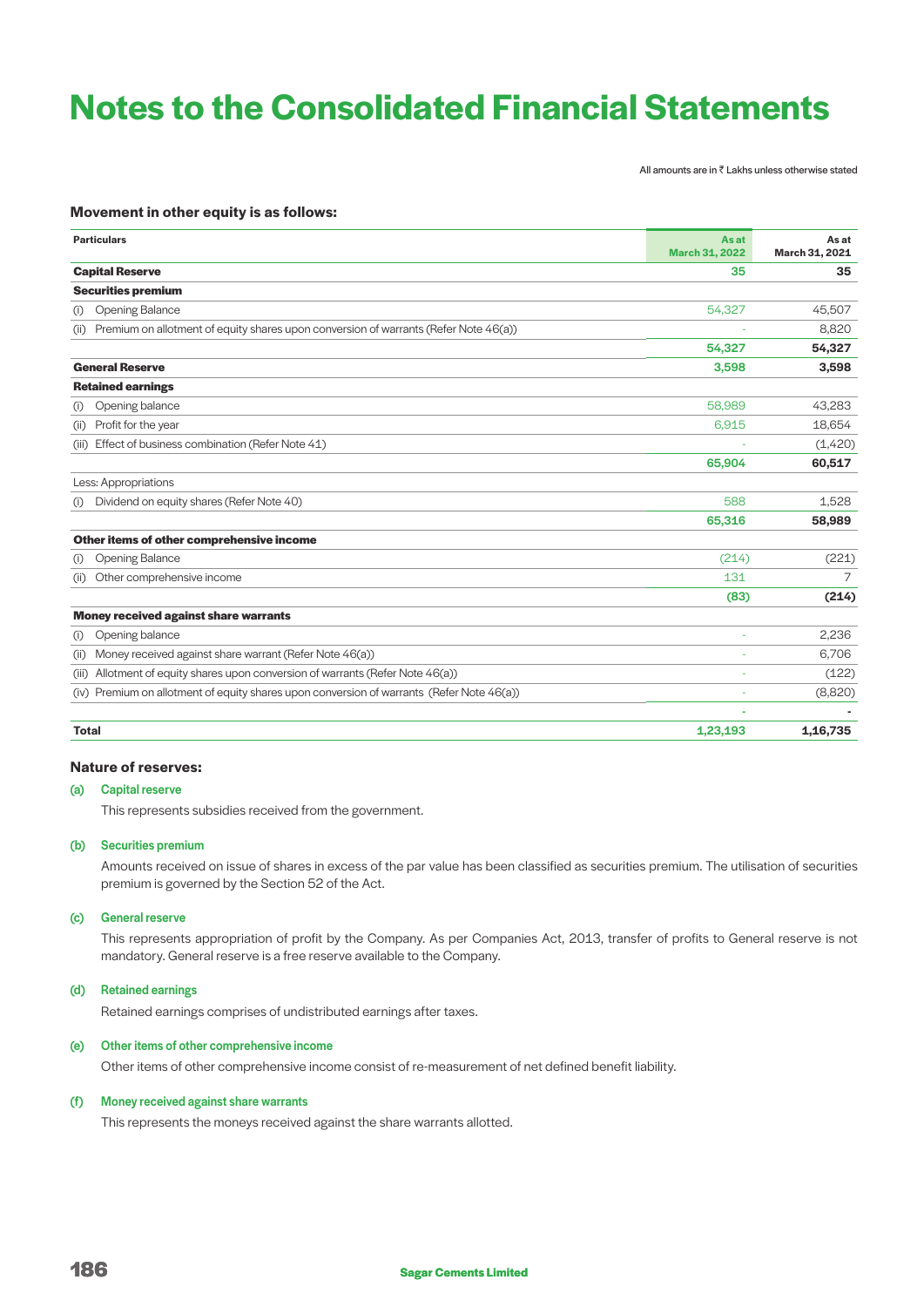# Notes to the Consolidated Financial Statements

All amounts are in ₹ Lakhs unless otherwise stated

**Movement in other equity is as follows:**

| Particulars | As at March 31, 2022 | As at March 31, 2021 |
|---|---|---|
| **Capital Reserve** | **35** | **35** |
| **Securities premium** | | |
| (i) Opening Balance | 54,327 | 45,507 |
| (ii) Premium on allotment of equity shares upon conversion of warrants (Refer Note 46(a)) | - | 8,820 |
| | **54,327** | **54,327** |
| **General Reserve** | **3,598** | **3,598** |
| **Retained earnings** | | |
| (i) Opening balance | 58,989 | 43,283 |
| (ii) Profit for the year | 6,915 | 18,654 |
| (iii) Effect of business combination (Refer Note 41) | - | (1,420) |
| | **65,904** | **60,517** |
| Less: Appropriations | | |
| (i) Dividend on equity shares (Refer Note 40) | 588 | 1,528 |
| | **65,316** | **58,989** |
| **Other items of other comprehensive income** | | |
| (i) Opening Balance | (214) | (221) |
| (ii) Other comprehensive income | 131 | 7 |
| | **(83)** | **(214)** |
| **Money received against share warrants** | | |
| (i) Opening balance | - | 2,236 |
| (ii) Money received against share warrant (Refer Note 46(a)) | - | 6,706 |
| (iii) Allotment of equity shares upon conversion of warrants (Refer Note 46(a)) | - | (122) |
| (iv) Premium on allotment of equity shares upon conversion of warrants (Refer Note 46(a)) | - | (8,820) |
| | - | - |
| **Total** | **1,23,193** | **1,16,735** |

**Nature of reserves:**

**(a) Capital reserve**

This represents subsidies received from the government.

**(b) Securities premium**

Amounts received on issue of shares in excess of the par value has been classified as securities premium. The utilisation of securities premium is governed by the Section 52 of the Act.

**(c) General reserve**

This represents appropriation of profit by the Company. As per Companies Act, 2013, transfer of profits to General reserve is not mandatory. General reserve is a free reserve available to the Company.

**(d) Retained earnings**

Retained earnings comprises of undistributed earnings after taxes.

**(e) Other items of other comprehensive income**

Other items of other comprehensive income consist of re-measurement of net defined benefit liability.

**(f) Money received against share warrants**

This represents the moneys received against the share warrants allotted.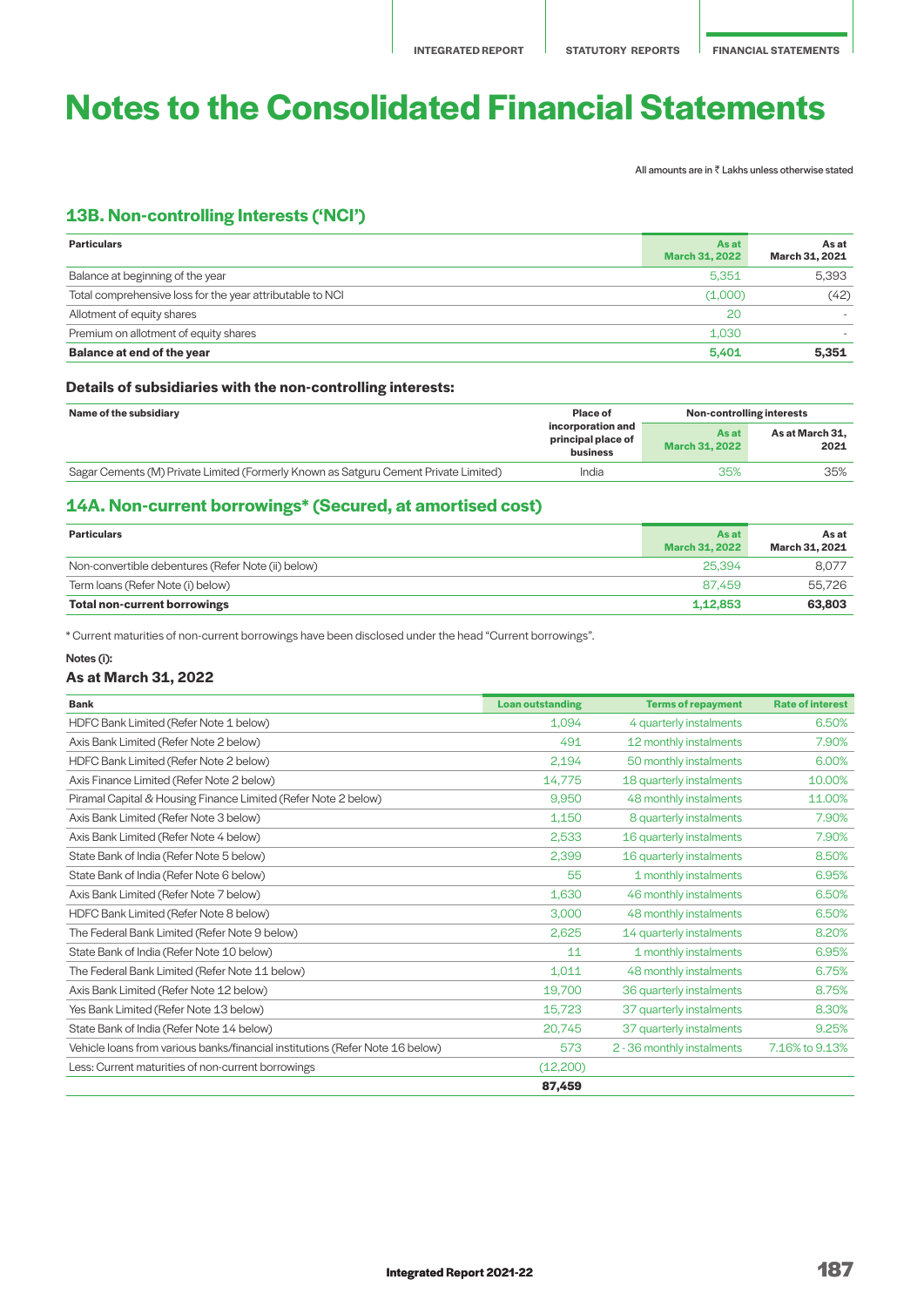# Notes to the Consolidated Financial Statements

All amounts are in ₹ Lakhs unless otherwise stated

## 13B. Non-controlling Interests ('NCI')

| Particulars | As at March 31, 2022 | As at March 31, 2021 |
|---|---|---|
| Balance at beginning of the year | 5,351 | 5,393 |
| Total comprehensive loss for the year attributable to NCI | (1,000) | (42) |
| Allotment of equity shares | 20 | - |
| Premium on allotment of equity shares | 1,030 | - |
| **Balance at end of the year** | **5,401** | **5,351** |

### Details of subsidiaries with the non-controlling interests:

| Name of the subsidiary | Place of incorporation and principal place of business | Non-controlling interests | |
|---|---|---|---|
| | | As at March 31, 2022 | As at March 31, 2021 |
| Sagar Cements (M) Private Limited (Formerly Known as Satguru Cement Private Limited) | India | 35% | 35% |

## 14A. Non-current borrowings* (Secured, at amortised cost)

| Particulars | As at March 31, 2022 | As at March 31, 2021 |
|---|---|---|
| Non-convertible debentures (Refer Note (ii) below) | 25,394 | 8,077 |
| Term loans (Refer Note (i) below) | 87,459 | 55,726 |
| **Total non-current borrowings** | **1,12,853** | **63,803** |

* Current maturities of non-current borrowings have been disclosed under the head "Current borrowings".

**Notes (i):**

### As at March 31, 2022

| Bank | Loan outstanding | Terms of repayment | Rate of interest |
|---|---|---|---|
| HDFC Bank Limited (Refer Note 1 below) | 1,094 | 4 quarterly instalments | 6.50% |
| Axis Bank Limited (Refer Note 2 below) | 491 | 12 monthly instalments | 7.90% |
| HDFC Bank Limited (Refer Note 2 below) | 2,194 | 50 monthly instalments | 6.00% |
| Axis Finance Limited (Refer Note 2 below) | 14,775 | 18 quarterly instalments | 10.00% |
| Piramal Capital & Housing Finance Limited (Refer Note 2 below) | 9,950 | 48 monthly instalments | 11.00% |
| Axis Bank Limited (Refer Note 3 below) | 1,150 | 8 quarterly instalments | 7.90% |
| Axis Bank Limited (Refer Note 4 below) | 2,533 | 16 quarterly instalments | 7.90% |
| State Bank of India (Refer Note 5 below) | 2,399 | 16 quarterly instalments | 8.50% |
| State Bank of India (Refer Note 6 below) | 55 | 1 monthly instalments | 6.95% |
| Axis Bank Limited (Refer Note 7 below) | 1,630 | 46 monthly instalments | 6.50% |
| HDFC Bank Limited (Refer Note 8 below) | 3,000 | 48 monthly instalments | 6.50% |
| The Federal Bank Limited (Refer Note 9 below) | 2,625 | 14 quarterly instalments | 8.20% |
| State Bank of India (Refer Note 10 below) | 11 | 1 monthly instalments | 6.95% |
| The Federal Bank Limited (Refer Note 11 below) | 1,011 | 48 monthly instalments | 6.75% |
| Axis Bank Limited (Refer Note 12 below) | 19,700 | 36 quarterly instalments | 8.75% |
| Yes Bank Limited (Refer Note 13 below) | 15,723 | 37 quarterly instalments | 8.30% |
| State Bank of India (Refer Note 14 below) | 20,745 | 37 quarterly instalments | 9.25% |
| Vehicle loans from various banks/financial institutions (Refer Note 16 below) | 573 | 2 - 36 monthly instalments | 7.16% to 9.13% |
| Less: Current maturities of non-current borrowings | (12,200) | | |
| | **87,459** | | |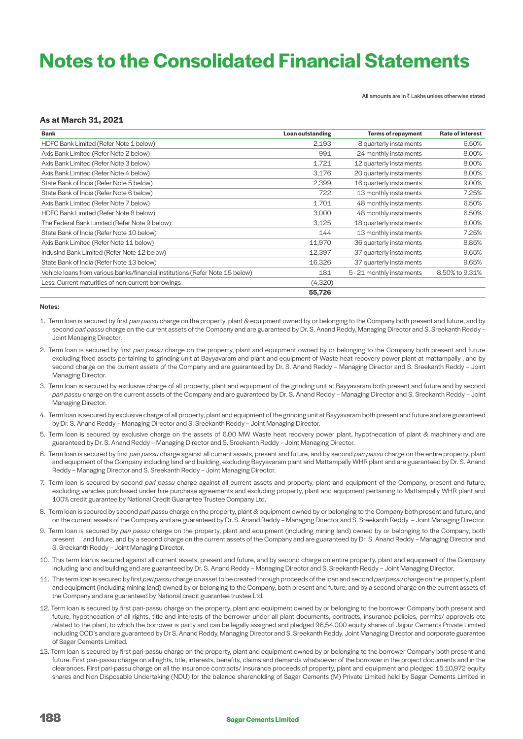# Notes to the Consolidated Financial Statements

All amounts are in ₹ Lakhs unless otherwise stated

### As at March 31, 2021

| Bank | Loan outstanding | Terms of repayment | Rate of interest |
|---|---|---|---|
| HDFC Bank Limited (Refer Note 1 below) | 2,193 | 8 quarterly instalments | 6.50% |
| Axis Bank Limited (Refer Note 2 below) | 991 | 24 monthly instalments | 8.00% |
| Axis Bank Limited (Refer Note 3 below) | 1,721 | 12 quarterly instalments | 8.00% |
| Axis Bank Limited (Refer Note 4 below) | 3,176 | 20 quarterly instalments | 8.00% |
| State Bank of India (Refer Note 5 below) | 2,399 | 16 quarterly instalments | 9.00% |
| State Bank of India (Refer Note 6 below) | 722 | 13 monthly instalments | 7.25% |
| Axis Bank Limited (Refer Note 7 below) | 1,701 | 48 monthly instalments | 6.50% |
| HDFC Bank Limited (Refer Note 8 below) | 3,000 | 48 monthly instalments | 6.50% |
| The Federal Bank Limited (Refer Note 9 below) | 3,125 | 18 quarterly instalments | 8.00% |
| State Bank of India (Refer Note 10 below) | 144 | 13 monthly instalments | 7.25% |
| Axis Bank Limited (Refer Note 11 below) | 11,970 | 36 quarterly instalments | 8.85% |
| IndusInd Bank Limited (Refer Note 12 below) | 12,397 | 37 quarterly instalments | 9.65% |
| State Bank of India (Refer Note 13 below) | 16,326 | 37 quarterly instalments | 9.65% |
| Vehicle loans from various banks/financial institutions (Refer Note 15 below) | 181 | 5 - 21 monthly instalments | 8.50% to 9.31% |
| Less: Current maturities of non-current borrowings | (4,320) | | |
| | **55,726** | | |

**Notes:**

1. Term loan is secured by first *pari passu* charge on the property, plant & equipment owned by or belonging to the Company both present and future, and by second *pari passu* charge on the current assets of the Company and are guaranteed by Dr. S. Anand Reddy, Managing Director and S. Sreekanth Reddy – Joint Managing Director.
2. Term loan is secured by first *pari passu* charge on the property, plant and equipment owned by or belonging to the Company both present and future excluding fixed assets pertaining to grinding unit at Bayyavaram and plant and equipment of Waste heat recovery power plant at mattampally , and by second charge on the current assets of the Company and are guaranteed by Dr. S. Anand Reddy – Managing Director and S. Sreekanth Reddy – Joint Managing Director.
3. Term loan is secured by exclusive charge of all property, plant and equipment of the grinding unit at Bayyavaram both present and future and by second *pari passu* charge on the current assets of the Company and are guaranteed by Dr. S. Anand Reddy – Managing Director and S. Sreekanth Reddy – Joint Managing Director.
4. Term loan is secured by exclusive charge of all property, plant and equipment of the grinding unit at Bayyavaram both present and future and are guaranteed by Dr. S. Anand Reddy – Managing Director and S. Sreekanth Reddy – Joint Managing Director.
5. Term loan is secured by exclusive charge on the assets of 6.00 MW Waste heat recovery power plant, hypothecation of plant & machinery and are guaranteed by Dr. S. Anand Reddy – Managing Director and S. Sreekanth Reddy – Joint Managing Director.
6. Term loan is secured by first *pari passu* charge against all current assets, present and future, and by second *pari passu* charge on the entire property, plant and equipment of the Company including land and building, excluding Bayyavaram plant and Mattampally WHR plant and are guaranteed by Dr. S. Anand Reddy – Managing Director and S. Sreekanth Reddy – Joint Managing Director.
7. Term loan is secured by second *pari passu* charge against all current assets and property, plant and equipment of the Company, present and future, excluding vehicles purchased under hire purchase agreements and excluding property, plant and equipment pertaining to Mattampally WHR plant and 100% credit guarantee by National Credit Guarantee Trustee Company Ltd.
8. Term loan is secured by second *pari passu* charge on the property, plant & equipment owned by or belonging to the Company both present and future, and on the current assets of the Company and are guaranteed by Dr. S. Anand Reddy – Managing Director and S. Sreekanth Reddy – Joint Managing Director.
9. Term loan is secured by *pari passu* charge on the property, plant and equipment (including mining land) owned by or belonging to the Company, both present and future, and by a second charge on the current assets of the Company and are guaranteed by Dr. S. Anand Reddy – Managing Director and S. Sreekanth Reddy – Joint Managing Director.
10. This term loan is secured against all current assets, present and future, and by second charge on entire property, plant and equipment of the Company including land and building and are guaranteed by Dr. S. Anand Reddy – Managing Director and S. Sreekanth Reddy – Joint Managing Director.
11. This term loan is secured by first *pari passu* charge on asset to be created through proceeds of the loan and second *pari passu* charge on the property, plant and equipment (including mining land) owned by or belonging to the Company, both present and future, and by a second charge on the current assets of the Company and are guaranteed by National credit guarantee trustee Ltd.
12. Term loan is secured by first pari-passu charge on the property, plant and equipment owned by or belonging to the borrower Company both present and future, hypothecation of all rights, title and interests of the borrower under all plant documents, contracts, insurance policies, permits/ approvals etc related to the plant, to which the borrower is party and can be legally assigned and pledged 96,54,000 equity shares of Jajpur Cements Private Limited including CCD's and are guaranteed by Dr S. Anand Reddy, Managing Director and S. Sreekanth Reddy, Joint Managing Director and corporate guarantee of Sagar Cements Limited.
13. Term loan is secured by first pari-passu charge on the property, plant and equipment owned by or belonging to the borrower Company both present and future. First pari-passu charge on all rights, title, interests, benefits, claims and demands whatsoever of the borrower in the project documents and in the clearances. First pari-passu charge on all the insurance contracts/ insurance proceeds of property, plant and equipment and pledged 15,10,972 equity shares and Non Disposable Undertaking (NDU) for the balance shareholding of Sagar Cements (M) Private Limited held by Sagar Cements Limited in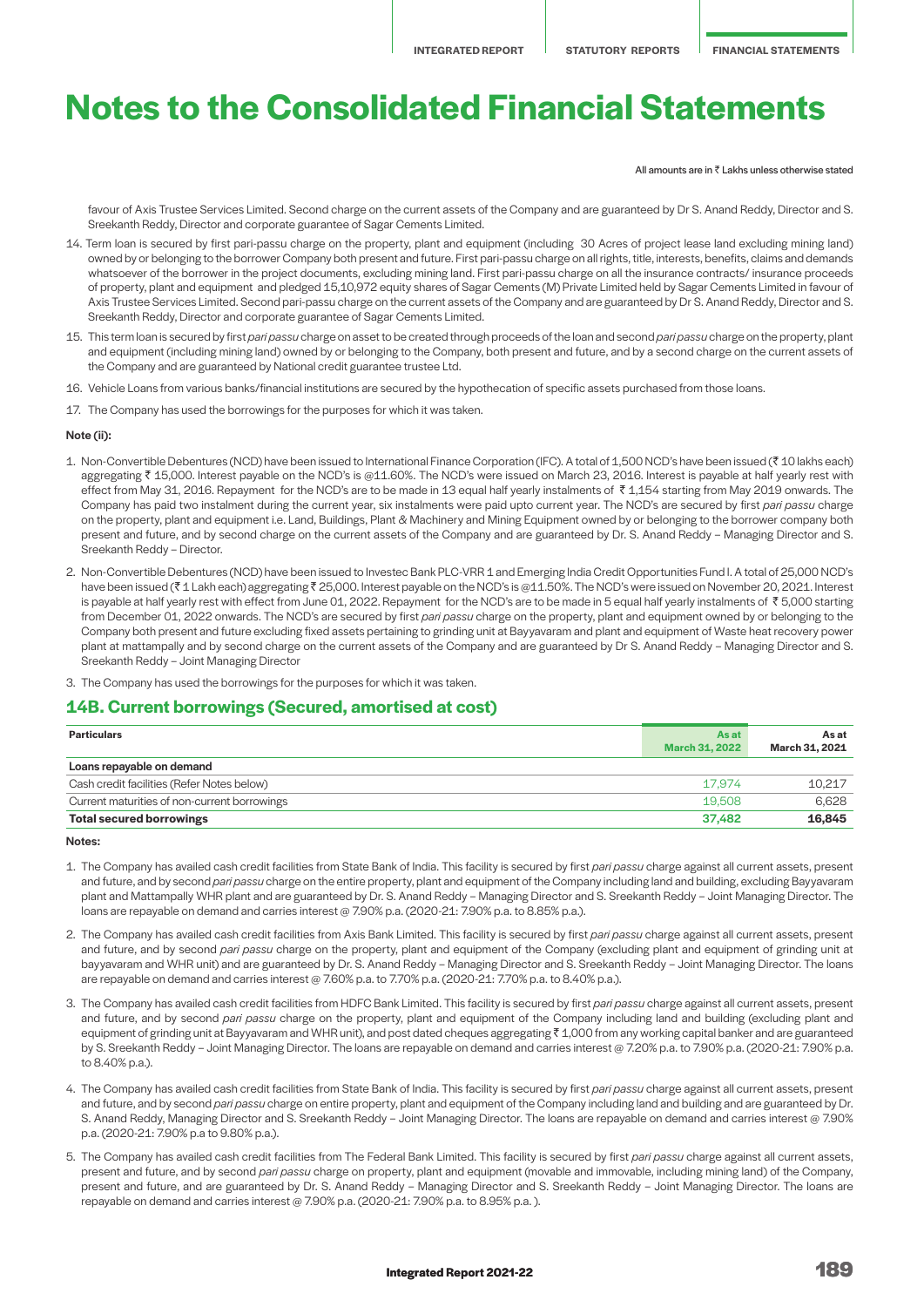# Notes to the Consolidated Financial Statements

All amounts are in ₹ Lakhs unless otherwise stated

favour of Axis Trustee Services Limited. Second charge on the current assets of the Company and are guaranteed by Dr S. Anand Reddy, Director and S. Sreekanth Reddy, Director and corporate guarantee of Sagar Cements Limited.

14. Term loan is secured by first pari-passu charge on the property, plant and equipment (including 30 Acres of project lease land excluding mining land) owned by or belonging to the borrower Company both present and future. First pari-passu charge on all rights, title, interests, benefits, claims and demands whatsoever of the borrower in the project documents, excluding mining land. First pari-passu charge on all the insurance contracts/ insurance proceeds of property, plant and equipment and pledged 15,10,972 equity shares of Sagar Cements (M) Private Limited held by Sagar Cements Limited in favour of Axis Trustee Services Limited. Second pari-passu charge on the current assets of the Company and are guaranteed by Dr S. Anand Reddy, Director and S. Sreekanth Reddy, Director and corporate guarantee of Sagar Cements Limited.
15. This term loan is secured by first *pari passu* charge on asset to be created through proceeds of the loan and second *pari passu* charge on the property, plant and equipment (including mining land) owned by or belonging to the Company, both present and future, and by a second charge on the current assets of the Company and are guaranteed by National credit guarantee trustee Ltd.
16. Vehicle Loans from various banks/financial institutions are secured by the hypothecation of specific assets purchased from those loans.
17. The Company has used the borrowings for the purposes for which it was taken.

**Note (ii):**

1. Non-Convertible Debentures (NCD) have been issued to International Finance Corporation (IFC). A total of 1,500 NCD's have been issued (₹ 10 lakhs each) aggregating ₹ 15,000. Interest payable on the NCD's is @11.60%. The NCD's were issued on March 23, 2016. Interest is payable at half yearly rest with effect from May 31, 2016. Repayment for the NCD's are to be made in 13 equal half yearly instalments of ₹ 1,154 starting from May 2019 onwards. The Company has paid two instalment during the current year, six instalments were paid upto current year. The NCD's are secured by first *pari passu* charge on the property, plant and equipment i.e. Land, Buildings, Plant & Machinery and Mining Equipment owned by or belonging to the borrower company both present and future, and by second charge on the current assets of the Company and are guaranteed by Dr. S. Anand Reddy – Managing Director and S. Sreekanth Reddy – Director.
2. Non-Convertible Debentures (NCD) have been issued to Investec Bank PLC-VRR 1 and Emerging India Credit Opportunities Fund I. A total of 25,000 NCD's have been issued (₹ 1 Lakh each) aggregating ₹ 25,000. Interest payable on the NCD's is @11.50%. The NCD's were issued on November 20, 2021. Interest is payable at half yearly rest with effect from June 01, 2022. Repayment for the NCD's are to be made in 5 equal half yearly instalments of ₹ 5,000 starting from December 01, 2022 onwards. The NCD's are secured by first *pari passu* charge on the property, plant and equipment owned by or belonging to the Company both present and future excluding fixed assets pertaining to grinding unit at Bayyavaram and plant and equipment of Waste heat recovery power plant at mattampally and by second charge on the current assets of the Company and are guaranteed by Dr S. Anand Reddy – Managing Director and S. Sreekanth Reddy – Joint Managing Director
3. The Company has used the borrowings for the purposes for which it was taken.

## 14B. Current borrowings (Secured, amortised at cost)

| Particulars | As at March 31, 2022 | As at March 31, 2021 |
|---|---|---|
| **Loans repayable on demand** | | |
| Cash credit facilities (Refer Notes below) | 17,974 | 10,217 |
| Current maturities of non-current borrowings | 19,508 | 6,628 |
| **Total secured borrowings** | **37,482** | **16,845** |

**Notes:**

1. The Company has availed cash credit facilities from State Bank of India. This facility is secured by first *pari passu* charge against all current assets, present and future, and by second *pari passu* charge on the entire property, plant and equipment of the Company including land and building, excluding Bayyavaram plant and Mattampally WHR plant and are guaranteed by Dr. S. Anand Reddy – Managing Director and S. Sreekanth Reddy – Joint Managing Director. The loans are repayable on demand and carries interest @ 7.90% p.a. (2020-21: 7.90% p.a. to 8.85% p.a.).
2. The Company has availed cash credit facilities from Axis Bank Limited. This facility is secured by first *pari passu* charge against all current assets, present and future, and by second *pari passu* charge on the property, plant and equipment of the Company (excluding plant and equipment of grinding unit at bayyavaram and WHR unit) and are guaranteed by Dr. S. Anand Reddy – Managing Director and S. Sreekanth Reddy – Joint Managing Director. The loans are repayable on demand and carries interest @ 7.60% p.a. to 7.70% p.a. (2020-21: 7.70% p.a. to 8.40% p.a.).
3. The Company has availed cash credit facilities from HDFC Bank Limited. This facility is secured by first *pari passu* charge against all current assets, present and future, and by second *pari passu* charge on the property, plant and equipment of the Company including land and building (excluding plant and equipment of grinding unit at Bayyavaram and WHR unit), and post dated cheques aggregating ₹ 1,000 from any working capital banker and are guaranteed by S. Sreekanth Reddy – Joint Managing Director. The loans are repayable on demand and carries interest @ 7.20% p.a. to 7.90% p.a. (2020-21: 7.90% p.a. to 8.40% p.a.).
4. The Company has availed cash credit facilities from State Bank of India. This facility is secured by first *pari passu* charge against all current assets, present and future, and by second *pari passu* charge on entire property, plant and equipment of the Company including land and building and are guaranteed by Dr. S. Anand Reddy, Managing Director and S. Sreekanth Reddy – Joint Managing Director. The loans are repayable on demand and carries interest @ 7.90% p.a. (2020-21: 7.90% p.a to 9.80% p.a.).
5. The Company has availed cash credit facilities from The Federal Bank Limited. This facility is secured by first *pari passu* charge against all current assets, present and future, and by second *pari passu* charge on property, plant and equipment (movable and immovable, including mining land) of the Company, present and future, and are guaranteed by Dr. S. Anand Reddy – Managing Director and S. Sreekanth Reddy – Joint Managing Director. The loans are repayable on demand and carries interest @ 7.90% p.a. (2020-21: 7.90% p.a. to 8.95% p.a. ).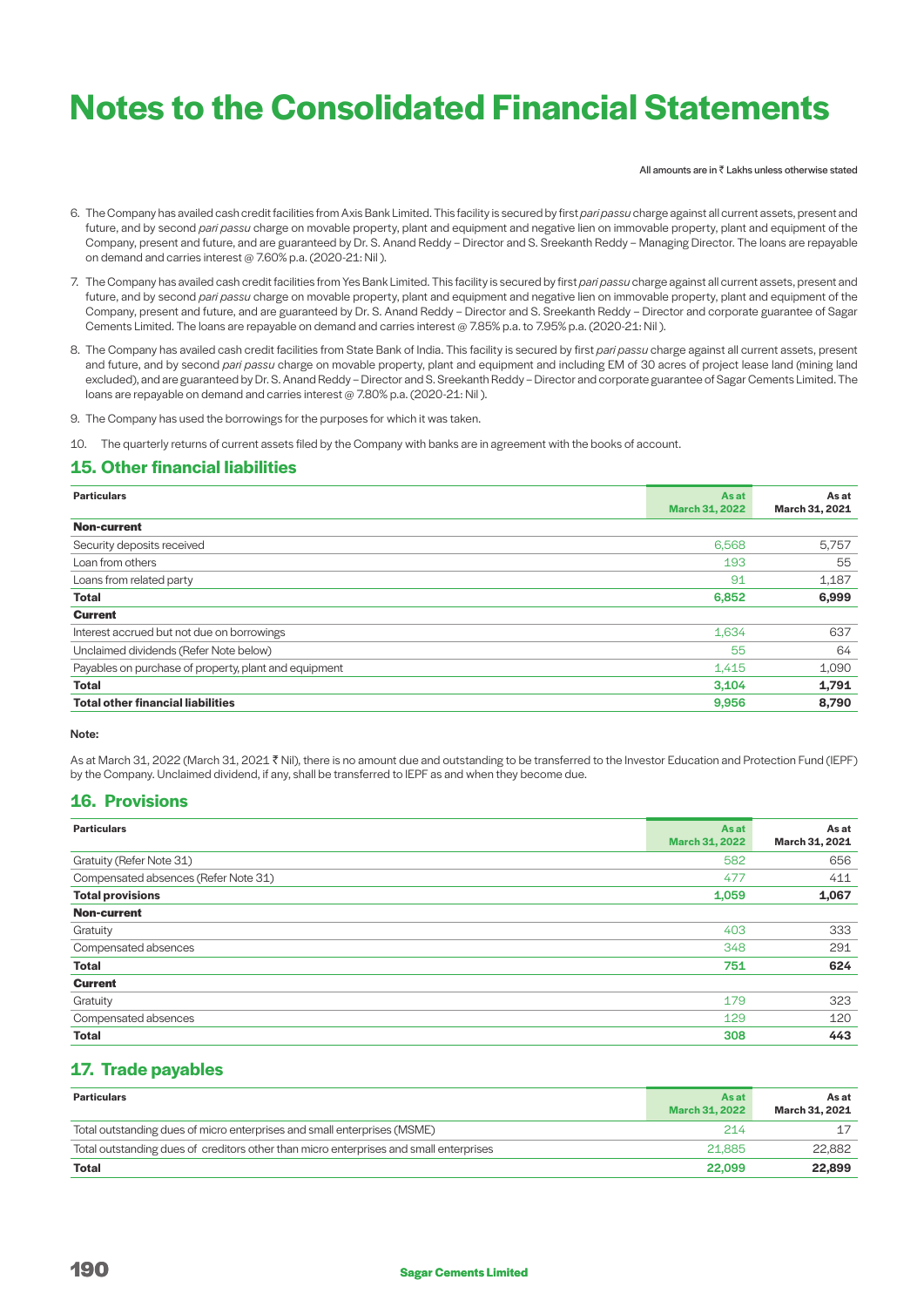# Notes to the Consolidated Financial Statements

All amounts are in ₹ Lakhs unless otherwise stated

6. The Company has availed cash credit facilities from Axis Bank Limited. This facility is secured by first *pari passu* charge against all current assets, present and future, and by second *pari passu* charge on movable property, plant and equipment and negative lien on immovable property, plant and equipment of the Company, present and future, and are guaranteed by Dr. S. Anand Reddy – Director and S. Sreekanth Reddy – Managing Director. The loans are repayable on demand and carries interest @ 7.60% p.a. (2020-21: Nil ).

7. The Company has availed cash credit facilities from Yes Bank Limited. This facility is secured by first *pari passu* charge against all current assets, present and future, and by second *pari passu* charge on movable property, plant and equipment and negative lien on immovable property, plant and equipment of the Company, present and future, and are guaranteed by Dr. S. Anand Reddy – Director and S. Sreekanth Reddy – Director and corporate guarantee of Sagar Cements Limited. The loans are repayable on demand and carries interest @ 7.85% p.a. to 7.95% p.a. (2020-21: Nil ).

8. The Company has availed cash credit facilities from State Bank of India. This facility is secured by first *pari passu* charge against all current assets, present and future, and by second *pari passu* charge on movable property, plant and equipment and including EM of 30 acres of project lease land (mining land excluded), and are guaranteed by Dr. S. Anand Reddy – Director and S. Sreekanth Reddy – Director and corporate guarantee of Sagar Cements Limited. The loans are repayable on demand and carries interest @ 7.80% p.a. (2020-21: Nil ).

9. The Company has used the borrowings for the purposes for which it was taken.

10. The quarterly returns of current assets filed by the Company with banks are in agreement with the books of account.

## 15. Other financial liabilities

| Particulars | As at March 31, 2022 | As at March 31, 2021 |
|---|---|---|
| **Non-current** | | |
| Security deposits received | 6,568 | 5,757 |
| Loan from others | 193 | 55 |
| Loans from related party | 91 | 1,187 |
| **Total** | **6,852** | **6,999** |
| **Current** | | |
| Interest accrued but not due on borrowings | 1,634 | 637 |
| Unclaimed dividends (Refer Note below) | 55 | 64 |
| Payables on purchase of property, plant and equipment | 1,415 | 1,090 |
| **Total** | **3,104** | **1,791** |
| **Total other financial liabilities** | **9,956** | **8,790** |

**Note:**

As at March 31, 2022 (March 31, 2021 ₹ Nil), there is no amount due and outstanding to be transferred to the Investor Education and Protection Fund (IEPF) by the Company. Unclaimed dividend, if any, shall be transferred to IEPF as and when they become due.

## 16. Provisions

| Particulars | As at March 31, 2022 | As at March 31, 2021 |
|---|---|---|
| Gratuity (Refer Note 31) | 582 | 656 |
| Compensated absences (Refer Note 31) | 477 | 411 |
| **Total provisions** | **1,059** | **1,067** |
| **Non-current** | | |
| Gratuity | 403 | 333 |
| Compensated absences | 348 | 291 |
| **Total** | **751** | **624** |
| **Current** | | |
| Gratuity | 179 | 323 |
| Compensated absences | 129 | 120 |
| **Total** | **308** | **443** |

## 17. Trade payables

| Particulars | As at March 31, 2022 | As at March 31, 2021 |
|---|---|---|
| Total outstanding dues of micro enterprises and small enterprises (MSME) | 214 | 17 |
| Total outstanding dues of creditors other than micro enterprises and small enterprises | 21,885 | 22,882 |
| **Total** | **22,099** | **22,899** |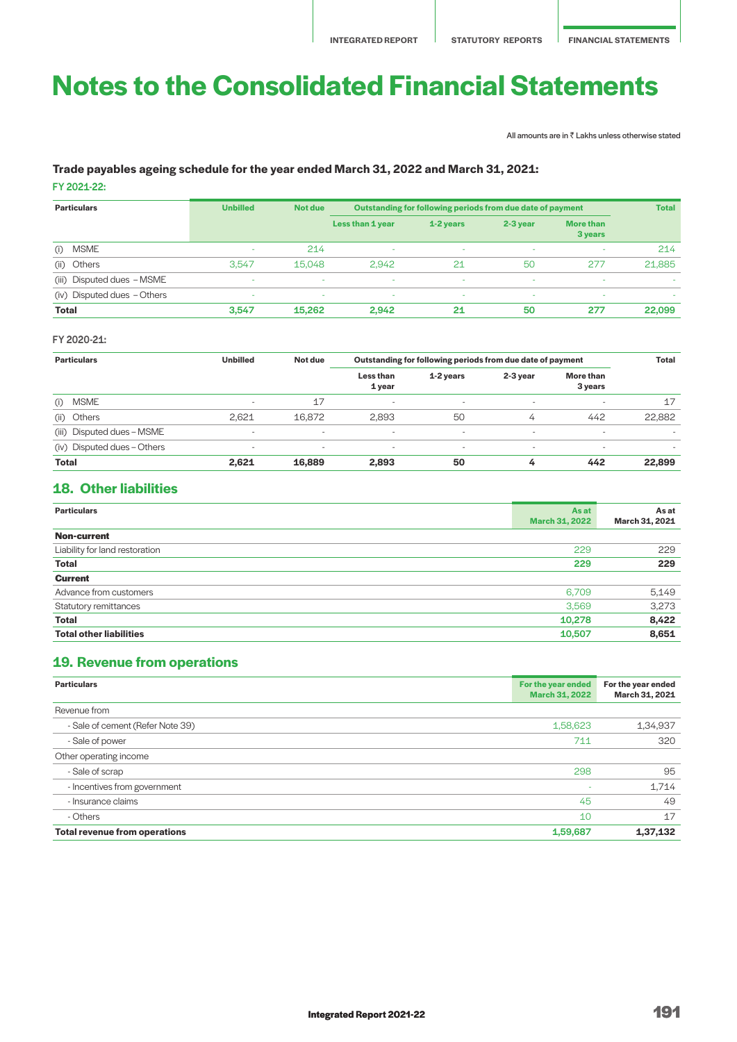# Notes to the Consolidated Financial Statements

All amounts are in ₹ Lakhs unless otherwise stated

**Trade payables ageing schedule for the year ended March 31, 2022 and March 31, 2021:**

FY 2021-22:

| Particulars | Unbilled | Not due | Outstanding for following periods from due date of payment | | | | Total |
|---|---|---|---|---|---|---|---|
| | | | Less than 1 year | 1-2 years | 2-3 year | More than 3 years | |
| (i) MSME | - | 214 | - | - | - | - | 214 |
| (ii) Others | 3,547 | 15,048 | 2,942 | 21 | 50 | 277 | 21,885 |
| (iii) Disputed dues – MSME | - | - | - | - | - | - | - |
| (iv) Disputed dues – Others | - | - | - | - | - | - | - |
| **Total** | **3,547** | **15,262** | **2,942** | **21** | **50** | **277** | **22,099** |

FY 2020-21:

| Particulars | Unbilled | Not due | Outstanding for following periods from due date of payment | | | | Total |
|---|---|---|---|---|---|---|---|
| | | | Less than 1 year | 1-2 years | 2-3 year | More than 3 years | |
| (i) MSME | - | 17 | - | - | - | - | 17 |
| (ii) Others | 2,621 | 16,872 | 2,893 | 50 | 4 | 442 | 22,882 |
| (iii) Disputed dues – MSME | - | - | - | - | - | - | - |
| (iv) Disputed dues – Others | - | - | - | - | - | - | - |
| **Total** | **2,621** | **16,889** | **2,893** | **50** | **4** | **442** | **22,899** |

## 18. Other liabilities

| Particulars | As at March 31, 2022 | As at March 31, 2021 |
|---|---|---|
| **Non-current** | | |
| Liability for land restoration | 229 | 229 |
| **Total** | **229** | **229** |
| **Current** | | |
| Advance from customers | 6,709 | 5,149 |
| Statutory remittances | 3,569 | 3,273 |
| **Total** | **10,278** | **8,422** |
| **Total other liabilities** | **10,507** | **8,651** |

## 19. Revenue from operations

| Particulars | For the year ended March 31, 2022 | For the year ended March 31, 2021 |
|---|---|---|
| Revenue from | | |
| - Sale of cement (Refer Note 39) | 1,58,623 | 1,34,937 |
| - Sale of power | 711 | 320 |
| Other operating income | | |
| - Sale of scrap | 298 | 95 |
| - Incentives from government | - | 1,714 |
| - Insurance claims | 45 | 49 |
| - Others | 10 | 17 |
| **Total revenue from operations** | **1,59,687** | **1,37,132** |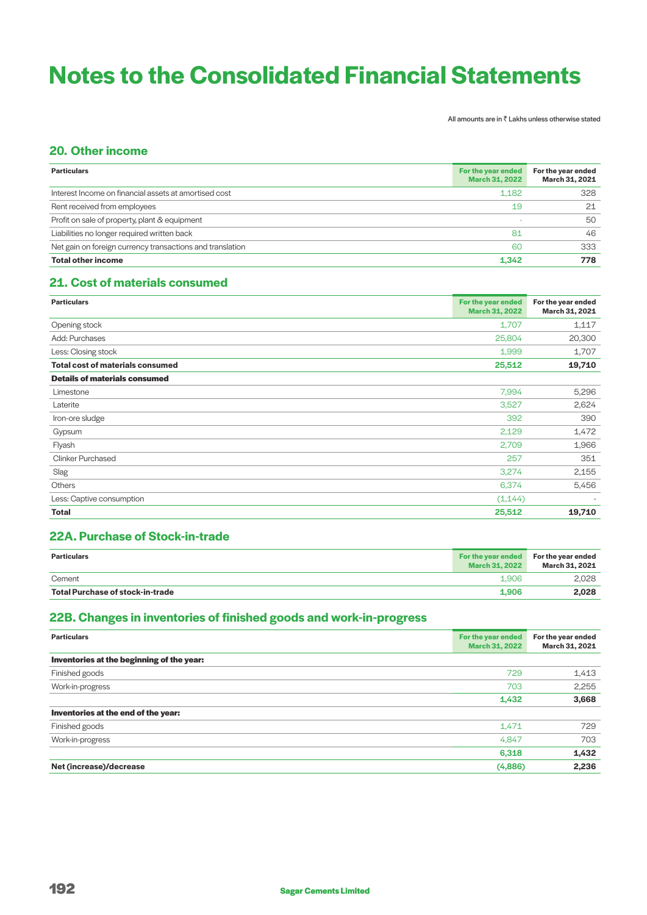# Notes to the Consolidated Financial Statements

All amounts are in ₹ Lakhs unless otherwise stated

## 20. Other income

| Particulars | For the year ended March 31, 2022 | For the year ended March 31, 2021 |
|---|---|---|
| Interest Income on financial assets at amortised cost | 1,182 | 328 |
| Rent received from employees | 19 | 21 |
| Profit on sale of property, plant & equipment | - | 50 |
| Liabilities no longer required written back | 81 | 46 |
| Net gain on foreign currency transactions and translation | 60 | 333 |
| **Total other income** | **1,342** | **778** |

## 21. Cost of materials consumed

| Particulars | For the year ended March 31, 2022 | For the year ended March 31, 2021 |
|---|---|---|
| Opening stock | 1,707 | 1,117 |
| Add: Purchases | 25,804 | 20,300 |
| Less: Closing stock | 1,999 | 1,707 |
| **Total cost of materials consumed** | **25,512** | **19,710** |
| **Details of materials consumed** | | |
| Limestone | 7,994 | 5,296 |
| Laterite | 3,527 | 2,624 |
| Iron-ore sludge | 392 | 390 |
| Gypsum | 2,129 | 1,472 |
| Flyash | 2,709 | 1,966 |
| Clinker Purchased | 257 | 351 |
| Slag | 3,274 | 2,155 |
| Others | 6,374 | 5,456 |
| Less: Captive consumption | (1,144) | - |
| **Total** | **25,512** | **19,710** |

## 22A. Purchase of Stock-in-trade

| Particulars | For the year ended March 31, 2022 | For the year ended March 31, 2021 |
|---|---|---|
| Cement | 1,906 | 2,028 |
| **Total Purchase of stock-in-trade** | **1,906** | **2,028** |

## 22B. Changes in inventories of finished goods and work-in-progress

| Particulars | For the year ended March 31, 2022 | For the year ended March 31, 2021 |
|---|---|---|
| **Inventories at the beginning of the year:** | | |
| Finished goods | 729 | 1,413 |
| Work-in-progress | 703 | 2,255 |
| | **1,432** | **3,668** |
| **Inventories at the end of the year:** | | |
| Finished goods | 1,471 | 729 |
| Work-in-progress | 4,847 | 703 |
| | **6,318** | **1,432** |
| **Net (increase)/decrease** | **(4,886)** | **2,236** |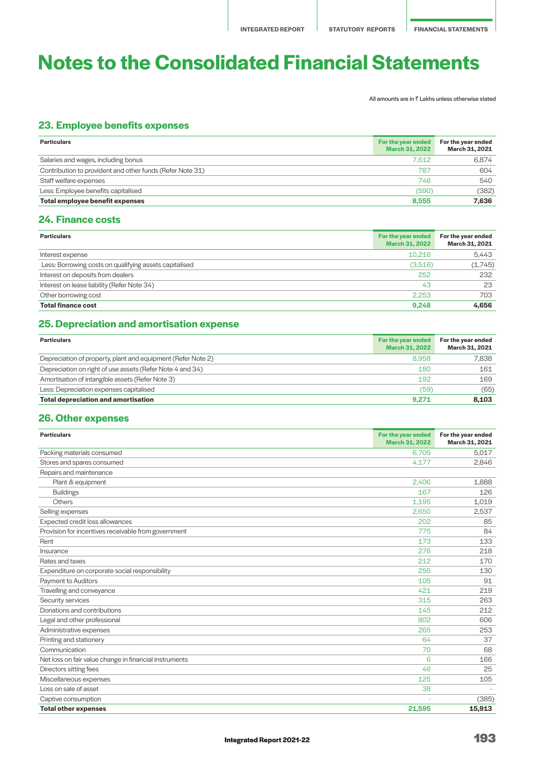# Notes to the Consolidated Financial Statements

All amounts are in ₹ Lakhs unless otherwise stated

## 23. Employee benefits expenses

| Particulars | For the year ended March 31, 2022 | For the year ended March 31, 2021 |
|---|---|---|
| Salaries and wages, including bonus | 7,612 | 6,874 |
| Contribution to provident and other funds (Refer Note 31) | 787 | 604 |
| Staff welfare expenses | 746 | 540 |
| Less: Employee benefits capitalised | (590) | (382) |
| **Total employee benefit expenses** | **8,555** | **7,636** |

## 24. Finance costs

| Particulars | For the year ended March 31, 2022 | For the year ended March 31, 2021 |
|---|---|---|
| Interest expense | 10,216 | 5,443 |
| Less: Borrowing costs on qualifying assets capitalised | (3,516) | (1,745) |
| Interest on deposits from dealers | 252 | 232 |
| Interest on lease liability (Refer Note 34) | 43 | 23 |
| Other borrowing cost | 2,253 | 703 |
| **Total finance cost** | **9,248** | **4,656** |

## 25. Depreciation and amortisation expense

| Particulars | For the year ended March 31, 2022 | For the year ended March 31, 2021 |
|---|---|---|
| Depreciation of property, plant and equipment (Refer Note 2) | 8,958 | 7,838 |
| Depreciation on right of use assets (Refer Note 4 and 34) | 180 | 161 |
| Amortisation of intangible assets (Refer Note 3) | 192 | 169 |
| Less: Depreciation expenses capitalised | (59) | (65) |
| **Total depreciation and amortisation** | **9,271** | **8,103** |

## 26. Other expenses

| Particulars | For the year ended March 31, 2022 | For the year ended March 31, 2021 |
|---|---|---|
| Packing materials consumed | 6,705 | 5,017 |
| Stores and spares consumed | 4,177 | 2,846 |
| Repairs and maintenance | | |
| Plant & equipment | 2,406 | 1,888 |
| Buildings | 167 | 126 |
| Others | 1,195 | 1,019 |
| Selling expenses | 2,650 | 2,537 |
| Expected credit loss allowances | 202 | 85 |
| Provision for incentives receivable from government | 775 | 84 |
| Rent | 173 | 133 |
| Insurance | 276 | 218 |
| Rates and taxes | 212 | 170 |
| Expenditure on corporate social responsibility | 255 | 130 |
| Payment to Auditors | 105 | 91 |
| Travelling and conveyance | 421 | 219 |
| Security services | 315 | 263 |
| Donations and contributions | 145 | 212 |
| Legal and other professional | 802 | 606 |
| Administrative expenses | 265 | 253 |
| Printing and stationery | 64 | 37 |
| Communication | 70 | 68 |
| Net loss on fair value change in financial instruments | 6 | 166 |
| Directors sitting fees | 46 | 25 |
| Miscellaneous expenses | 125 | 105 |
| Loss on sale of asset | 38 | - |
| Captive consumption | - | (385) |
| **Total other expenses** | **21,595** | **15,913** |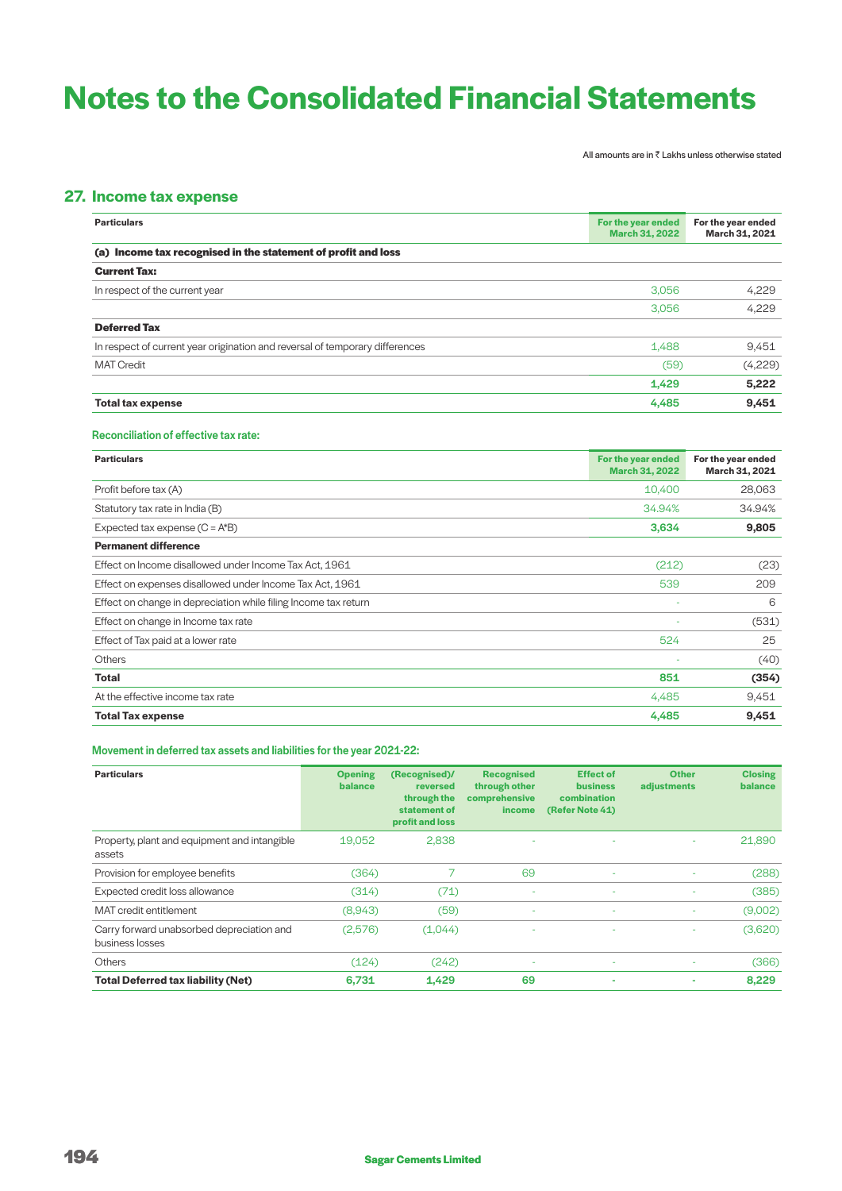# Notes to the Consolidated Financial Statements

All amounts are in ₹ Lakhs unless otherwise stated

## 27. Income tax expense

| Particulars | For the year ended March 31, 2022 | For the year ended March 31, 2021 |
|---|---|---|
| **(a) Income tax recognised in the statement of profit and loss** | | |
| **Current Tax:** | | |
| In respect of the current year | 3,056 | 4,229 |
| | 3,056 | 4,229 |
| **Deferred Tax** | | |
| In respect of current year origination and reversal of temporary differences | 1,488 | 9,451 |
| MAT Credit | (59) | (4,229) |
| | **1,429** | **5,222** |
| **Total tax expense** | **4,485** | **9,451** |

### Reconciliation of effective tax rate:

| Particulars | For the year ended March 31, 2022 | For the year ended March 31, 2021 |
|---|---|---|
| Profit before tax (A) | 10,400 | 28,063 |
| Statutory tax rate in India (B) | 34.94% | 34.94% |
| Expected tax expense (C = A*B) | **3,634** | **9,805** |
| **Permanent difference** | | |
| Effect on Income disallowed under Income Tax Act, 1961 | (212) | (23) |
| Effect on expenses disallowed under Income Tax Act, 1961 | 539 | 209 |
| Effect on change in depreciation while filing Income tax return | - | 6 |
| Effect on change in Income tax rate | - | (531) |
| Effect of Tax paid at a lower rate | 524 | 25 |
| Others | - | (40) |
| **Total** | **851** | **(354)** |
| At the effective income tax rate | 4,485 | 9,451 |
| **Total Tax expense** | **4,485** | **9,451** |

### Movement in deferred tax assets and liabilities for the year 2021-22:

| Particulars | Opening balance | (Recognised)/ reversed through the statement of profit and loss | Recognised through other comprehensive income | Effect of business combination (Refer Note 41) | Other adjustments | Closing balance |
|---|---|---|---|---|---|---|
| Property, plant and equipment and intangible assets | 19,052 | 2,838 | - | - | - | 21,890 |
| Provision for employee benefits | (364) | 7 | 69 | - | - | (288) |
| Expected credit loss allowance | (314) | (71) | - | - | - | (385) |
| MAT credit entitlement | (8,943) | (59) | - | - | - | (9,002) |
| Carry forward unabsorbed depreciation and business losses | (2,576) | (1,044) | - | - | - | (3,620) |
| Others | (124) | (242) | - | - | - | (366) |
| **Total Deferred tax liability (Net)** | **6,731** | **1,429** | **69** | **-** | **-** | **8,229** |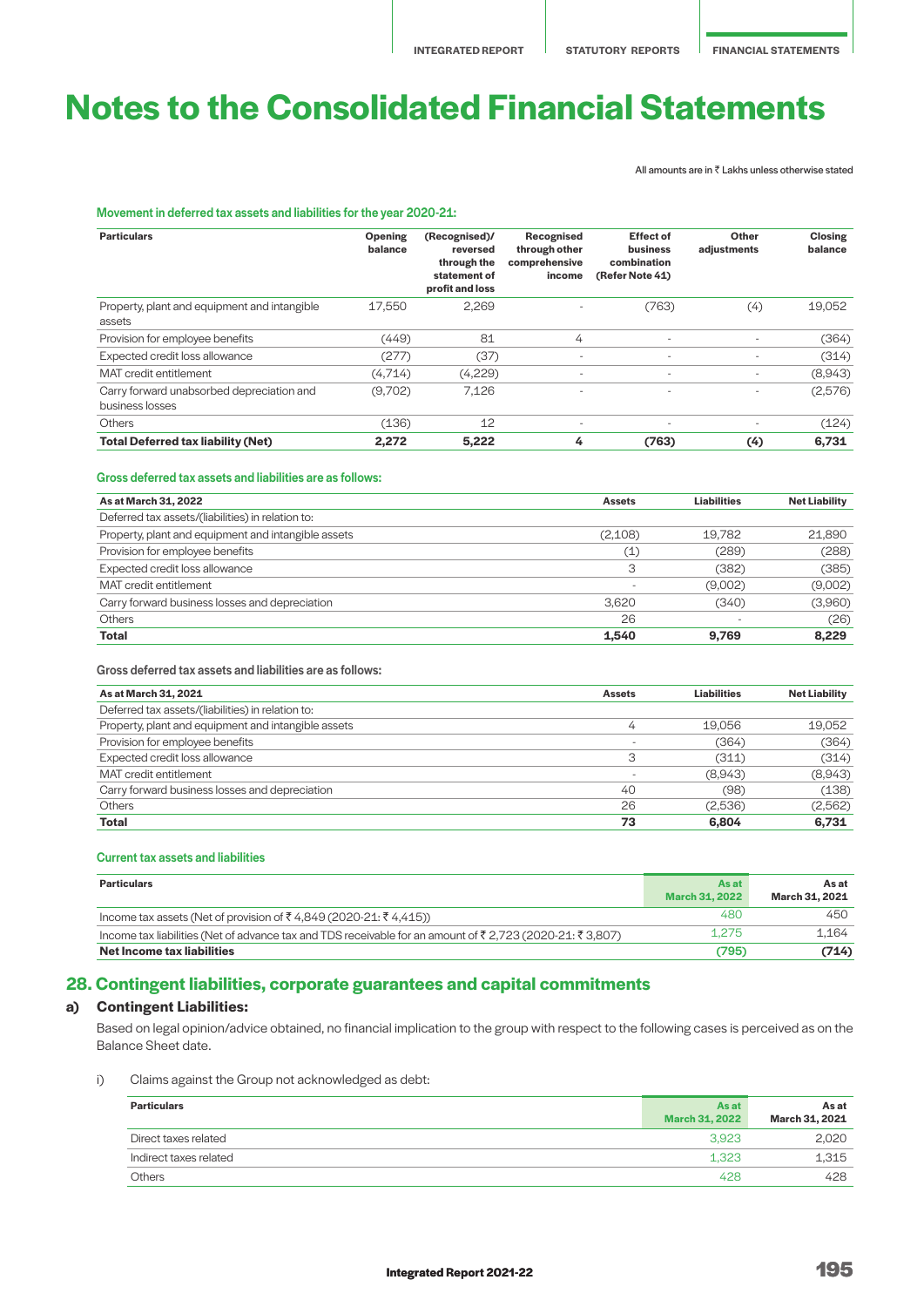# Notes to the Consolidated Financial Statements

All amounts are in ₹ Lakhs unless otherwise stated

**Movement in deferred tax assets and liabilities for the year 2020-21:**

| Particulars | Opening balance | (Recognised)/ reversed through the statement of profit and loss | Recognised through other comprehensive income | Effect of business combination (Refer Note 41) | Other adjustments | Closing balance |
|---|---|---|---|---|---|---|
| Property, plant and equipment and intangible assets | 17,550 | 2,269 | - | (763) | (4) | 19,052 |
| Provision for employee benefits | (449) | 81 | 4 | - | - | (364) |
| Expected credit loss allowance | (277) | (37) | - | - | - | (314) |
| MAT credit entitlement | (4,714) | (4,229) | - | - | - | (8,943) |
| Carry forward unabsorbed depreciation and business losses | (9,702) | 7,126 | - | - | - | (2,576) |
| Others | (136) | 12 | - | - | - | (124) |
| **Total Deferred tax liability (Net)** | **2,272** | **5,222** | **4** | **(763)** | **(4)** | **6,731** |

**Gross deferred tax assets and liabilities are as follows:**

| As at March 31, 2022 | Assets | Liabilities | Net Liability |
|---|---|---|---|
| Deferred tax assets/(liabilities) in relation to: | | | |
| Property, plant and equipment and intangible assets | (2,108) | 19,782 | 21,890 |
| Provision for employee benefits | (1) | (289) | (288) |
| Expected credit loss allowance | 3 | (382) | (385) |
| MAT credit entitlement | - | (9,002) | (9,002) |
| Carry forward business losses and depreciation | 3,620 | (340) | (3,960) |
| Others | 26 | - | (26) |
| **Total** | **1,540** | **9,769** | **8,229** |

Gross deferred tax assets and liabilities are as follows:

| As at March 31, 2021 | Assets | Liabilities | Net Liability |
|---|---|---|---|
| Deferred tax assets/(liabilities) in relation to: | | | |
| Property, plant and equipment and intangible assets | 4 | 19,056 | 19,052 |
| Provision for employee benefits | - | (364) | (364) |
| Expected credit loss allowance | 3 | (311) | (314) |
| MAT credit entitlement | - | (8,943) | (8,943) |
| Carry forward business losses and depreciation | 40 | (98) | (138) |
| Others | 26 | (2,536) | (2,562) |
| **Total** | **73** | **6,804** | **6,731** |

**Current tax assets and liabilities**

| Particulars | As at March 31, 2022 | As at March 31, 2021 |
|---|---|---|
| Income tax assets (Net of provision of ₹ 4,849 (2020-21: ₹ 4,415)) | 480 | 450 |
| Income tax liabilities (Net of advance tax and TDS receivable for an amount of ₹ 2,723 (2020-21: ₹ 3,807) | 1,275 | 1,164 |
| **Net Income tax liabilities** | **(795)** | **(714)** |

## 28. Contingent liabilities, corporate guarantees and capital commitments

### a) Contingent Liabilities:

Based on legal opinion/advice obtained, no financial implication to the group with respect to the following cases is perceived as on the Balance Sheet date.

i) Claims against the Group not acknowledged as debt:

| Particulars | As at March 31, 2022 | As at March 31, 2021 |
|---|---|---|
| Direct taxes related | 3,923 | 2,020 |
| Indirect taxes related | 1,323 | 1,315 |
| Others | 428 | 428 |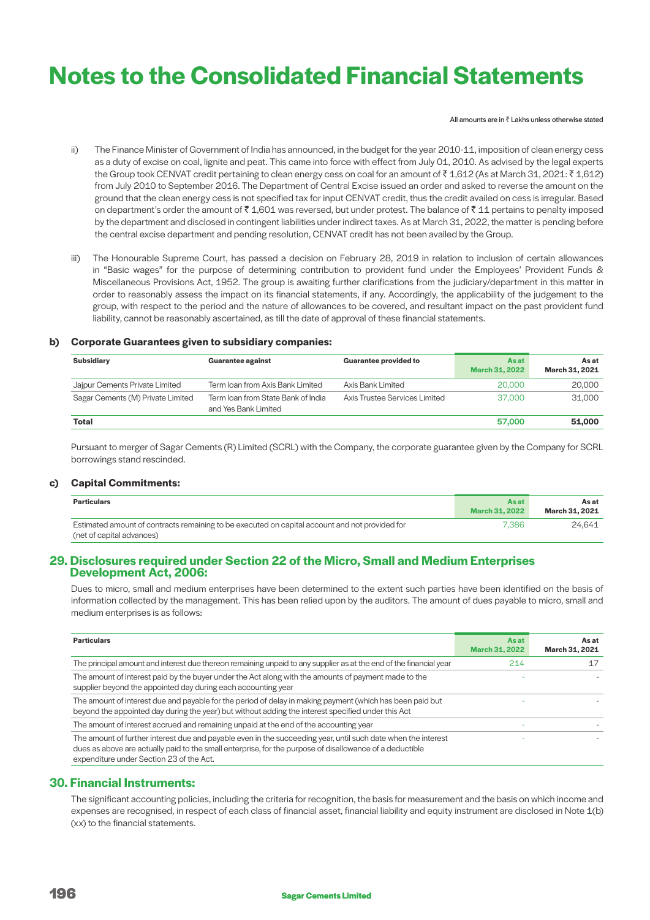# Notes to the Consolidated Financial Statements

All amounts are in ₹ Lakhs unless otherwise stated

ii) The Finance Minister of Government of India has announced, in the budget for the year 2010-11, imposition of clean energy cess as a duty of excise on coal, lignite and peat. This came into force with effect from July 01, 2010. As advised by the legal experts the Group took CENVAT credit pertaining to clean energy cess on coal for an amount of ₹ 1,612 (As at March 31, 2021: ₹ 1,612) from July 2010 to September 2016. The Department of Central Excise issued an order and asked to reverse the amount on the ground that the clean energy cess is not specified tax for input CENVAT credit, thus the credit availed on cess is irregular. Based on department's order the amount of ₹ 1,601 was reversed, but under protest. The balance of ₹ 11 pertains to penalty imposed by the department and disclosed in contingent liabilities under indirect taxes. As at March 31, 2022, the matter is pending before the central excise department and pending resolution, CENVAT credit has not been availed by the Group.

iii) The Honourable Supreme Court, has passed a decision on February 28, 2019 in relation to inclusion of certain allowances in "Basic wages" for the purpose of determining contribution to provident fund under the Employees' Provident Funds & Miscellaneous Provisions Act, 1952. The group is awaiting further clarifications from the judiciary/department in this matter in order to reasonably assess the impact on its financial statements, if any. Accordingly, the applicability of the judgement to the group, with respect to the period and the nature of allowances to be covered, and resultant impact on the past provident fund liability, cannot be reasonably ascertained, as till the date of approval of these financial statements.

**b) Corporate Guarantees given to subsidiary companies:**

| Subsidiary | Guarantee against | Guarantee provided to | As at March 31, 2022 | As at March 31, 2021 |
|---|---|---|---|---|
| Jajpur Cements Private Limited | Term loan from Axis Bank Limited | Axis Bank Limited | 20,000 | 20,000 |
| Sagar Cements (M) Private Limited | Term loan from State Bank of India and Yes Bank Limited | Axis Trustee Services Limited | 37,000 | 31,000 |
| **Total** | | | **57,000** | **51,000** |

Pursuant to merger of Sagar Cements (R) Limited (SCRL) with the Company, the corporate guarantee given by the Company for SCRL borrowings stand rescinded.

**c) Capital Commitments:**

| Particulars | As at March 31, 2022 | As at March 31, 2021 |
|---|---|---|
| Estimated amount of contracts remaining to be executed on capital account and not provided for (net of capital advances) | 7,386 | 24,641 |

## 29. Disclosures required under Section 22 of the Micro, Small and Medium Enterprises Development Act, 2006:

Dues to micro, small and medium enterprises have been determined to the extent such parties have been identified on the basis of information collected by the management. This has been relied upon by the auditors. The amount of dues payable to micro, small and medium enterprises is as follows:

| Particulars | As at March 31, 2022 | As at March 31, 2021 |
|---|---|---|
| The principal amount and interest due thereon remaining unpaid to any supplier as at the end of the financial year | 214 | 17 |
| The amount of interest paid by the buyer under the Act along with the amounts of payment made to the supplier beyond the appointed day during each accounting year | - | - |
| The amount of interest due and payable for the period of delay in making payment (which has been paid but beyond the appointed day during the year) but without adding the interest specified under this Act | - | - |
| The amount of interest accrued and remaining unpaid at the end of the accounting year | - | - |
| The amount of further interest due and payable even in the succeeding year, until such date when the interest dues as above are actually paid to the small enterprise, for the purpose of disallowance of a deductible expenditure under Section 23 of the Act. | - | - |

## 30. Financial Instruments:

The significant accounting policies, including the criteria for recognition, the basis for measurement and the basis on which income and expenses are recognised, in respect of each class of financial asset, financial liability and equity instrument are disclosed in Note 1(b) (xx) to the financial statements.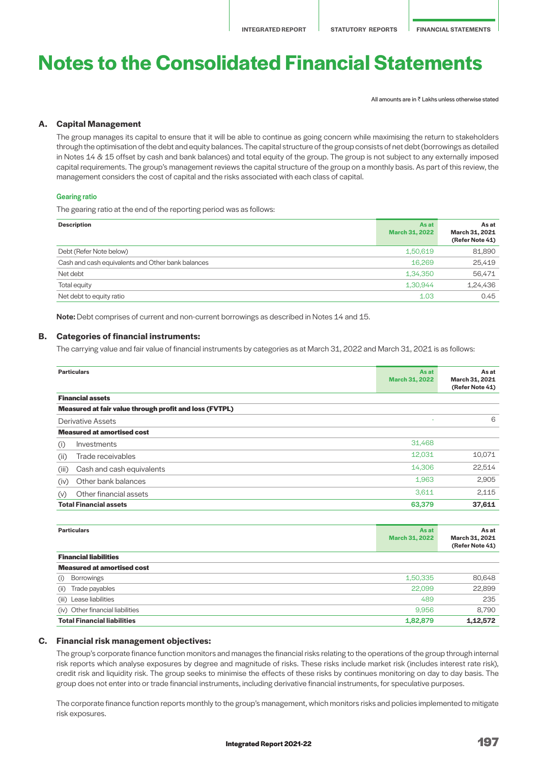# Notes to the Consolidated Financial Statements

All amounts are in ₹ Lakhs unless otherwise stated

## A. Capital Management

The group manages its capital to ensure that it will be able to continue as going concern while maximising the return to stakeholders through the optimisation of the debt and equity balances. The capital structure of the group consists of net debt (borrowings as detailed in Notes 14 & 15 offset by cash and bank balances) and total equity of the group. The group is not subject to any externally imposed capital requirements. The group's management reviews the capital structure of the group on a monthly basis. As part of this review, the management considers the cost of capital and the risks associated with each class of capital.

### Gearing ratio

The gearing ratio at the end of the reporting period was as follows:

| Description | As at March 31, 2022 | As at March 31, 2021 (Refer Note 41) |
|---|---|---|
| Debt (Refer Note below) | 1,50,619 | 81,890 |
| Cash and cash equivalents and Other bank balances | 16,269 | 25,419 |
| Net debt | 1,34,350 | 56,471 |
| Total equity | 1,30,944 | 1,24,436 |
| Net debt to equity ratio | 1.03 | 0.45 |

**Note:** Debt comprises of current and non-current borrowings as described in Notes 14 and 15.

## B. Categories of financial instruments:

The carrying value and fair value of financial instruments by categories as at March 31, 2022 and March 31, 2021 is as follows:

| Particulars | As at March 31, 2022 | As at March 31, 2021 (Refer Note 41) |
|---|---|---|
| **Financial assets** | | |
| **Measured at fair value through profit and loss (FVTPL)** | | |
| Derivative Assets | - | 6 |
| **Measured at amortised cost** | | |
| (i) Investments | 31,468 | |
| (ii) Trade receivables | 12,031 | 10,071 |
| (iii) Cash and cash equivalents | 14,306 | 22,514 |
| (iv) Other bank balances | 1,963 | 2,905 |
| (v) Other financial assets | 3,611 | 2,115 |
| **Total Financial assets** | **63,379** | **37,611** |

| Particulars | As at March 31, 2022 | As at March 31, 2021 (Refer Note 41) |
|---|---|---|
| **Financial liabilities** | | |
| **Measured at amortised cost** | | |
| (i) Borrowings | 1,50,335 | 80,648 |
| (ii) Trade payables | 22,099 | 22,899 |
| (iii) Lease liabilities | 489 | 235 |
| (iv) Other financial liabilities | 9,956 | 8,790 |
| **Total Financial liabilities** | **1,82,879** | **1,12,572** |

## C. Financial risk management objectives:

The group's corporate finance function monitors and manages the financial risks relating to the operations of the group through internal risk reports which analyse exposures by degree and magnitude of risks. These risks include market risk (includes interest rate risk), credit risk and liquidity risk. The group seeks to minimise the effects of these risks by continues monitoring on day to day basis. The group does not enter into or trade financial instruments, including derivative financial instruments, for speculative purposes.

The corporate finance function reports monthly to the group's management, which monitors risks and policies implemented to mitigate risk exposures.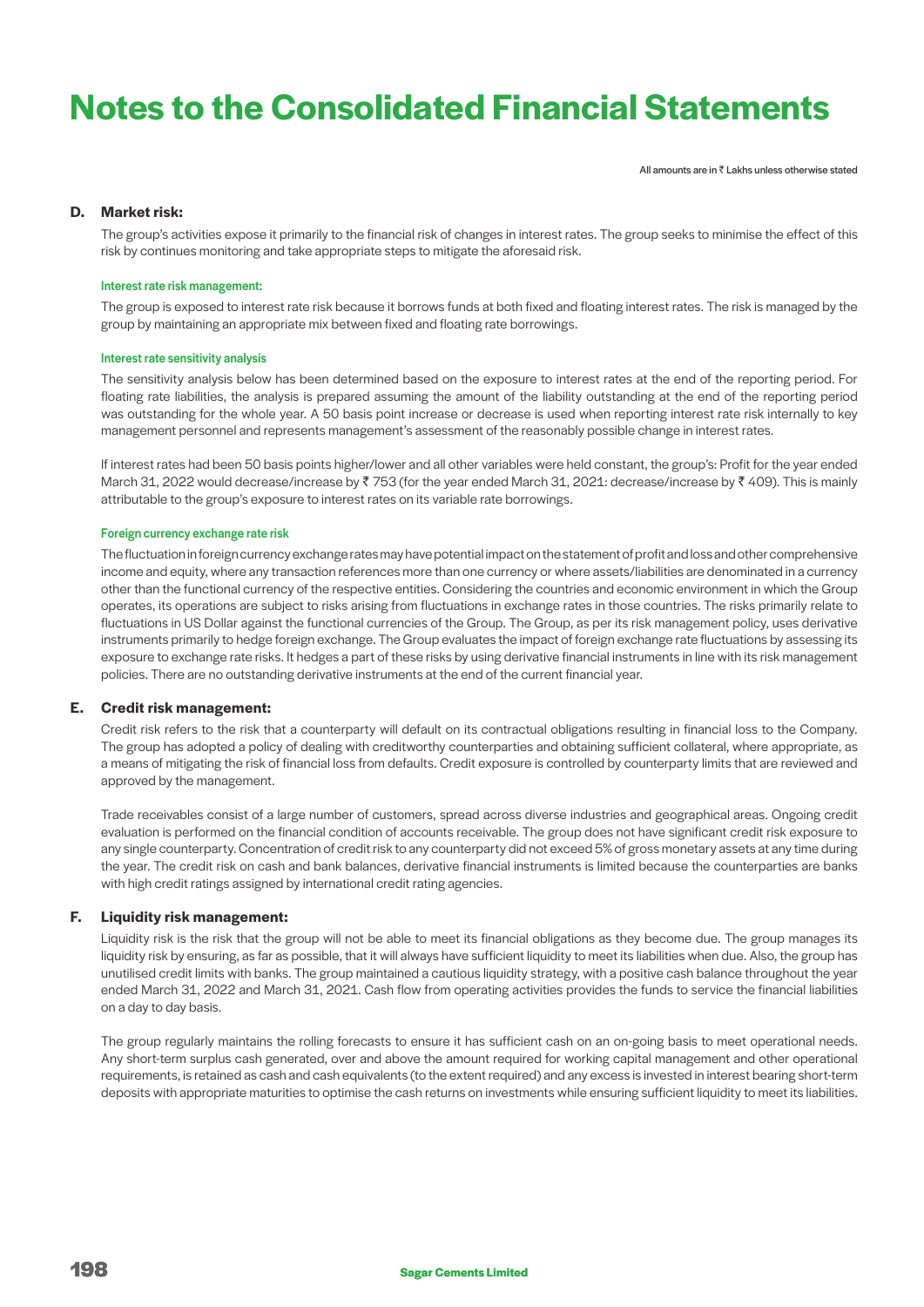# Notes to the Consolidated Financial Statements

All amounts are in ₹ Lakhs unless otherwise stated

### D. Market risk:

The group's activities expose it primarily to the financial risk of changes in interest rates. The group seeks to minimise the effect of this risk by continues monitoring and take appropriate steps to mitigate the aforesaid risk.

#### Interest rate risk management:

The group is exposed to interest rate risk because it borrows funds at both fixed and floating interest rates. The risk is managed by the group by maintaining an appropriate mix between fixed and floating rate borrowings.

#### Interest rate sensitivity analysis

The sensitivity analysis below has been determined based on the exposure to interest rates at the end of the reporting period. For floating rate liabilities, the analysis is prepared assuming the amount of the liability outstanding at the end of the reporting period was outstanding for the whole year. A 50 basis point increase or decrease is used when reporting interest rate risk internally to key management personnel and represents management's assessment of the reasonably possible change in interest rates.

If interest rates had been 50 basis points higher/lower and all other variables were held constant, the group's: Profit for the year ended March 31, 2022 would decrease/increase by ₹ 753 (for the year ended March 31, 2021: decrease/increase by ₹ 409). This is mainly attributable to the group's exposure to interest rates on its variable rate borrowings.

#### Foreign currency exchange rate risk

The fluctuation in foreign currency exchange rates may have potential impact on the statement of profit and loss and other comprehensive income and equity, where any transaction references more than one currency or where assets/liabilities are denominated in a currency other than the functional currency of the respective entities. Considering the countries and economic environment in which the Group operates, its operations are subject to risks arising from fluctuations in exchange rates in those countries. The risks primarily relate to fluctuations in US Dollar against the functional currencies of the Group. The Group, as per its risk management policy, uses derivative instruments primarily to hedge foreign exchange. The Group evaluates the impact of foreign exchange rate fluctuations by assessing its exposure to exchange rate risks. It hedges a part of these risks by using derivative financial instruments in line with its risk management policies. There are no outstanding derivative instruments at the end of the current financial year.

### E. Credit risk management:

Credit risk refers to the risk that a counterparty will default on its contractual obligations resulting in financial loss to the Company. The group has adopted a policy of dealing with creditworthy counterparties and obtaining sufficient collateral, where appropriate, as a means of mitigating the risk of financial loss from defaults. Credit exposure is controlled by counterparty limits that are reviewed and approved by the management.

Trade receivables consist of a large number of customers, spread across diverse industries and geographical areas. Ongoing credit evaluation is performed on the financial condition of accounts receivable. The group does not have significant credit risk exposure to any single counterparty. Concentration of credit risk to any counterparty did not exceed 5% of gross monetary assets at any time during the year. The credit risk on cash and bank balances, derivative financial instruments is limited because the counterparties are banks with high credit ratings assigned by international credit rating agencies.

### F. Liquidity risk management:

Liquidity risk is the risk that the group will not be able to meet its financial obligations as they become due. The group manages its liquidity risk by ensuring, as far as possible, that it will always have sufficient liquidity to meet its liabilities when due. Also, the group has unutilised credit limits with banks. The group maintained a cautious liquidity strategy, with a positive cash balance throughout the year ended March 31, 2022 and March 31, 2021. Cash flow from operating activities provides the funds to service the financial liabilities on a day to day basis.

The group regularly maintains the rolling forecasts to ensure it has sufficient cash on an on-going basis to meet operational needs. Any short-term surplus cash generated, over and above the amount required for working capital management and other operational requirements, is retained as cash and cash equivalents (to the extent required) and any excess is invested in interest bearing short-term deposits with appropriate maturities to optimise the cash returns on investments while ensuring sufficient liquidity to meet its liabilities.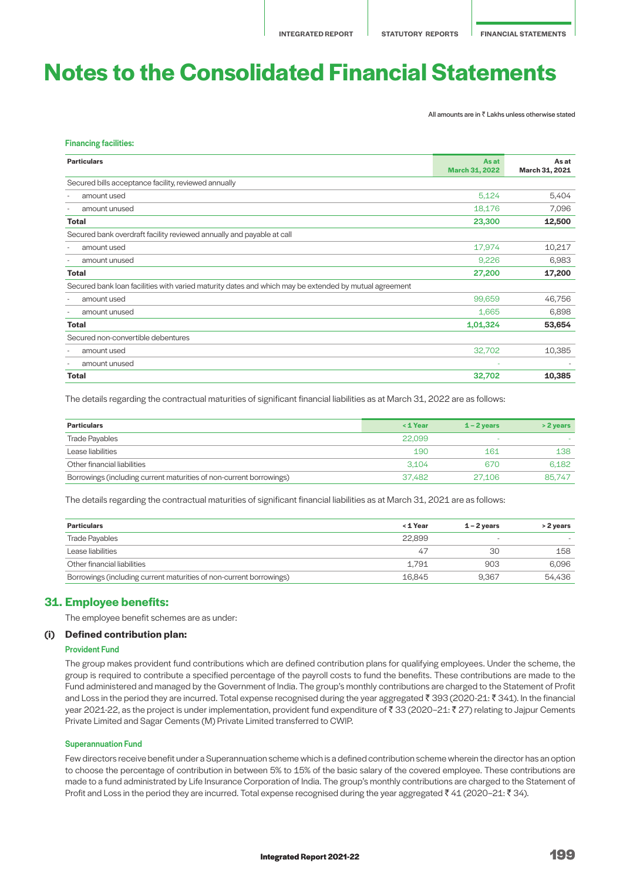# Notes to the Consolidated Financial Statements

All amounts are in ₹ Lakhs unless otherwise stated

**Financing facilities:**

| Particulars | As at March 31, 2022 | As at March 31, 2021 |
|---|---|---|
| Secured bills acceptance facility, reviewed annually | | |
| - amount used | 5,124 | 5,404 |
| - amount unused | 18,176 | 7,096 |
| **Total** | **23,300** | **12,500** |
| Secured bank overdraft facility reviewed annually and payable at call | | |
| - amount used | 17,974 | 10,217 |
| - amount unused | 9,226 | 6,983 |
| **Total** | **27,200** | **17,200** |
| Secured bank loan facilities with varied maturity dates and which may be extended by mutual agreement | | |
| - amount used | 99,659 | 46,756 |
| - amount unused | 1,665 | 6,898 |
| **Total** | **1,01,324** | **53,654** |
| Secured non-convertible debentures | | |
| - amount used | 32,702 | 10,385 |
| - amount unused | - | - |
| **Total** | **32,702** | **10,385** |

The details regarding the contractual maturities of significant financial liabilities as at March 31, 2022 are as follows:

| Particulars | < 1 Year | 1 – 2 years | > 2 years |
|---|---|---|---|
| Trade Payables | 22,099 | - | - |
| Lease liabilities | 190 | 161 | 138 |
| Other financial liabilities | 3,104 | 670 | 6,182 |
| Borrowings (including current maturities of non-current borrowings) | 37,482 | 27,106 | 85,747 |

The details regarding the contractual maturities of significant financial liabilities as at March 31, 2021 are as follows:

| Particulars | < 1 Year | 1 – 2 years | > 2 years |
|---|---|---|---|
| Trade Payables | 22,899 | - | - |
| Lease liabilities | 47 | 30 | 158 |
| Other financial liabilities | 1,791 | 903 | 6,096 |
| Borrowings (including current maturities of non-current borrowings) | 16,845 | 9,367 | 54,436 |

## 31. Employee benefits:

The employee benefit schemes are as under:

### (i) Defined contribution plan:

**Provident Fund**

The group makes provident fund contributions which are defined contribution plans for qualifying employees. Under the scheme, the group is required to contribute a specified percentage of the payroll costs to fund the benefits. These contributions are made to the Fund administered and managed by the Government of India. The group's monthly contributions are charged to the Statement of Profit and Loss in the period they are incurred. Total expense recognised during the year aggregated ₹ 393 (2020-21: ₹ 341). In the financial year 2021-22, as the project is under implementation, provident fund expenditure of ₹ 33 (2020–21: ₹ 27) relating to Jajpur Cements Private Limited and Sagar Cements (M) Private Limited transferred to CWIP.

**Superannuation Fund**

Few directors receive benefit under a Superannuation scheme which is a defined contribution scheme wherein the director has an option to choose the percentage of contribution in between 5% to 15% of the basic salary of the covered employee. These contributions are made to a fund administrated by Life Insurance Corporation of India. The group's monthly contributions are charged to the Statement of Profit and Loss in the period they are incurred. Total expense recognised during the year aggregated ₹ 41 (2020–21: ₹ 34).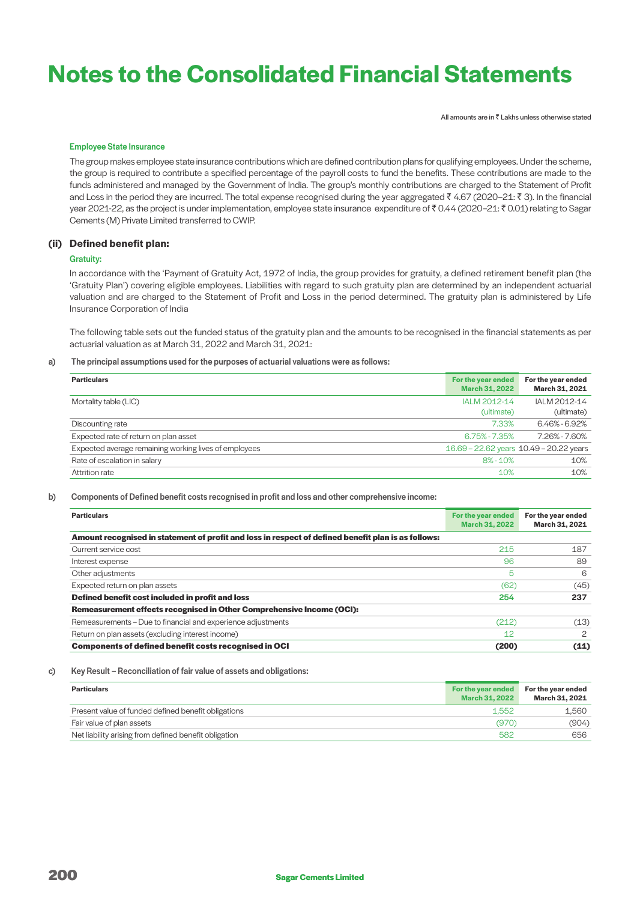# Notes to the Consolidated Financial Statements

All amounts are in ₹ Lakhs unless otherwise stated

**Employee State Insurance**

The group makes employee state insurance contributions which are defined contribution plans for qualifying employees. Under the scheme, the group is required to contribute a specified percentage of the payroll costs to fund the benefits. These contributions are made to the funds administered and managed by the Government of India. The group's monthly contributions are charged to the Statement of Profit and Loss in the period they are incurred. The total expense recognised during the year aggregated ₹ 4.67 (2020–21: ₹ 3). In the financial year 2021-22, as the project is under implementation, employee state insurance expenditure of ₹ 0.44 (2020–21: ₹ 0.01) relating to Sagar Cements (M) Private Limited transferred to CWIP.

### (ii) Defined benefit plan:

**Gratuity:**

In accordance with the 'Payment of Gratuity Act, 1972 of India, the group provides for gratuity, a defined retirement benefit plan (the 'Gratuity Plan') covering eligible employees. Liabilities with regard to such gratuity plan are determined by an independent actuarial valuation and are charged to the Statement of Profit and Loss in the period determined. The gratuity plan is administered by Life Insurance Corporation of India

The following table sets out the funded status of the gratuity plan and the amounts to be recognised in the financial statements as per actuarial valuation as at March 31, 2022 and March 31, 2021:

**a) The principal assumptions used for the purposes of actuarial valuations were as follows:**

| Particulars | For the year ended March 31, 2022 | For the year ended March 31, 2021 |
|---|---|---|
| Mortality table (LIC) | IALM 2012-14 (ultimate) | IALM 2012-14 (ultimate) |
| Discounting rate | 7.33% | 6.46% - 6.92% |
| Expected rate of return on plan asset | 6.75% - 7.35% | 7.26% - 7.60% |
| Expected average remaining working lives of employees | 16.69 – 22.62 years | 10.49 – 20.22 years |
| Rate of escalation in salary | 8% - 10% | 10% |
| Attrition rate | 10% | 10% |

**b) Components of Defined benefit costs recognised in profit and loss and other comprehensive income:**

| Particulars | For the year ended March 31, 2022 | For the year ended March 31, 2021 |
|---|---|---|
| **Amount recognised in statement of profit and loss in respect of defined benefit plan is as follows:** | | |
| Current service cost | 215 | 187 |
| Interest expense | 96 | 89 |
| Other adjustments | 5 | 6 |
| Expected return on plan assets | (62) | (45) |
| **Defined benefit cost included in profit and loss** | **254** | **237** |
| **Remeasurement effects recognised in Other Comprehensive Income (OCI):** | | |
| Remeasurements – Due to financial and experience adjustments | (212) | (13) |
| Return on plan assets (excluding interest income) | 12 | 2 |
| **Components of defined benefit costs recognised in OCI** | **(200)** | **(11)** |

**c) Key Result – Reconciliation of fair value of assets and obligations:**

| Particulars | For the year ended March 31, 2022 | For the year ended March 31, 2021 |
|---|---|---|
| Present value of funded defined benefit obligations | 1,552 | 1,560 |
| Fair value of plan assets | (970) | (904) |
| Net liability arising from defined benefit obligation | 582 | 656 |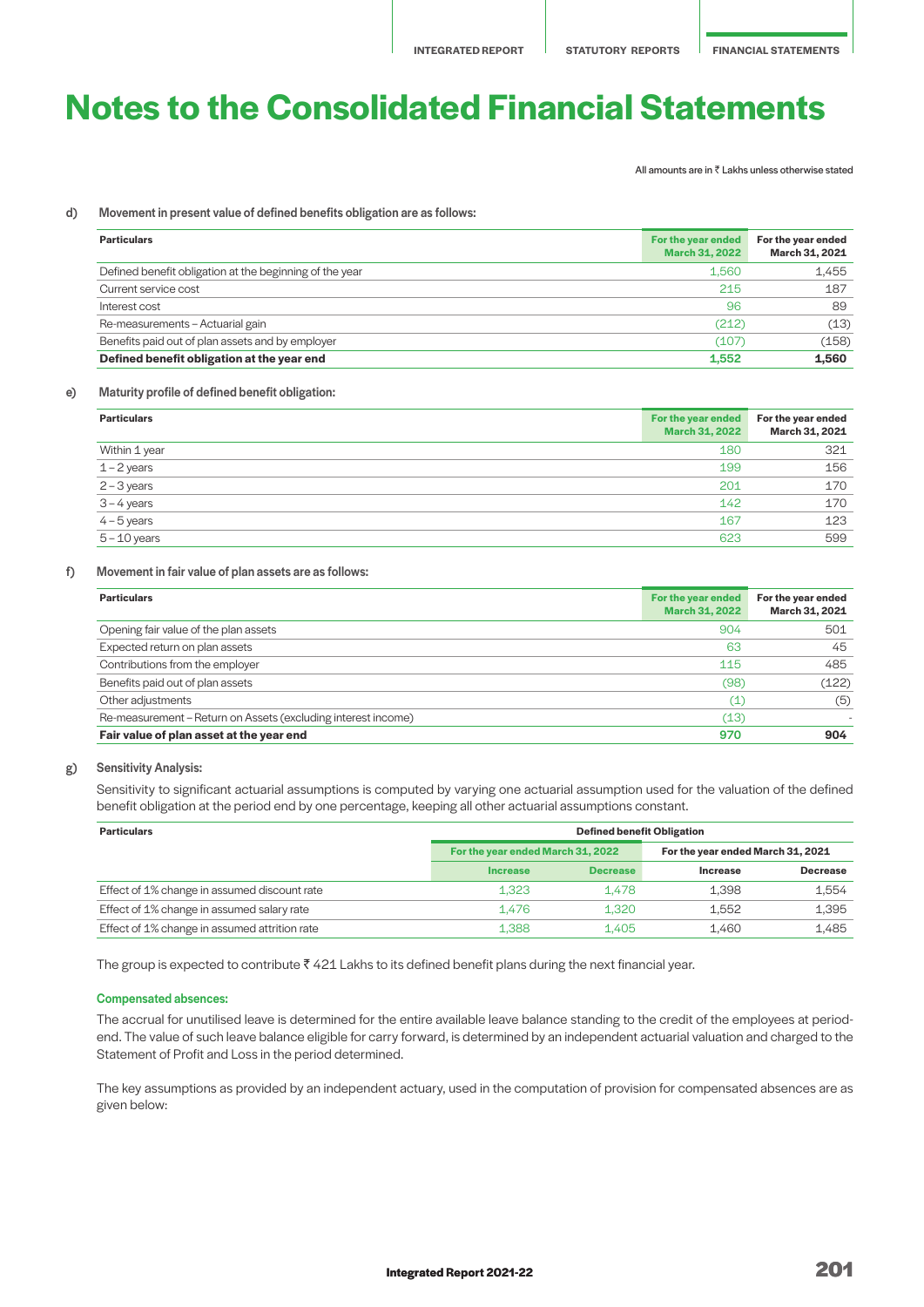# Notes to the Consolidated Financial Statements

All amounts are in ₹ Lakhs unless otherwise stated

**d) Movement in present value of defined benefits obligation are as follows:**

| Particulars | For the year ended March 31, 2022 | For the year ended March 31, 2021 |
|---|---|---|
| Defined benefit obligation at the beginning of the year | 1,560 | 1,455 |
| Current service cost | 215 | 187 |
| Interest cost | 96 | 89 |
| Re-measurements – Actuarial gain | (212) | (13) |
| Benefits paid out of plan assets and by employer | (107) | (158) |
| **Defined benefit obligation at the year end** | **1,552** | **1,560** |

**e) Maturity profile of defined benefit obligation:**

| Particulars | For the year ended March 31, 2022 | For the year ended March 31, 2021 |
|---|---|---|
| Within 1 year | 180 | 321 |
| 1 – 2 years | 199 | 156 |
| 2 – 3 years | 201 | 170 |
| 3 – 4 years | 142 | 170 |
| 4 – 5 years | 167 | 123 |
| 5 – 10 years | 623 | 599 |

**f) Movement in fair value of plan assets are as follows:**

| Particulars | For the year ended March 31, 2022 | For the year ended March 31, 2021 |
|---|---|---|
| Opening fair value of the plan assets | 904 | 501 |
| Expected return on plan assets | 63 | 45 |
| Contributions from the employer | 115 | 485 |
| Benefits paid out of plan assets | (98) | (122) |
| Other adjustments | (1) | (5) |
| Re-measurement – Return on Assets (excluding interest income) | (13) | - |
| **Fair value of plan asset at the year end** | **970** | **904** |

**g) Sensitivity Analysis:**

Sensitivity to significant actuarial assumptions is computed by varying one actuarial assumption used for the valuation of the defined benefit obligation at the period end by one percentage, keeping all other actuarial assumptions constant.

| Particulars | Defined benefit Obligation | | | |
|---|---|---|---|---|
| | For the year ended March 31, 2022 | | For the year ended March 31, 2021 | |
| | Increase | Decrease | Increase | Decrease |
| Effect of 1% change in assumed discount rate | 1,323 | 1,478 | 1,398 | 1,554 |
| Effect of 1% change in assumed salary rate | 1,476 | 1,320 | 1,552 | 1,395 |
| Effect of 1% change in assumed attrition rate | 1,388 | 1,405 | 1,460 | 1,485 |

The group is expected to contribute ₹ 421 Lakhs to its defined benefit plans during the next financial year.

**Compensated absences:**

The accrual for unutilised leave is determined for the entire available leave balance standing to the credit of the employees at period-end. The value of such leave balance eligible for carry forward, is determined by an independent actuarial valuation and charged to the Statement of Profit and Loss in the period determined.

The key assumptions as provided by an independent actuary, used in the computation of provision for compensated absences are as given below: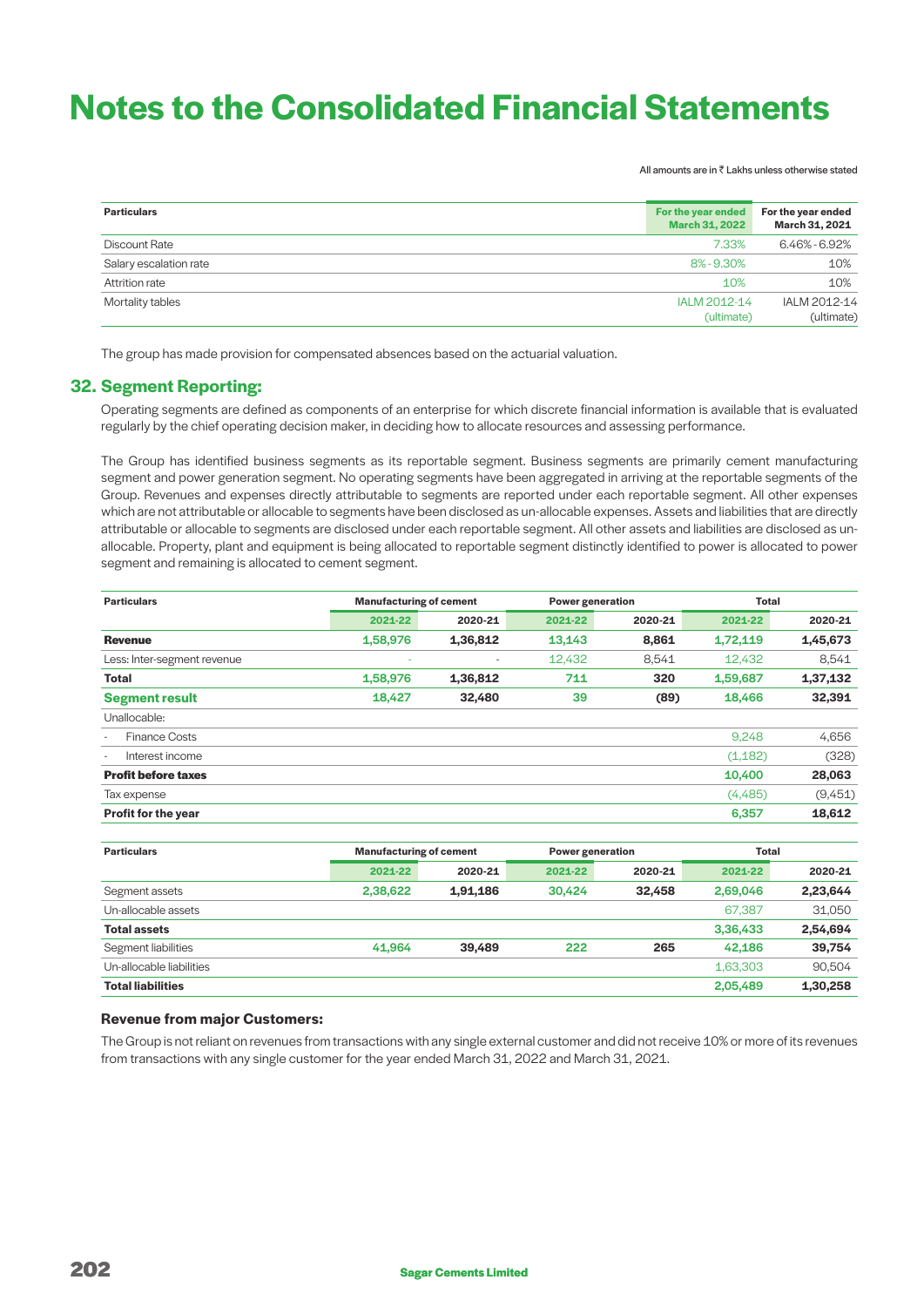# Notes to the Consolidated Financial Statements

All amounts are in ₹ Lakhs unless otherwise stated

| Particulars | For the year ended March 31, 2022 | For the year ended March 31, 2021 |
|---|---|---|
| Discount Rate | 7.33% | 6.46% - 6.92% |
| Salary escalation rate | 8% - 9.30% | 10% |
| Attrition rate | 10% | 10% |
| Mortality tables | IALM 2012-14 (ultimate) | IALM 2012-14 (ultimate) |

The group has made provision for compensated absences based on the actuarial valuation.

## 32. Segment Reporting:

Operating segments are defined as components of an enterprise for which discrete financial information is available that is evaluated regularly by the chief operating decision maker, in deciding how to allocate resources and assessing performance.

The Group has identified business segments as its reportable segment. Business segments are primarily cement manufacturing segment and power generation segment. No operating segments have been aggregated in arriving at the reportable segments of the Group. Revenues and expenses directly attributable to segments are reported under each reportable segment. All other expenses which are not attributable or allocable to segments have been disclosed as un-allocable expenses. Assets and liabilities that are directly attributable or allocable to segments are disclosed under each reportable segment. All other assets and liabilities are disclosed as un-allocable. Property, plant and equipment is being allocated to reportable segment distinctly identified to power is allocated to power segment and remaining is allocated to cement segment.

| Particulars | Manufacturing of cement | | Power generation | | Total | |
|---|---|---|---|---|---|---|
| | 2021-22 | 2020-21 | 2021-22 | 2020-21 | 2021-22 | 2020-21 |
| **Revenue** | **1,58,976** | **1,36,812** | **13,143** | **8,861** | **1,72,119** | **1,45,673** |
| Less: Inter-segment revenue | - | - | 12,432 | 8,541 | 12,432 | 8,541 |
| **Total** | **1,58,976** | **1,36,812** | **711** | **320** | **1,59,687** | **1,37,132** |
| **Segment result** | **18,427** | **32,480** | **39** | **(89)** | **18,466** | **32,391** |
| Unallocable: | | | | | | |
| - Finance Costs | | | | | 9,248 | 4,656 |
| - Interest income | | | | | (1,182) | (328) |
| **Profit before taxes** | | | | | **10,400** | **28,063** |
| Tax expense | | | | | (4,485) | (9,451) |
| **Profit for the year** | | | | | **6,357** | **18,612** |

| Particulars | Manufacturing of cement | | Power generation | | Total | |
|---|---|---|---|---|---|---|
| | 2021-22 | 2020-21 | 2021-22 | 2020-21 | 2021-22 | 2020-21 |
| Segment assets | **2,38,622** | **1,91,186** | **30,424** | **32,458** | **2,69,046** | **2,23,644** |
| Un-allocable assets | | | | | 67,387 | 31,050 |
| **Total assets** | | | | | **3,36,433** | **2,54,694** |
| Segment liabilities | **41,964** | **39,489** | **222** | **265** | **42,186** | **39,754** |
| Un-allocable liabilities | | | | | 1,63,303 | 90,504 |
| **Total liabilities** | | | | | **2,05,489** | **1,30,258** |

### Revenue from major Customers:

The Group is not reliant on revenues from transactions with any single external customer and did not receive 10% or more of its revenues from transactions with any single customer for the year ended March 31, 2022 and March 31, 2021.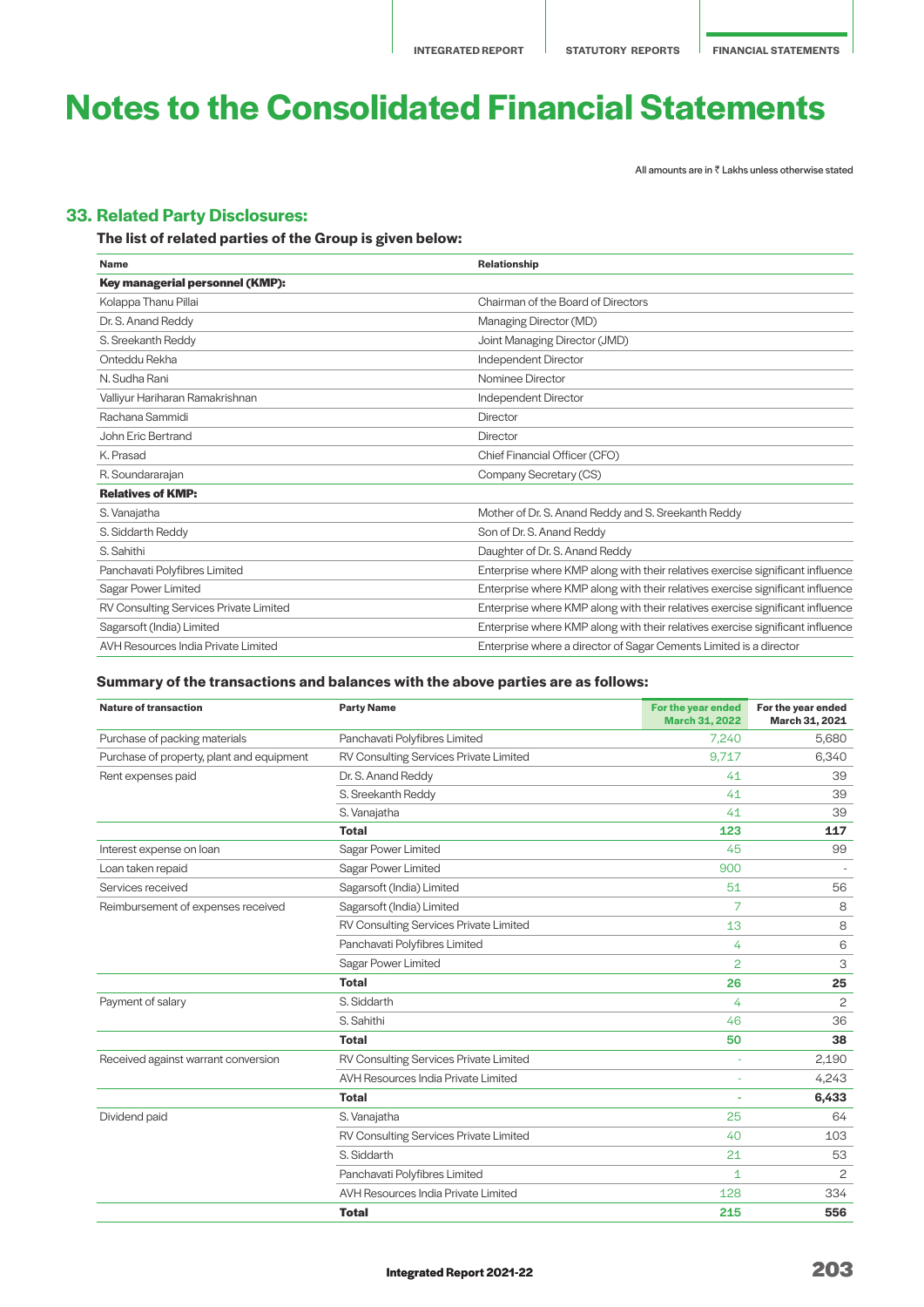# Notes to the Consolidated Financial Statements

All amounts are in ₹ Lakhs unless otherwise stated

## 33. Related Party Disclosures:

### The list of related parties of the Group is given below:

| Name | Relationship |
|---|---|
| **Key managerial personnel (KMP):** | |
| Kolappa Thanu Pillai | Chairman of the Board of Directors |
| Dr. S. Anand Reddy | Managing Director (MD) |
| S. Sreekanth Reddy | Joint Managing Director (JMD) |
| Onteddu Rekha | Independent Director |
| N. Sudha Rani | Nominee Director |
| Valliyur Hariharan Ramakrishnan | Independent Director |
| Rachana Sammidi | Director |
| John Eric Bertrand | Director |
| K. Prasad | Chief Financial Officer (CFO) |
| R. Soundararajan | Company Secretary (CS) |
| **Relatives of KMP:** | |
| S. Vanajatha | Mother of Dr. S. Anand Reddy and S. Sreekanth Reddy |
| S. Siddarth Reddy | Son of Dr. S. Anand Reddy |
| S. Sahithi | Daughter of Dr. S. Anand Reddy |
| Panchavati Polyfibres Limited | Enterprise where KMP along with their relatives exercise significant influence |
| Sagar Power Limited | Enterprise where KMP along with their relatives exercise significant influence |
| RV Consulting Services Private Limited | Enterprise where KMP along with their relatives exercise significant influence |
| Sagarsoft (India) Limited | Enterprise where KMP along with their relatives exercise significant influence |
| AVH Resources India Private Limited | Enterprise where a director of Sagar Cements Limited is a director |

### Summary of the transactions and balances with the above parties are as follows:

| Nature of transaction | Party Name | For the year ended March 31, 2022 | For the year ended March 31, 2021 |
|---|---|---|---|
| Purchase of packing materials | Panchavati Polyfibres Limited | 7,240 | 5,680 |
| Purchase of property, plant and equipment | RV Consulting Services Private Limited | 9,717 | 6,340 |
| Rent expenses paid | Dr. S. Anand Reddy | 41 | 39 |
| | S. Sreekanth Reddy | 41 | 39 |
| | S. Vanajatha | 41 | 39 |
| | **Total** | **123** | **117** |
| Interest expense on loan | Sagar Power Limited | 45 | 99 |
| Loan taken repaid | Sagar Power Limited | 900 | - |
| Services received | Sagarsoft (India) Limited | 51 | 56 |
| Reimbursement of expenses received | Sagarsoft (India) Limited | 7 | 8 |
| | RV Consulting Services Private Limited | 13 | 8 |
| | Panchavati Polyfibres Limited | 4 | 6 |
| | Sagar Power Limited | 2 | 3 |
| | **Total** | **26** | **25** |
| Payment of salary | S. Siddarth | 4 | 2 |
| | S. Sahithi | 46 | 36 |
| | **Total** | **50** | **38** |
| Received against warrant conversion | RV Consulting Services Private Limited | - | 2,190 |
| | AVH Resources India Private Limited | - | 4,243 |
| | **Total** | **-** | **6,433** |
| Dividend paid | S. Vanajatha | 25 | 64 |
| | RV Consulting Services Private Limited | 40 | 103 |
| | S. Siddarth | 21 | 53 |
| | Panchavati Polyfibres Limited | 1 | 2 |
| | AVH Resources India Private Limited | 128 | 334 |
| | **Total** | **215** | **556** |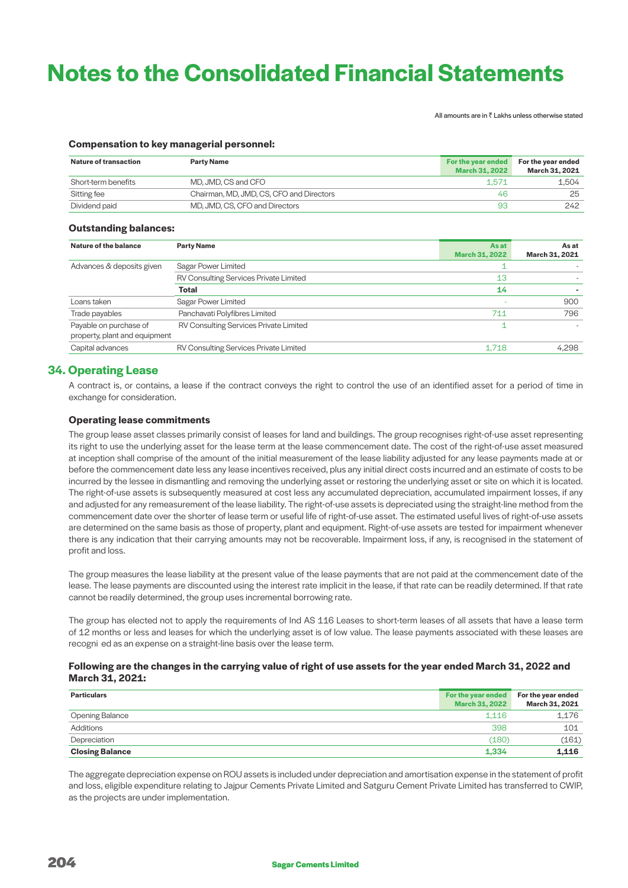# Notes to the Consolidated Financial Statements

All amounts are in ₹ Lakhs unless otherwise stated

**Compensation to key managerial personnel:**

| Nature of transaction | Party Name | For the year ended March 31, 2022 | For the year ended March 31, 2021 |
|---|---|---|---|
| Short-term benefits | MD, JMD, CS and CFO | 1,571 | 1,504 |
| Sitting fee | Chairman, MD, JMD, CS, CFO and Directors | 46 | 25 |
| Dividend paid | MD, JMD, CS, CFO and Directors | 93 | 242 |

**Outstanding balances:**

| Nature of the balance | Party Name | As at March 31, 2022 | As at March 31, 2021 |
|---|---|---|---|
| Advances & deposits given | Sagar Power Limited | 1 | - |
| | RV Consulting Services Private Limited | 13 | - |
| | **Total** | **14** | **-** |
| Loans taken | Sagar Power Limited | - | 900 |
| Trade payables | Panchavati Polyfibres Limited | 711 | 796 |
| Payable on purchase of property, plant and equipment | RV Consulting Services Private Limited | 1 | - |
| Capital advances | RV Consulting Services Private Limited | 1,718 | 4,298 |

## 34. Operating Lease

A contract is, or contains, a lease if the contract conveys the right to control the use of an identified asset for a period of time in exchange for consideration.

### Operating lease commitments

The group lease asset classes primarily consist of leases for land and buildings. The group recognises right-of-use asset representing its right to use the underlying asset for the lease term at the lease commencement date. The cost of the right-of-use asset measured at inception shall comprise of the amount of the initial measurement of the lease liability adjusted for any lease payments made at or before the commencement date less any lease incentives received, plus any initial direct costs incurred and an estimate of costs to be incurred by the lessee in dismantling and removing the underlying asset or restoring the underlying asset or site on which it is located. The right-of-use assets is subsequently measured at cost less any accumulated depreciation, accumulated impairment losses, if any and adjusted for any remeasurement of the lease liability. The right-of-use assets is depreciated using the straight-line method from the commencement date over the shorter of lease term or useful life of right-of-use asset. The estimated useful lives of right-of-use assets are determined on the same basis as those of property, plant and equipment. Right-of-use assets are tested for impairment whenever there is any indication that their carrying amounts may not be recoverable. Impairment loss, if any, is recognised in the statement of profit and loss.

The group measures the lease liability at the present value of the lease payments that are not paid at the commencement date of the lease. The lease payments are discounted using the interest rate implicit in the lease, if that rate can be readily determined. If that rate cannot be readily determined, the group uses incremental borrowing rate.

The group has elected not to apply the requirements of Ind AS 116 Leases to short-term leases of all assets that have a lease term of 12 months or less and leases for which the underlying asset is of low value. The lease payments associated with these leases are recogni ed as an expense on a straight-line basis over the lease term.

**Following are the changes in the carrying value of right of use assets for the year ended March 31, 2022 and March 31, 2021:**

| Particulars | For the year ended March 31, 2022 | For the year ended March 31, 2021 |
|---|---|---|
| Opening Balance | 1,116 | 1,176 |
| Additions | 398 | 101 |
| Depreciation | (180) | (161) |
| **Closing Balance** | **1,334** | **1,116** |

The aggregate depreciation expense on ROU assets is included under depreciation and amortisation expense in the statement of profit and loss, eligible expenditure relating to Jajpur Cements Private Limited and Satguru Cement Private Limited has transferred to CWIP, as the projects are under implementation.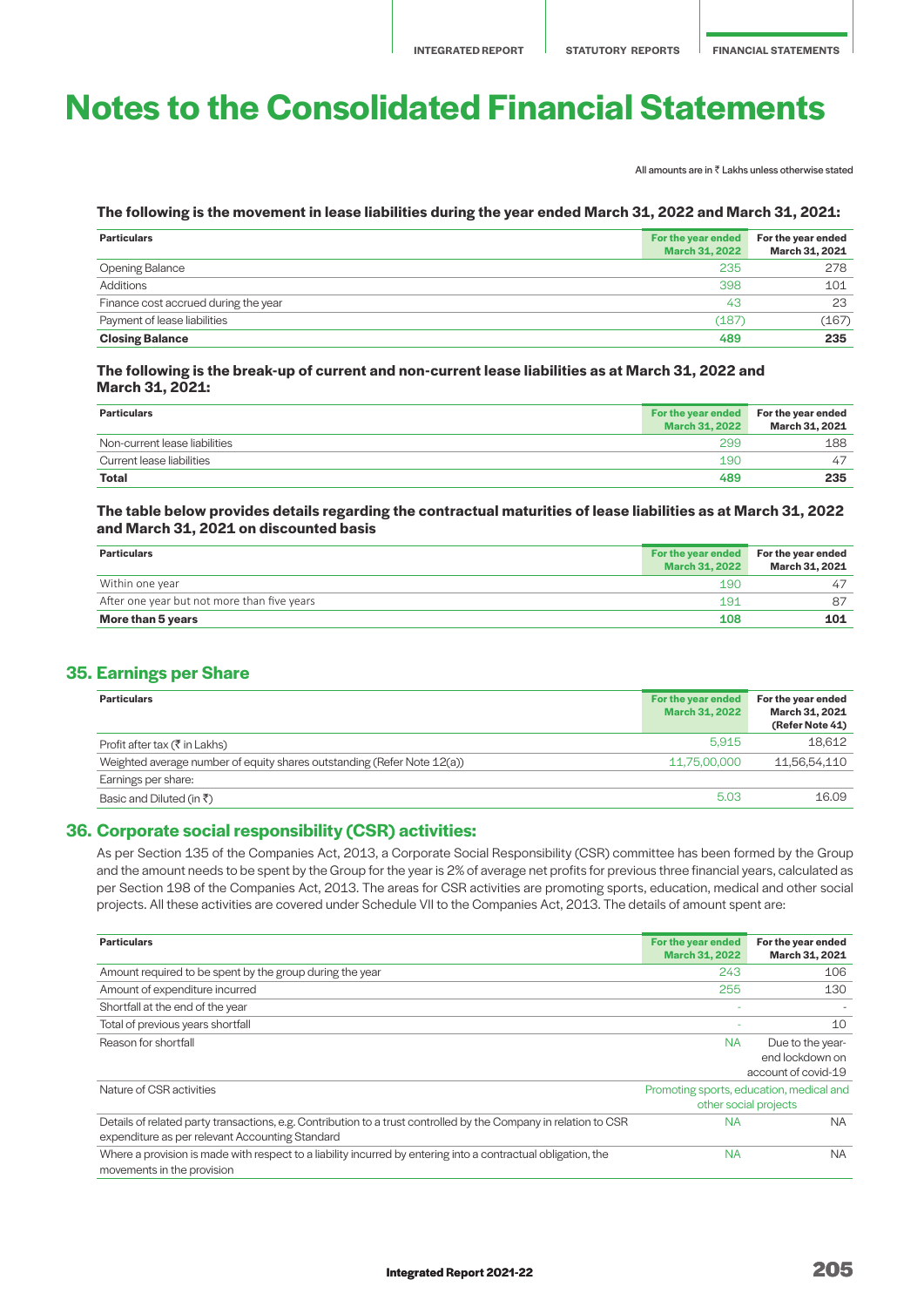# Notes to the Consolidated Financial Statements

All amounts are in ₹ Lakhs unless otherwise stated

**The following is the movement in lease liabilities during the year ended March 31, 2022 and March 31, 2021:**

| Particulars | For the year ended March 31, 2022 | For the year ended March 31, 2021 |
|---|---|---|
| Opening Balance | 235 | 278 |
| Additions | 398 | 101 |
| Finance cost accrued during the year | 43 | 23 |
| Payment of lease liabilities | (187) | (167) |
| **Closing Balance** | **489** | **235** |

**The following is the break-up of current and non-current lease liabilities as at March 31, 2022 and March 31, 2021:**

| Particulars | For the year ended March 31, 2022 | For the year ended March 31, 2021 |
|---|---|---|
| Non-current lease liabilities | 299 | 188 |
| Current lease liabilities | 190 | 47 |
| **Total** | **489** | **235** |

**The table below provides details regarding the contractual maturities of lease liabilities as at March 31, 2022 and March 31, 2021 on discounted basis**

| Particulars | For the year ended March 31, 2022 | For the year ended March 31, 2021 |
|---|---|---|
| Within one year | 190 | 47 |
| After one year but not more than five years | 191 | 87 |
| **More than 5 years** | **108** | **101** |

## 35. Earnings per Share

| Particulars | For the year ended March 31, 2022 | For the year ended March 31, 2021 (Refer Note 41) |
|---|---|---|
| Profit after tax (₹ in Lakhs) | 5,915 | 18,612 |
| Weighted average number of equity shares outstanding (Refer Note 12(a)) | 11,75,00,000 | 11,56,54,110 |
| Earnings per share: | | |
| Basic and Diluted (in ₹) | 5.03 | 16.09 |

## 36. Corporate social responsibility (CSR) activities:

As per Section 135 of the Companies Act, 2013, a Corporate Social Responsibility (CSR) committee has been formed by the Group and the amount needs to be spent by the Group for the year is 2% of average net profits for previous three financial years, calculated as per Section 198 of the Companies Act, 2013. The areas for CSR activities are promoting sports, education, medical and other social projects. All these activities are covered under Schedule VII to the Companies Act, 2013. The details of amount spent are:

| Particulars | For the year ended March 31, 2022 | For the year ended March 31, 2021 |
|---|---|---|
| Amount required to be spent by the group during the year | 243 | 106 |
| Amount of expenditure incurred | 255 | 130 |
| Shortfall at the end of the year | - | - |
| Total of previous years shortfall | - | 10 |
| Reason for shortfall | NA | Due to the year-end lockdown on account of covid-19 |
| Nature of CSR activities | Promoting sports, education, medical and other social projects | |
| Details of related party transactions, e.g. Contribution to a trust controlled by the Company in relation to CSR expenditure as per relevant Accounting Standard | NA | NA |
| Where a provision is made with respect to a liability incurred by entering into a contractual obligation, the movements in the provision | NA | NA |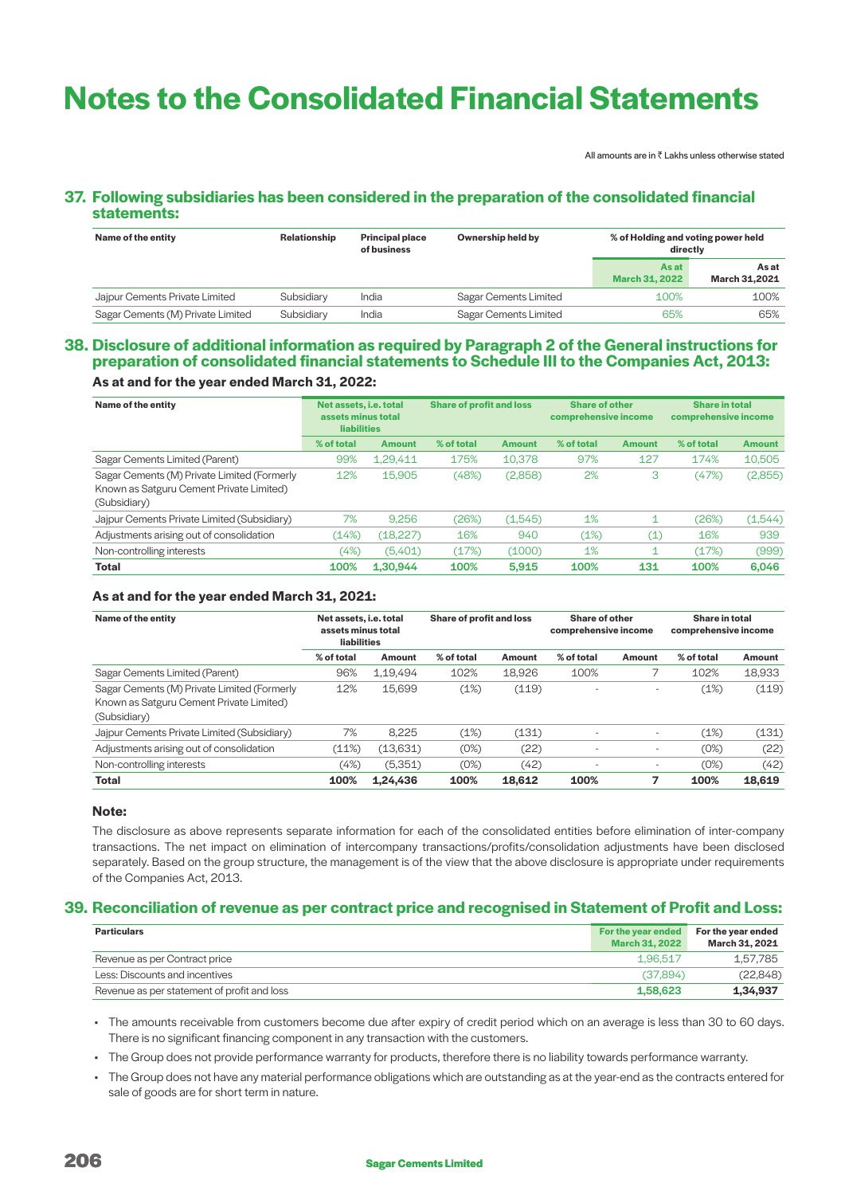# Notes to the Consolidated Financial Statements

All amounts are in ₹ Lakhs unless otherwise stated

## 37. Following subsidiaries has been considered in the preparation of the consolidated financial statements:

| Name of the entity | Relationship | Principal place of business | Ownership held by | % of Holding and voting power held directly | |
|---|---|---|---|---|---|
| | | | | As at March 31, 2022 | As at March 31,2021 |
| Jajpur Cements Private Limited | Subsidiary | India | Sagar Cements Limited | 100% | 100% |
| Sagar Cements (M) Private Limited | Subsidiary | India | Sagar Cements Limited | 65% | 65% |

## 38. Disclosure of additional information as required by Paragraph 2 of the General instructions for preparation of consolidated financial statements to Schedule III to the Companies Act, 2013:

### As at and for the year ended March 31, 2022:

| Name of the entity | Net assets, i.e. total assets minus total liabilities | | Share of profit and loss | | Share of other comprehensive income | | Share in total comprehensive income | |
|---|---|---|---|---|---|---|---|---|
| | % of total | Amount | % of total | Amount | % of total | Amount | % of total | Amount |
| Sagar Cements Limited (Parent) | 99% | 1,29,411 | 175% | 10,378 | 97% | 127 | 174% | 10,505 |
| Sagar Cements (M) Private Limited (Formerly Known as Satguru Cement Private Limited) (Subsidiary) | 12% | 15,905 | (48%) | (2,858) | 2% | 3 | (47%) | (2,855) |
| Jajpur Cements Private Limited (Subsidiary) | 7% | 9,256 | (26%) | (1,545) | 1% | 1 | (26%) | (1,544) |
| Adjustments arising out of consolidation | (14%) | (18,227) | 16% | 940 | (1%) | (1) | 16% | 939 |
| Non-controlling interests | (4%) | (5,401) | (17%) | (1000) | 1% | 1 | (17%) | (999) |
| **Total** | **100%** | **1,30,944** | **100%** | **5,915** | **100%** | **131** | **100%** | **6,046** |

### As at and for the year ended March 31, 2021:

| Name of the entity | Net assets, i.e. total assets minus total liabilities | | Share of profit and loss | | Share of other comprehensive income | | Share in total comprehensive income | |
|---|---|---|---|---|---|---|---|---|
| | % of total | Amount | % of total | Amount | % of total | Amount | % of total | Amount |
| Sagar Cements Limited (Parent) | 96% | 1,19,494 | 102% | 18,926 | 100% | 7 | 102% | 18,933 |
| Sagar Cements (M) Private Limited (Formerly Known as Satguru Cement Private Limited) (Subsidiary) | 12% | 15,699 | (1%) | (119) | - | - | (1%) | (119) |
| Jajpur Cements Private Limited (Subsidiary) | 7% | 8,225 | (1%) | (131) | - | - | (1%) | (131) |
| Adjustments arising out of consolidation | (11%) | (13,631) | (0%) | (22) | - | - | (0%) | (22) |
| Non-controlling interests | (4%) | (5,351) | (0%) | (42) | - | - | (0%) | (42) |
| **Total** | **100%** | **1,24,436** | **100%** | **18,612** | **100%** | **7** | **100%** | **18,619** |

**Note:**

The disclosure as above represents separate information for each of the consolidated entities before elimination of inter-company transactions. The net impact on elimination of intercompany transactions/profits/consolidation adjustments have been disclosed separately. Based on the group structure, the management is of the view that the above disclosure is appropriate under requirements of the Companies Act, 2013.

## 39. Reconciliation of revenue as per contract price and recognised in Statement of Profit and Loss:

| Particulars | For the year ended March 31, 2022 | For the year ended March 31, 2021 |
|---|---|---|
| Revenue as per Contract price | 1,96,517 | 1,57,785 |
| Less: Discounts and incentives | (37,894) | (22,848) |
| Revenue as per statement of profit and loss | **1,58,623** | **1,34,937** |

- The amounts receivable from customers become due after expiry of credit period which on an average is less than 30 to 60 days. There is no significant financing component in any transaction with the customers.
- The Group does not provide performance warranty for products, therefore there is no liability towards performance warranty.
- The Group does not have any material performance obligations which are outstanding as at the year-end as the contracts entered for sale of goods are for short term in nature.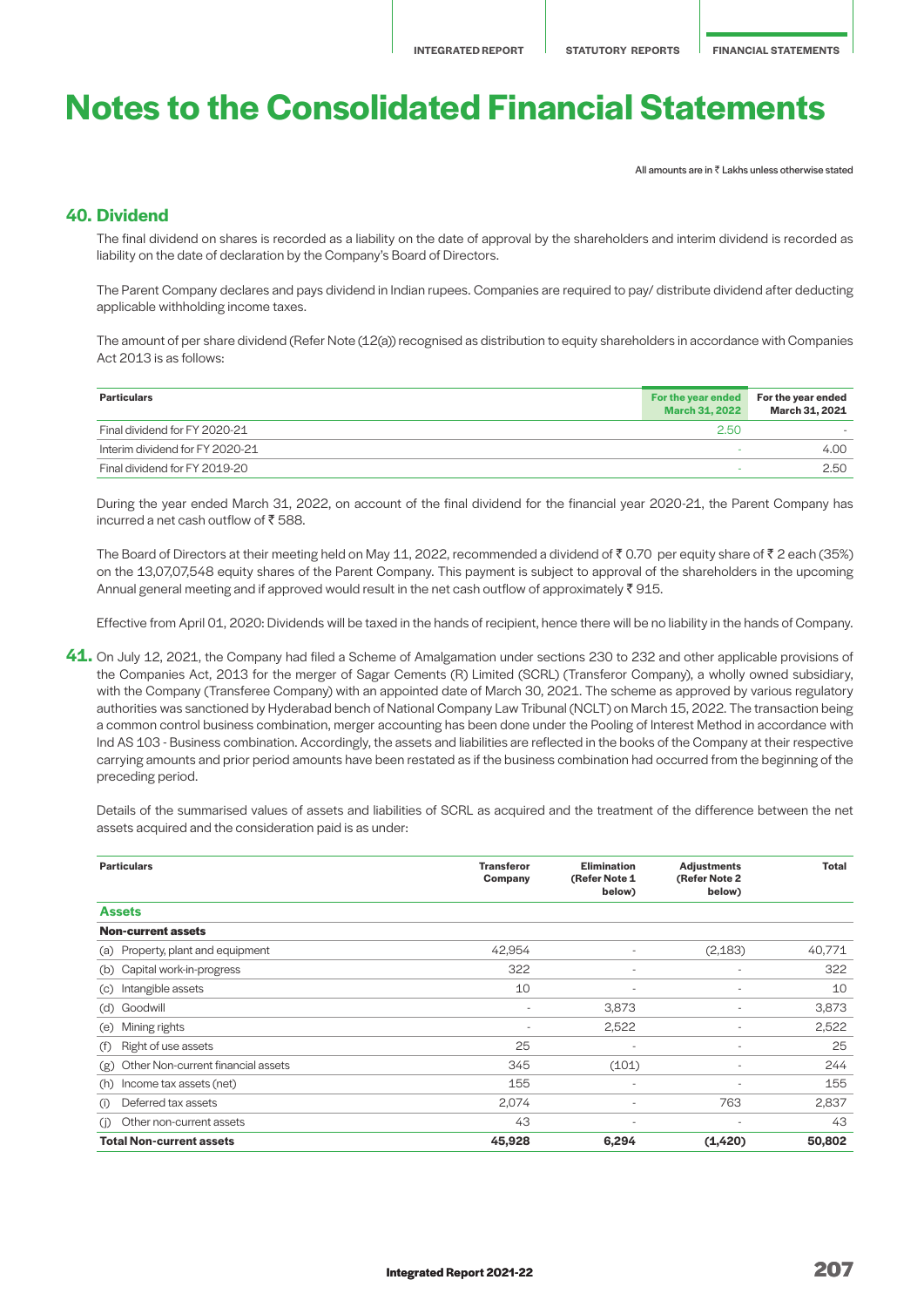# Notes to the Consolidated Financial Statements

All amounts are in ₹ Lakhs unless otherwise stated

## 40. Dividend

The final dividend on shares is recorded as a liability on the date of approval by the shareholders and interim dividend is recorded as liability on the date of declaration by the Company's Board of Directors.

The Parent Company declares and pays dividend in Indian rupees. Companies are required to pay/ distribute dividend after deducting applicable withholding income taxes.

The amount of per share dividend (Refer Note (12(a)) recognised as distribution to equity shareholders in accordance with Companies Act 2013 is as follows:

| Particulars | For the year ended March 31, 2022 | For the year ended March 31, 2021 |
|---|---|---|
| Final dividend for FY 2020-21 | 2.50 | - |
| Interim dividend for FY 2020-21 | - | 4.00 |
| Final dividend for FY 2019-20 | - | 2.50 |

During the year ended March 31, 2022, on account of the final dividend for the financial year 2020-21, the Parent Company has incurred a net cash outflow of ₹ 588.

The Board of Directors at their meeting held on May 11, 2022, recommended a dividend of ₹ 0.70 per equity share of ₹ 2 each (35%) on the 13,07,07,548 equity shares of the Parent Company. This payment is subject to approval of the shareholders in the upcoming Annual general meeting and if approved would result in the net cash outflow of approximately ₹ 915.

Effective from April 01, 2020: Dividends will be taxed in the hands of recipient, hence there will be no liability in the hands of Company.

**41.** On July 12, 2021, the Company had filed a Scheme of Amalgamation under sections 230 to 232 and other applicable provisions of the Companies Act, 2013 for the merger of Sagar Cements (R) Limited (SCRL) (Transferor Company), a wholly owned subsidiary, with the Company (Transferee Company) with an appointed date of March 30, 2021. The scheme as approved by various regulatory authorities was sanctioned by Hyderabad bench of National Company Law Tribunal (NCLT) on March 15, 2022. The transaction being a common control business combination, merger accounting has been done under the Pooling of Interest Method in accordance with Ind AS 103 - Business combination. Accordingly, the assets and liabilities are reflected in the books of the Company at their respective carrying amounts and prior period amounts have been restated as if the business combination had occurred from the beginning of the preceding period.

Details of the summarised values of assets and liabilities of SCRL as acquired and the treatment of the difference between the net assets acquired and the consideration paid is as under:

| Particulars | Transferor Company | Elimination (Refer Note 1 below) | Adjustments (Refer Note 2 below) | Total |
|---|---|---|---|---|
| **Assets** | | | | |
| **Non-current assets** | | | | |
| (a) Property, plant and equipment | 42,954 | - | (2,183) | 40,771 |
| (b) Capital work-in-progress | 322 | - | - | 322 |
| (c) Intangible assets | 10 | - | - | 10 |
| (d) Goodwill | - | 3,873 | - | 3,873 |
| (e) Mining rights | - | 2,522 | - | 2,522 |
| (f) Right of use assets | 25 | - | - | 25 |
| (g) Other Non-current financial assets | 345 | (101) | - | 244 |
| (h) Income tax assets (net) | 155 | - | - | 155 |
| (i) Deferred tax assets | 2,074 | - | 763 | 2,837 |
| (j) Other non-current assets | 43 | - | - | 43 |
| **Total Non-current assets** | **45,928** | **6,294** | **(1,420)** | **50,802** |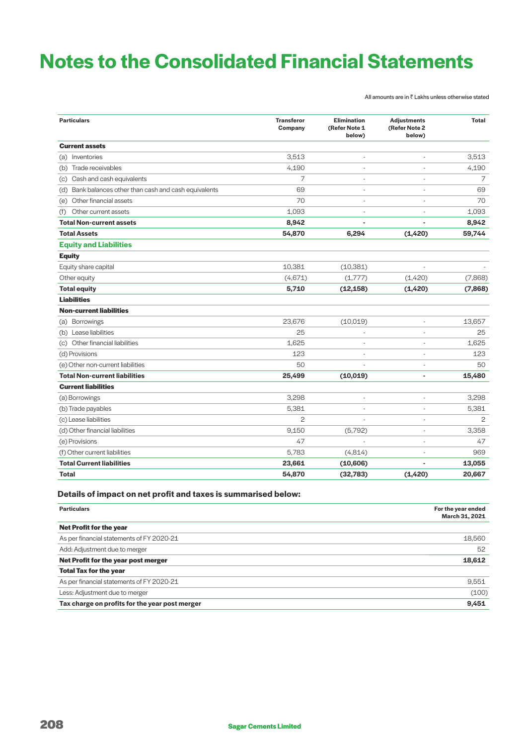# Notes to the Consolidated Financial Statements

All amounts are in ₹ Lakhs unless otherwise stated

| Particulars | Transferor Company | Elimination (Refer Note 1 below) | Adjustments (Refer Note 2 below) | Total |
|---|---|---|---|---|
| **Current assets** | | | | |
| (a) Inventories | 3,513 | - | - | 3,513 |
| (b) Trade receivables | 4,190 | - | - | 4,190 |
| (c) Cash and cash equivalents | 7 | - | - | 7 |
| (d) Bank balances other than cash and cash equivalents | 69 | - | - | 69 |
| (e) Other financial assets | 70 | - | - | 70 |
| (f) Other current assets | 1,093 | - | - | 1,093 |
| **Total Non-current assets** | **8,942** | **-** | **-** | **8,942** |
| **Total Assets** | **54,870** | **6,294** | **(1,420)** | **59,744** |
| **Equity and Liabilities** | | | | |
| **Equity** | | | | |
| Equity share capital | 10,381 | (10,381) | - | - |
| Other equity | (4,671) | (1,777) | (1,420) | (7,868) |
| **Total equity** | **5,710** | **(12,158)** | **(1,420)** | **(7,868)** |
| **Liabilities** | | | | |
| **Non-current liabilities** | | | | |
| (a) Borrowings | 23,676 | (10,019) | - | 13,657 |
| (b) Lease liabilities | 25 | - | - | 25 |
| (c) Other financial liabilities | 1,625 | - | - | 1,625 |
| (d) Provisions | 123 | - | - | 123 |
| (e) Other non-current liabilities | 50 | - | - | 50 |
| **Total Non-current liabilities** | **25,499** | **(10,019)** | **-** | **15,480** |
| **Current liabilities** | | | | |
| (a) Borrowings | 3,298 | - | - | 3,298 |
| (b) Trade payables | 5,381 | - | - | 5,381 |
| (c) Lease liabilities | 2 | - | - | 2 |
| (d) Other financial liabilities | 9,150 | (5,792) | - | 3,358 |
| (e) Provisions | 47 | - | - | 47 |
| (f) Other current liabilities | 5,783 | (4,814) | - | 969 |
| **Total Current liabilities** | **23,661** | **(10,606)** | **-** | **13,055** |
| **Total** | **54,870** | **(32,783)** | **(1,420)** | **20,667** |

### Details of impact on net profit and taxes is summarised below:

| Particulars | For the year ended March 31, 2021 |
|---|---|
| **Net Profit for the year** | |
| As per financial statements of FY 2020-21 | 18,560 |
| Add: Adjustment due to merger | 52 |
| **Net Profit for the year post merger** | **18,612** |
| **Total Tax for the year** | |
| As per financial statements of FY 2020-21 | 9,551 |
| Less: Adjustment due to merger | (100) |
| **Tax charge on profits for the year post merger** | **9,451** |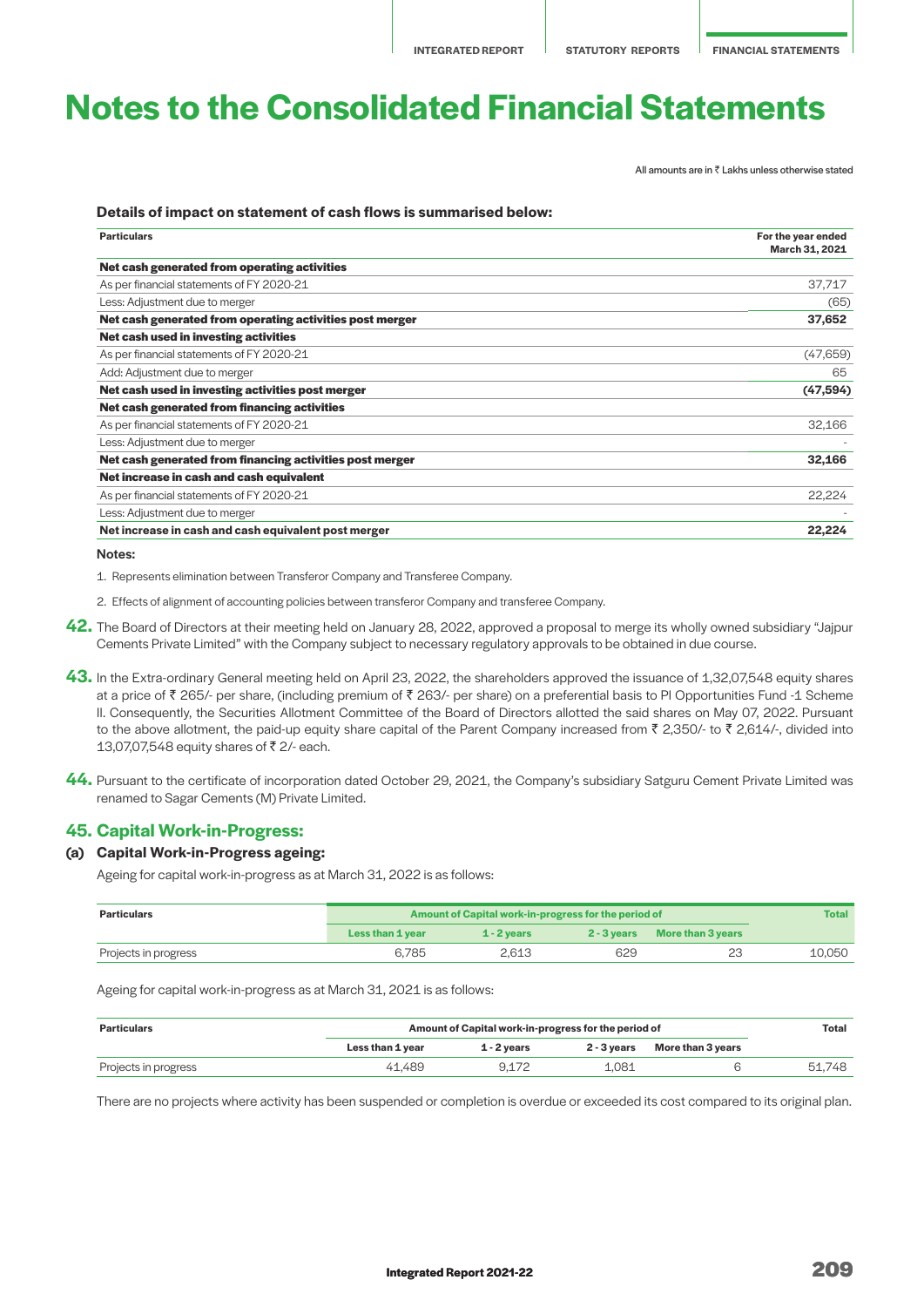# Notes to the Consolidated Financial Statements

All amounts are in ₹ Lakhs unless otherwise stated

**Details of impact on statement of cash flows is summarised below:**

| Particulars | For the year ended March 31, 2021 |
|---|---|
| **Net cash generated from operating activities** | |
| As per financial statements of FY 2020-21 | 37,717 |
| Less: Adjustment due to merger | (65) |
| **Net cash generated from operating activities post merger** | **37,652** |
| **Net cash used in investing activities** | |
| As per financial statements of FY 2020-21 | (47,659) |
| Add: Adjustment due to merger | 65 |
| **Net cash used in investing activities post merger** | **(47,594)** |
| **Net cash generated from financing activities** | |
| As per financial statements of FY 2020-21 | 32,166 |
| Less: Adjustment due to merger | - |
| **Net cash generated from financing activities post merger** | **32,166** |
| **Net increase in cash and cash equivalent** | |
| As per financial statements of FY 2020-21 | 22,224 |
| Less: Adjustment due to merger | - |
| **Net increase in cash and cash equivalent post merger** | **22,224** |

**Notes:**

1. Represents elimination between Transferor Company and Transferee Company.
2. Effects of alignment of accounting policies between transferor Company and transferee Company.

**42.** The Board of Directors at their meeting held on January 28, 2022, approved a proposal to merge its wholly owned subsidiary "Jajpur Cements Private Limited" with the Company subject to necessary regulatory approvals to be obtained in due course.

**43.** In the Extra-ordinary General meeting held on April 23, 2022, the shareholders approved the issuance of 1,32,07,548 equity shares at a price of ₹ 265/- per share, (including premium of ₹ 263/- per share) on a preferential basis to PI Opportunities Fund -1 Scheme II. Consequently, the Securities Allotment Committee of the Board of Directors allotted the said shares on May 07, 2022. Pursuant to the above allotment, the paid-up equity share capital of the Parent Company increased from ₹ 2,350/- to ₹ 2,614/-, divided into 13,07,07,548 equity shares of ₹ 2/- each.

**44.** Pursuant to the certificate of incorporation dated October 29, 2021, the Company's subsidiary Satguru Cement Private Limited was renamed to Sagar Cements (M) Private Limited.

## 45. Capital Work-in-Progress:

### (a) Capital Work-in-Progress ageing:

Ageing for capital work-in-progress as at March 31, 2022 is as follows:

| Particulars | Amount of Capital work-in-progress for the period of | | | | Total |
|---|---|---|---|---|---|
| | Less than 1 year | 1 - 2 years | 2 - 3 years | More than 3 years | |
| Projects in progress | 6,785 | 2,613 | 629 | 23 | 10,050 |

Ageing for capital work-in-progress as at March 31, 2021 is as follows:

| Particulars | Amount of Capital work-in-progress for the period of | | | | Total |
|---|---|---|---|---|---|
| | Less than 1 year | 1 - 2 years | 2 - 3 years | More than 3 years | |
| Projects in progress | 41,489 | 9,172 | 1,081 | 6 | 51,748 |

There are no projects where activity has been suspended or completion is overdue or exceeded its cost compared to its original plan.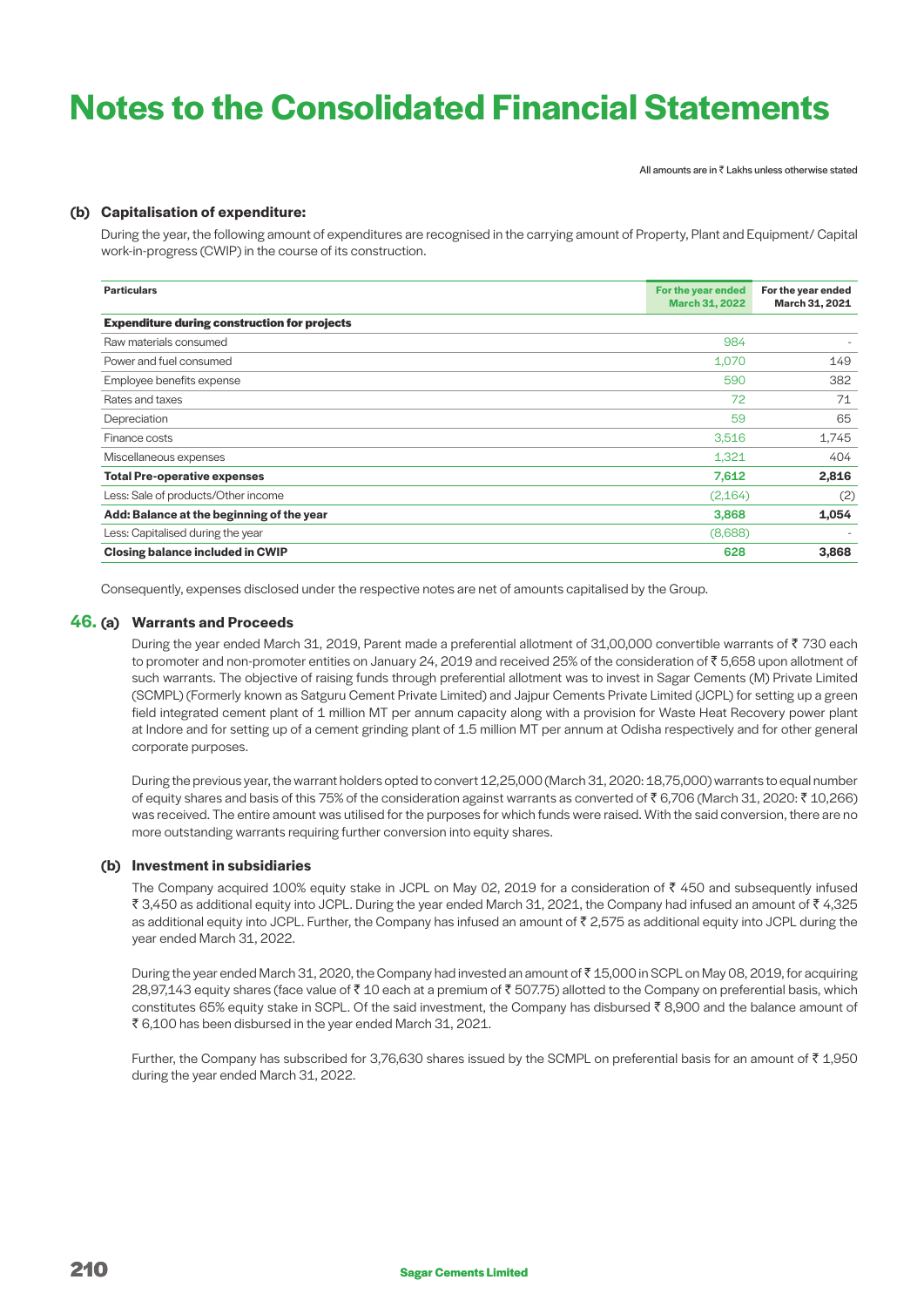# Notes to the Consolidated Financial Statements

All amounts are in ₹ Lakhs unless otherwise stated

**(b) Capitalisation of expenditure:**

During the year, the following amount of expenditures are recognised in the carrying amount of Property, Plant and Equipment/ Capital work-in-progress (CWIP) in the course of its construction.

| Particulars | For the year ended March 31, 2022 | For the year ended March 31, 2021 |
|---|---|---|
| **Expenditure during construction for projects** | | |
| Raw materials consumed | 984 | - |
| Power and fuel consumed | 1,070 | 149 |
| Employee benefits expense | 590 | 382 |
| Rates and taxes | 72 | 71 |
| Depreciation | 59 | 65 |
| Finance costs | 3,516 | 1,745 |
| Miscellaneous expenses | 1,321 | 404 |
| **Total Pre-operative expenses** | **7,612** | **2,816** |
| Less: Sale of products/Other income | (2,164) | (2) |
| **Add: Balance at the beginning of the year** | **3,868** | **1,054** |
| Less: Capitalised during the year | (8,688) | - |
| **Closing balance included in CWIP** | **628** | **3,868** |

Consequently, expenses disclosed under the respective notes are net of amounts capitalised by the Group.

## 46. (a) Warrants and Proceeds

During the year ended March 31, 2019, Parent made a preferential allotment of 31,00,000 convertible warrants of ₹ 730 each to promoter and non-promoter entities on January 24, 2019 and received 25% of the consideration of ₹ 5,658 upon allotment of such warrants. The objective of raising funds through preferential allotment was to invest in Sagar Cements (M) Private Limited (SCMPL) (Formerly known as Satguru Cement Private Limited) and Jajpur Cements Private Limited (JCPL) for setting up a green field integrated cement plant of 1 million MT per annum capacity along with a provision for Waste Heat Recovery power plant at Indore and for setting up of a cement grinding plant of 1.5 million MT per annum at Odisha respectively and for other general corporate purposes.

During the previous year, the warrant holders opted to convert 12,25,000 (March 31, 2020: 18,75,000) warrants to equal number of equity shares and basis of this 75% of the consideration against warrants as converted of ₹ 6,706 (March 31, 2020: ₹ 10,266) was received. The entire amount was utilised for the purposes for which funds were raised. With the said conversion, there are no more outstanding warrants requiring further conversion into equity shares.

### (b) Investment in subsidiaries

The Company acquired 100% equity stake in JCPL on May 02, 2019 for a consideration of ₹ 450 and subsequently infused ₹ 3,450 as additional equity into JCPL. During the year ended March 31, 2021, the Company had infused an amount of ₹ 4,325 as additional equity into JCPL. Further, the Company has infused an amount of ₹ 2,575 as additional equity into JCPL during the year ended March 31, 2022.

During the year ended March 31, 2020, the Company had invested an amount of ₹ 15,000 in SCPL on May 08, 2019, for acquiring 28,97,143 equity shares (face value of ₹ 10 each at a premium of ₹ 507.75) allotted to the Company on preferential basis, which constitutes 65% equity stake in SCPL. Of the said investment, the Company has disbursed ₹ 8,900 and the balance amount of ₹ 6,100 has been disbursed in the year ended March 31, 2021.

Further, the Company has subscribed for 3,76,630 shares issued by the SCMPL on preferential basis for an amount of ₹ 1,950 during the year ended March 31, 2022.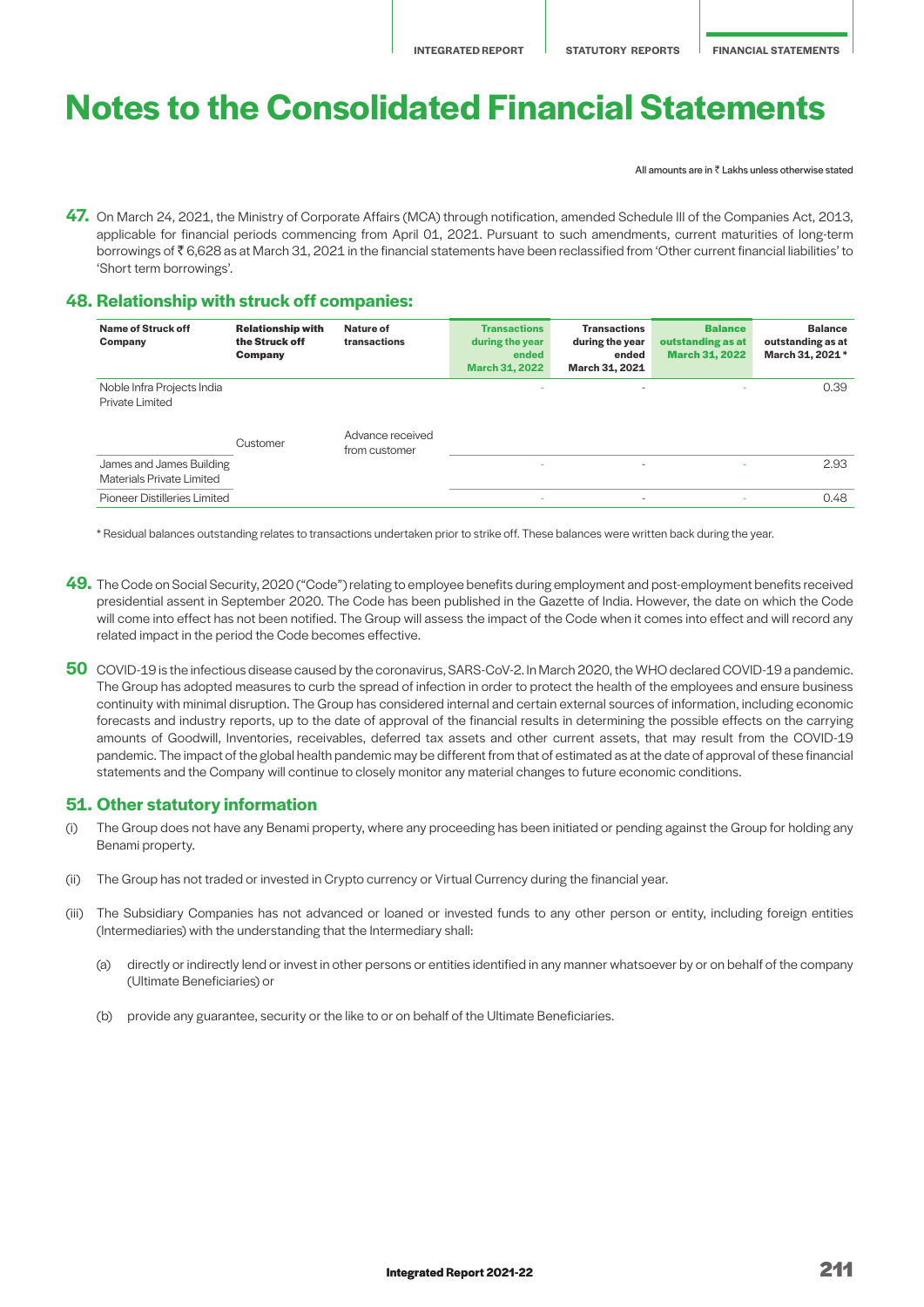# Notes to the Consolidated Financial Statements

All amounts are in ₹ Lakhs unless otherwise stated

**47.** On March 24, 2021, the Ministry of Corporate Affairs (MCA) through notification, amended Schedule III of the Companies Act, 2013, applicable for financial periods commencing from April 01, 2021. Pursuant to such amendments, current maturities of long-term borrowings of ₹ 6,628 as at March 31, 2021 in the financial statements have been reclassified from 'Other current financial liabilities' to 'Short term borrowings'.

## 48. Relationship with struck off companies:

| Name of Struck off Company | Relationship with the Struck off Company | Nature of transactions | Transactions during the year ended March 31, 2022 | Transactions during the year ended March 31, 2021 | Balance outstanding as at March 31, 2022 | Balance outstanding as at March 31, 2021 * |
|---|---|---|---|---|---|---|
| Noble Infra Projects India Private Limited | Customer | Advance received from customer | - | - | - | 0.39 |
| James and James Building Materials Private Limited | Customer | Advance received from customer | - | - | - | 2.93 |
| Pioneer Distilleries Limited | Customer | Advance received from customer | - | - | - | 0.48 |

\* Residual balances outstanding relates to transactions undertaken prior to strike off. These balances were written back during the year.

**49.** The Code on Social Security, 2020 ("Code") relating to employee benefits during employment and post-employment benefits received presidential assent in September 2020. The Code has been published in the Gazette of India. However, the date on which the Code will come into effect has not been notified. The Group will assess the impact of the Code when it comes into effect and will record any related impact in the period the Code becomes effective.

**50** COVID-19 is the infectious disease caused by the coronavirus, SARS-CoV-2. In March 2020, the WHO declared COVID-19 a pandemic. The Group has adopted measures to curb the spread of infection in order to protect the health of the employees and ensure business continuity with minimal disruption. The Group has considered internal and certain external sources of information, including economic forecasts and industry reports, up to the date of approval of the financial results in determining the possible effects on the carrying amounts of Goodwill, Inventories, receivables, deferred tax assets and other current assets, that may result from the COVID-19 pandemic. The impact of the global health pandemic may be different from that of estimated as at the date of approval of these financial statements and the Company will continue to closely monitor any material changes to future economic conditions.

## 51. Other statutory information

(i) The Group does not have any Benami property, where any proceeding has been initiated or pending against the Group for holding any Benami property.

(ii) The Group has not traded or invested in Crypto currency or Virtual Currency during the financial year.

(iii) The Subsidiary Companies has not advanced or loaned or invested funds to any other person or entity, including foreign entities (Intermediaries) with the understanding that the Intermediary shall:

(a) directly or indirectly lend or invest in other persons or entities identified in any manner whatsoever by or on behalf of the company (Ultimate Beneficiaries) or

(b) provide any guarantee, security or the like to or on behalf of the Ultimate Beneficiaries.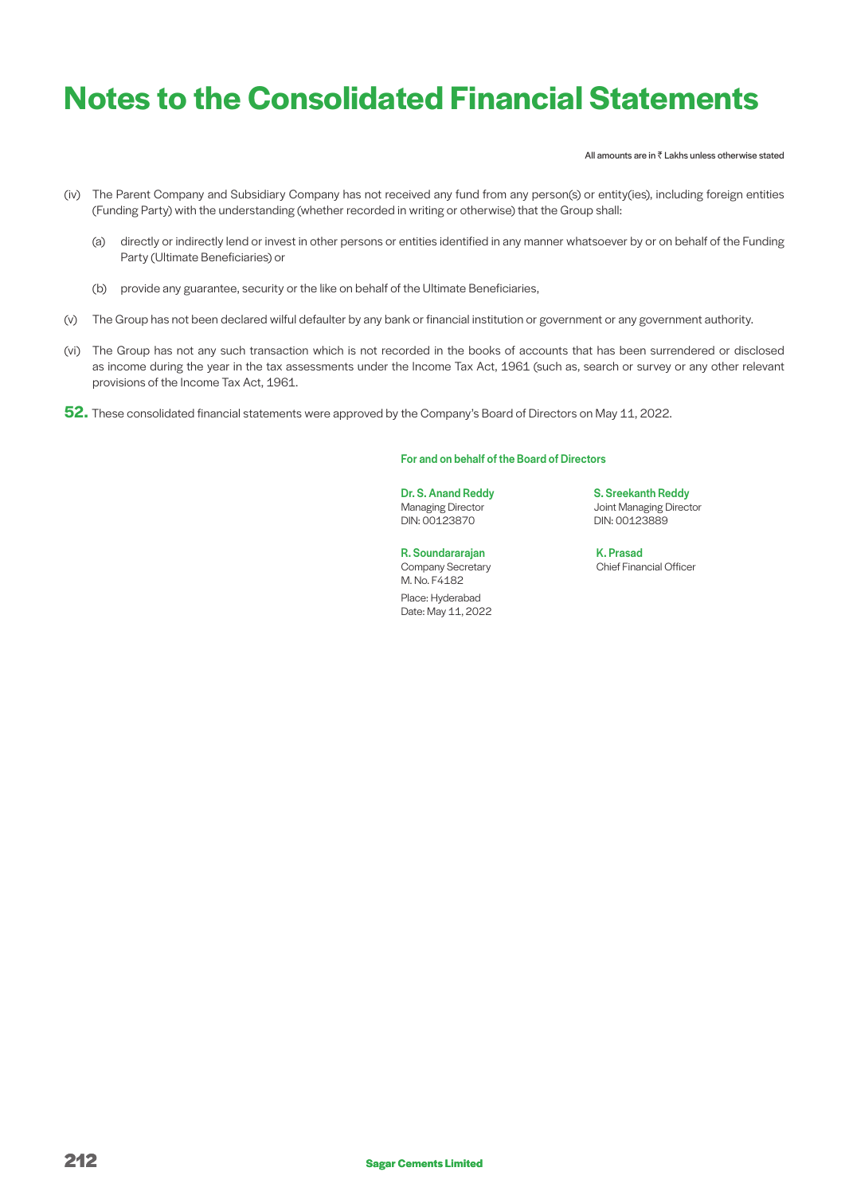# Notes to the Consolidated Financial Statements

All amounts are in ₹ Lakhs unless otherwise stated

(iv) The Parent Company and Subsidiary Company has not received any fund from any person(s) or entity(ies), including foreign entities (Funding Party) with the understanding (whether recorded in writing or otherwise) that the Group shall:

(a) directly or indirectly lend or invest in other persons or entities identified in any manner whatsoever by or on behalf of the Funding Party (Ultimate Beneficiaries) or

(b) provide any guarantee, security or the like on behalf of the Ultimate Beneficiaries,

(v) The Group has not been declared wilful defaulter by any bank or financial institution or government or any government authority.

(vi) The Group has not any such transaction which is not recorded in the books of accounts that has been surrendered or disclosed as income during the year in the tax assessments under the Income Tax Act, 1961 (such as, search or survey or any other relevant provisions of the Income Tax Act, 1961.

**52.** These consolidated financial statements were approved by the Company's Board of Directors on May 11, 2022.

**For and on behalf of the Board of Directors**

**Dr. S. Anand Reddy**
Managing Director
DIN: 00123870

**S. Sreekanth Reddy**
Joint Managing Director
DIN: 00123889

**R. Soundararajan**
Company Secretary
M. No. F4182

**K. Prasad**
Chief Financial Officer

Place: Hyderabad
Date: May 11, 2022